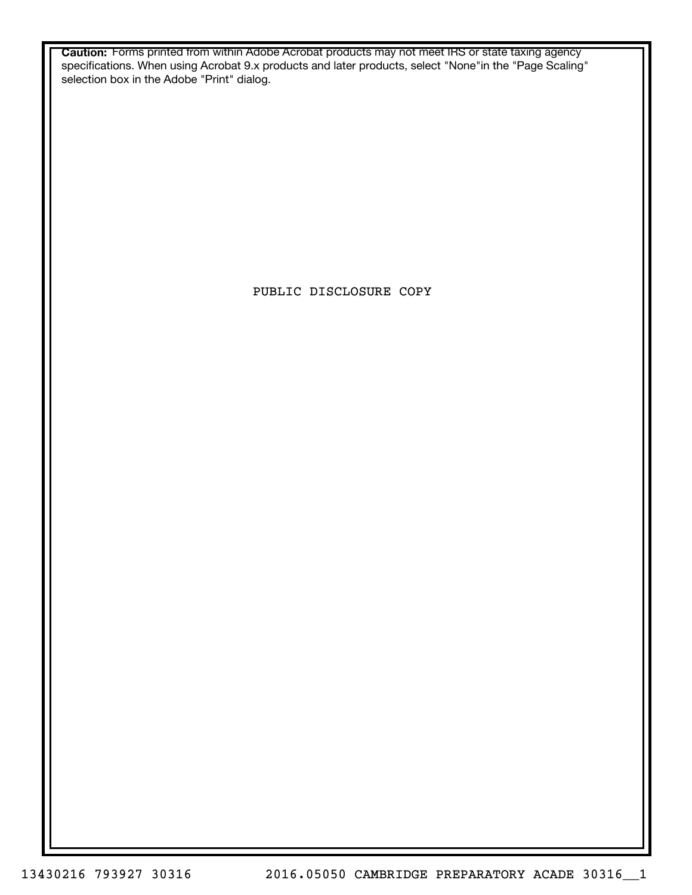**Caution:** Forms printed from within Adobe Acrobat products may not meet IRS or state taxing agency specifications. When using Acrobat 9.x products and later products, select "None"in the "Page Scaling" selection box in the Adobe "Print" dialog.

PUBLIC DISCLOSURE COPY

13430216 793927 30316 2016.05050 CAMBRIDGE PREPARATORY ACADE 30316__1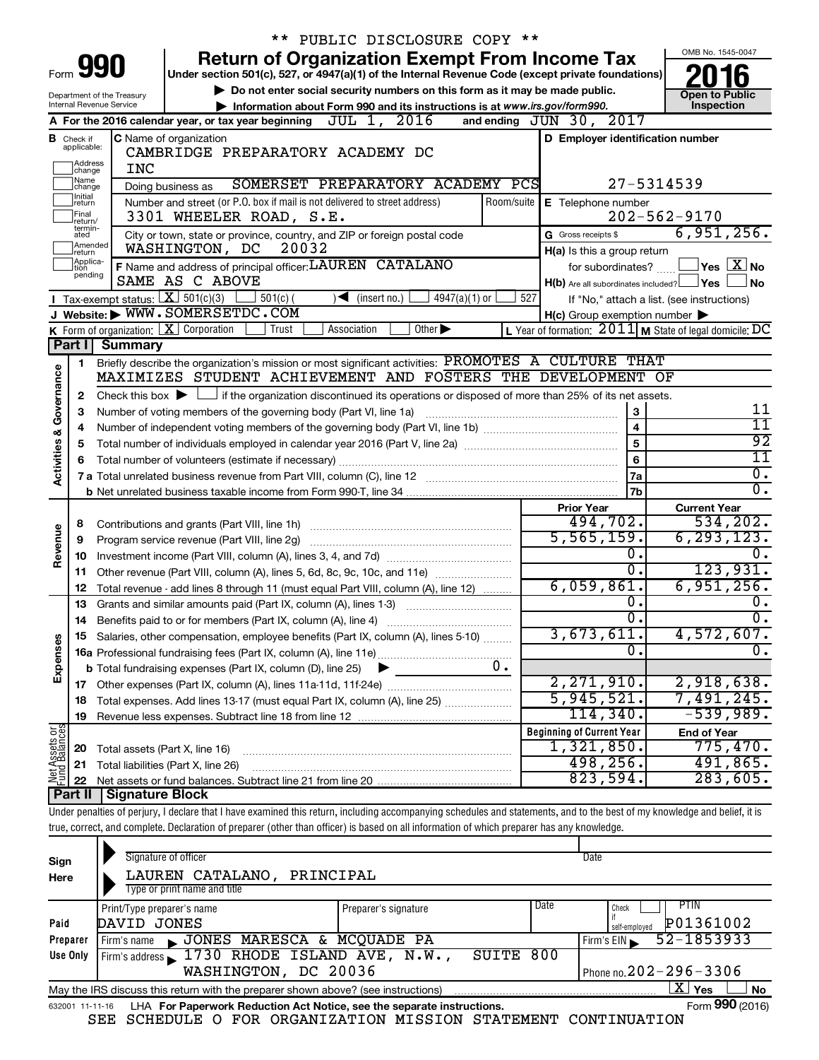\*\* PUBLIC DISCLOSURE COPY \*\*

# Form 990 — Return of Organization Exempt From Income Tax (2016)

Under section 501(c), 527, or 4947(a)(1) of the Internal Revenue Code (except private foundations)

▶ Do not enter social security numbers on this form as it may be made public.

▶ Information about Form 990 and its instructions is at www.irs.gov/form990.

Department of the Treasury, Internal Revenue Service. OMB No. 1545-0047. Open to Public Inspection

**A** For the 2016 calendar year, or tax year beginning JUL 1, 2016 and ending JUN 30, 2017

**B** Check if applicable: Address change, Name change, Initial return, Final return/terminated, Amended return, Application pending

**C** Name of organization: CAMBRIDGE PREPARATORY ACADEMY DC INC

Doing business as: SOMERSET PREPARATORY ACADEMY PCS

Number and street (or P.O. box if mail is not delivered to street address): 3301 WHEELER ROAD, S.E.

City or town, state or province, country, and ZIP or foreign postal code: WASHINGTON, DC 20032

**D** Employer identification number: 27-5314539

**E** Telephone number: 202-562-9170

**G** Gross receipts $ 6,951,256.

**F** Name and address of principal officer: LAUREN CATALANO, SAME AS C ABOVE

**H(a)** Is this a group return for subordinates? ☐ Yes ☒ No

**H(b)** Are all subordinates included? ☐ Yes ☐ No. If "No," attach a list. (see instructions)

**H(c)** Group exemption number ▶

**I** Tax-exempt status: ☒ 501(c)(3) ☐ 501(c) ( ) ◀ (insert no.) ☐ 4947(a)(1) or ☐ 527

**J** Website: ▶ WWW.SOMERSETDC.COM

**K** Form of organization: ☒ Corporation ☐ Trust ☐ Association ☐ Other ▶

**L** Year of formation: 2011 **M** State of legal domicile: DC

## Part I Summary

### Activities & Governance

1. Briefly describe the organization's mission or most significant activities: PROMOTES A CULTURE THAT MAXIMIZES STUDENT ACHIEVEMENT AND FOSTERS THE DEVELOPMENT OF
2. Check this box ▶ ☐ if the organization discontinued its operations or disposed of more than 25% of its net assets.

| Line | Description | | Value |
|---|---|---|---|
| 3 | Number of voting members of the governing body (Part VI, line 1a) | 3 | 11 |
| 4 | Number of independent voting members of the governing body (Part VI, line 1b) | 4 | 11 |
| 5 | Total number of individuals employed in calendar year 2016 (Part V, line 2a) | 5 | 92 |
| 6 | Total number of volunteers (estimate if necessary) | 6 | 11 |
| 7a | Total unrelated business revenue from Part VIII, column (C), line 12 | 7a | 0. |
| 7b | Net unrelated business taxable income from Form 990-T, line 34 | 7b | 0. |

### Revenue / Expenses

| Line | Description | Prior Year | Current Year |
|---|---|---|---|
| 8 | Contributions and grants (Part VIII, line 1h) | 494,702. | 534,202. |
| 9 | Program service revenue (Part VIII, line 2g) | 5,565,159. | 6,293,123. |
| 10 | Investment income (Part VIII, column (A), lines 3, 4, and 7d) | 0. | 0. |
| 11 | Other revenue (Part VIII, column (A), lines 5, 6d, 8c, 9c, 10c, and 11e) | 0. | 123,931. |
| 12 | Total revenue - add lines 8 through 11 (must equal Part VIII, column (A), line 12) | 6,059,861. | 6,951,256. |
| 13 | Grants and similar amounts paid (Part IX, column (A), lines 1-3) | 0. | 0. |
| 14 | Benefits paid to or for members (Part IX, column (A), line 4) | 0. | 0. |
| 15 | Salaries, other compensation, employee benefits (Part IX, column (A), lines 5-10) | 3,673,611. | 4,572,607. |
| 16a | Professional fundraising fees (Part IX, column (A), line 11e) | 0. | 0. |
| b | Total fundraising expenses (Part IX, column (D), line 25) ▶ 0. | | |
| 17 | Other expenses (Part IX, column (A), lines 11a-11d, 11f-24e) | 2,271,910. | 2,918,638. |
| 18 | Total expenses. Add lines 13-17 (must equal Part IX, column (A), line 25) | 5,945,521. | 7,491,245. |
| 19 | Revenue less expenses. Subtract line 18 from line 12 | 114,340. | -539,989. |

### Net Assets or Fund Balances

| Line | Description | Beginning of Current Year | End of Year |
|---|---|---|---|
| 20 | Total assets (Part X, line 16) | 1,321,850. | 775,470. |
| 21 | Total liabilities (Part X, line 26) | 498,256. | 491,865. |
| 22 | Net assets or fund balances. Subtract line 21 from line 20 | 823,594. | 283,605. |

## Part II Signature Block

Under penalties of perjury, I declare that I have examined this return, including accompanying schedules and statements, and to the best of my knowledge and belief, it is true, correct, and complete. Declaration of preparer (other than officer) is based on all information of which preparer has any knowledge.

**Sign Here**

Signature of officer / Date

LAUREN CATALANO, PRINCIPAL
Type or print name and title

**Paid Preparer Use Only**

| Print/Type preparer's name | Preparer's signature | Date | Check if self-employed | PTIN |
|---|---|---|---|---|
| DAVID JONES | | | ☐ | P01361002 |

Firm's name ▶ JONES MARESCA & MCQUADE PA — Firm's EIN ▶ 52-1853933

Firm's address ▶ 1730 RHODE ISLAND AVE, N.W., SUITE 800, WASHINGTON, DC 20036 — Phone no. 202-296-3306

May the IRS discuss this return with the preparer shown above? (see instructions) ☒ Yes ☐ No

632001 11-11-16 LHA For Paperwork Reduction Act Notice, see the separate instructions. Form **990** (2016)

SEE SCHEDULE O FOR ORGANIZATION MISSION STATEMENT CONTINUATION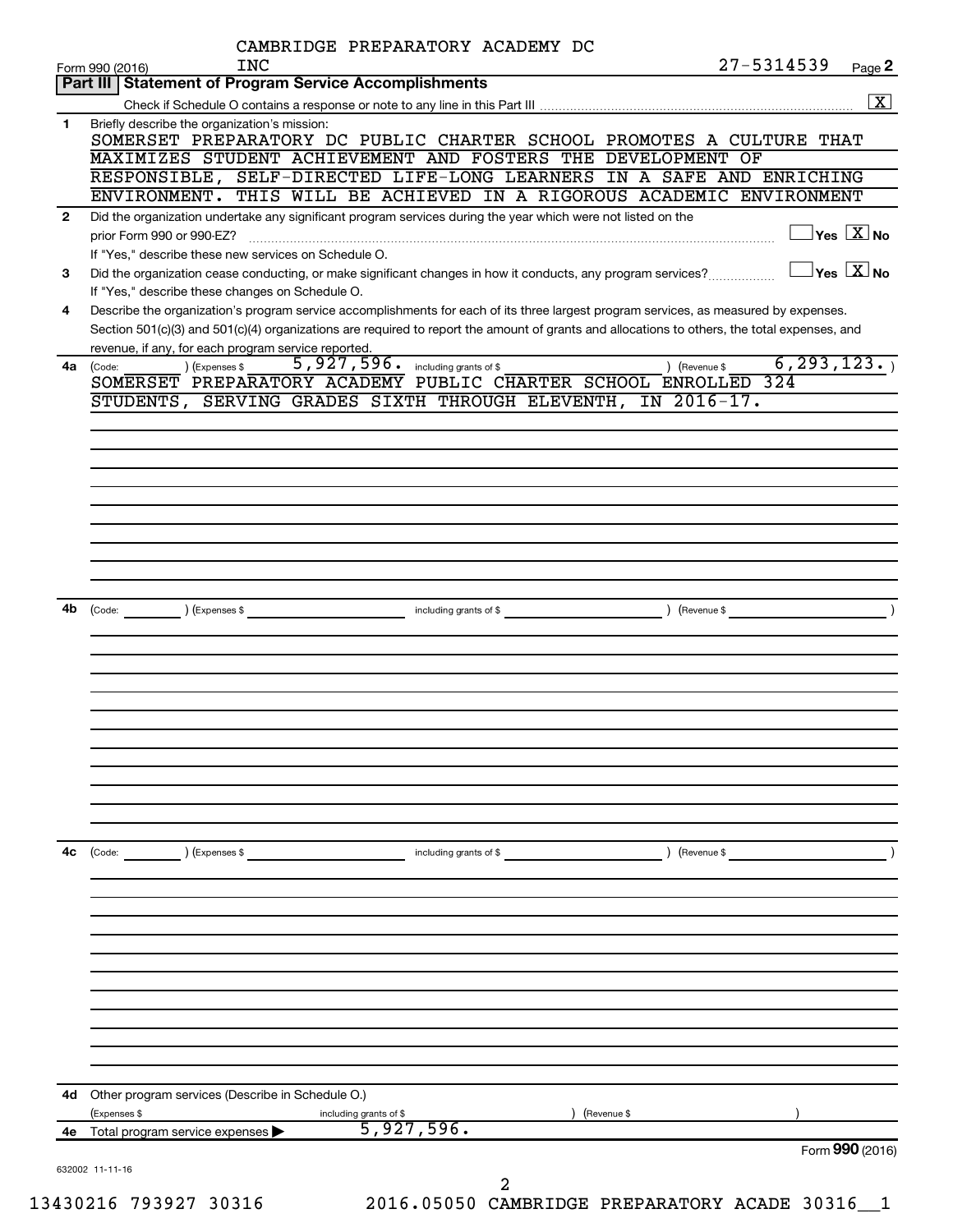CAMBRIDGE PREPARATORY ACADEMY DC INC — 27-5314539

Form 990 (2016)

## Part III | Statement of Program Service Accomplishments

Check if Schedule O contains a response or note to any line in this Part III .......... [X]

**1** Briefly describe the organization's mission:

SOMERSET PREPARATORY DC PUBLIC CHARTER SCHOOL PROMOTES A CULTURE THAT MAXIMIZES STUDENT ACHIEVEMENT AND FOSTERS THE DEVELOPMENT OF RESPONSIBLE, SELF-DIRECTED LIFE-LONG LEARNERS IN A SAFE AND ENRICHING ENVIRONMENT. THIS WILL BE ACHIEVED IN A RIGOROUS ACADEMIC ENVIRONMENT

**2** Did the organization undertake any significant program services during the year which were not listed on the prior Form 990 or 990-EZ? .......... [ ] Yes [X] No

If "Yes," describe these new services on Schedule O.

**3** Did the organization cease conducting, or make significant changes in how it conducts, any program services? .......... [ ] Yes [X] No

If "Yes," describe these changes on Schedule O.

**4** Describe the organization's program service accomplishments for each of its three largest program services, as measured by expenses. Section 501(c)(3) and 501(c)(4) organizations are required to report the amount of grants and allocations to others, the total expenses, and revenue, if any, for each program service reported.

**4a** (Code: ) (Expenses $ 5,927,596. including grants of $ ) (Revenue $ 6,293,123. )

SOMERSET PREPARATORY ACADEMY PUBLIC CHARTER SCHOOL ENROLLED 324 STUDENTS, SERVING GRADES SIXTH THROUGH ELEVENTH, IN 2016-17.

**4b** (Code: ) (Expenses $ including grants of $ ) (Revenue $ )

**4c** (Code: ) (Expenses $ including grants of $ ) (Revenue $ )

**4d** Other program services (Describe in Schedule O.)

(Expenses $ including grants of $ ) (Revenue $ )

**4e** Total program service expenses ▶ 5,927,596.

Form **990** (2016)

632002 11-11-16

13430216 793927 30316 2016.05050 CAMBRIDGE PREPARATORY ACADE 30316__1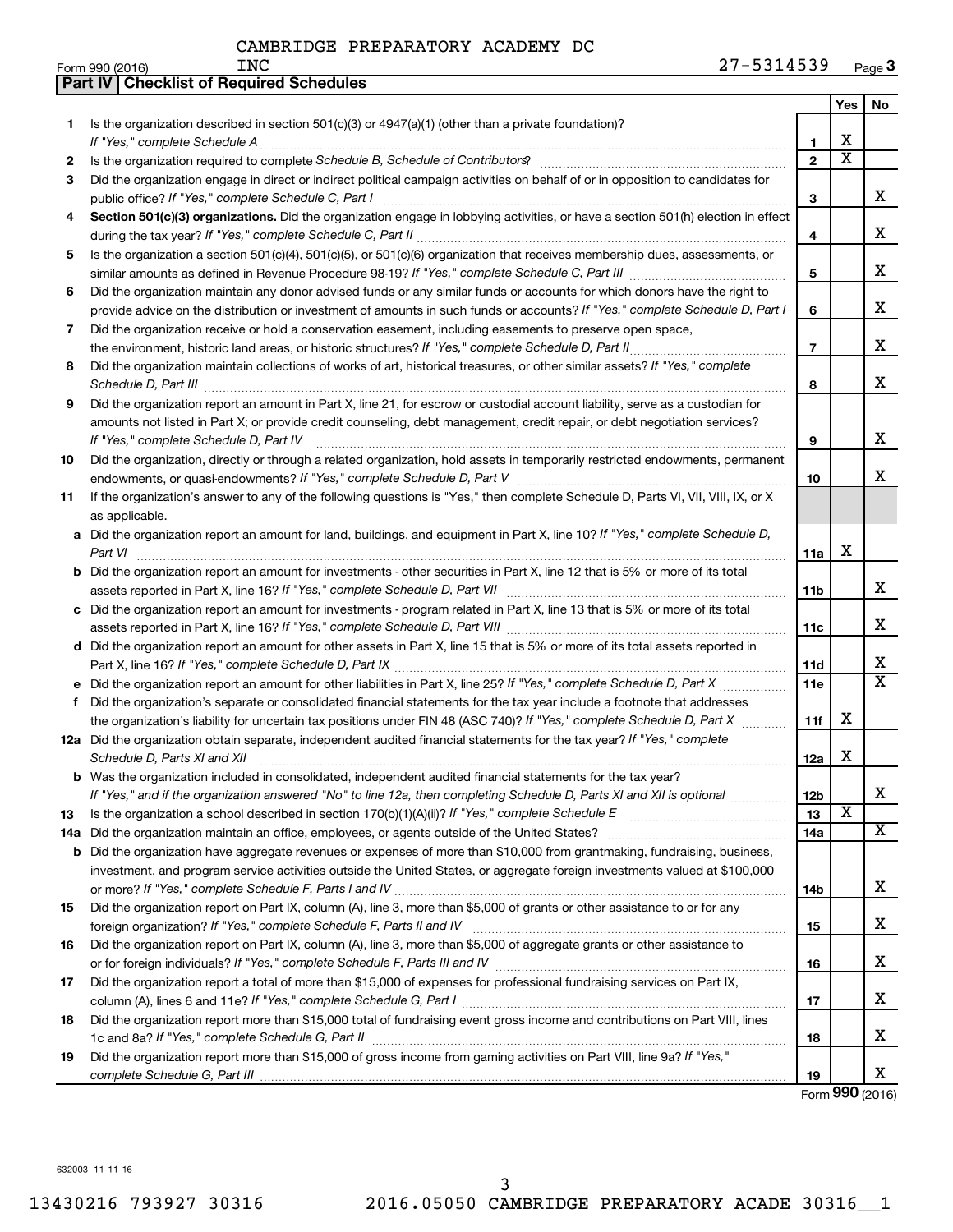CAMBRIDGE PREPARATORY ACADEMY DC INC

27-5314539

Form 990 (2016) Page 3

## Part IV | Checklist of Required Schedules

| | | | Yes | No |
|---|---|---|---|---|
| 1 | Is the organization described in section 501(c)(3) or 4947(a)(1) (other than a private foundation)? *If "Yes," complete Schedule A* | 1 | X | |
| 2 | Is the organization required to complete *Schedule B, Schedule of Contributors*? | 2 | X | |
| 3 | Did the organization engage in direct or indirect political campaign activities on behalf of or in opposition to candidates for public office? *If "Yes," complete Schedule C, Part I* | 3 | | X |
| 4 | **Section 501(c)(3) organizations.** Did the organization engage in lobbying activities, or have a section 501(h) election in effect during the tax year? *If "Yes," complete Schedule C, Part II* | 4 | | X |
| 5 | Is the organization a section 501(c)(4), 501(c)(5), or 501(c)(6) organization that receives membership dues, assessments, or similar amounts as defined in Revenue Procedure 98-19? *If "Yes," complete Schedule C, Part III* | 5 | | X |
| 6 | Did the organization maintain any donor advised funds or any similar funds or accounts for which donors have the right to provide advice on the distribution or investment of amounts in such funds or accounts? *If "Yes," complete Schedule D, Part I* | 6 | | X |
| 7 | Did the organization receive or hold a conservation easement, including easements to preserve open space, the environment, historic land areas, or historic structures? *If "Yes," complete Schedule D, Part II* | 7 | | X |
| 8 | Did the organization maintain collections of works of art, historical treasures, or other similar assets? *If "Yes," complete Schedule D, Part III* | 8 | | X |
| 9 | Did the organization report an amount in Part X, line 21, for escrow or custodial account liability, serve as a custodian for amounts not listed in Part X; or provide credit counseling, debt management, credit repair, or debt negotiation services? *If "Yes," complete Schedule D, Part IV* | 9 | | X |
| 10 | Did the organization, directly or through a related organization, hold assets in temporarily restricted endowments, permanent endowments, or quasi-endowments? *If "Yes," complete Schedule D, Part V* | 10 | | X |
| 11 | If the organization's answer to any of the following questions is "Yes," then complete Schedule D, Parts VI, VII, VIII, IX, or X as applicable. | | | |
| a | Did the organization report an amount for land, buildings, and equipment in Part X, line 10? *If "Yes," complete Schedule D, Part VI* | 11a | X | |
| b | Did the organization report an amount for investments - other securities in Part X, line 12 that is 5% or more of its total assets reported in Part X, line 16? *If "Yes," complete Schedule D, Part VII* | 11b | | X |
| c | Did the organization report an amount for investments - program related in Part X, line 13 that is 5% or more of its total assets reported in Part X, line 16? *If "Yes," complete Schedule D, Part VIII* | 11c | | X |
| d | Did the organization report an amount for other assets in Part X, line 15 that is 5% or more of its total assets reported in Part X, line 16? *If "Yes," complete Schedule D, Part IX* | 11d | | X |
| e | Did the organization report an amount for other liabilities in Part X, line 25? *If "Yes," complete Schedule D, Part X* | 11e | | X |
| f | Did the organization's separate or consolidated financial statements for the tax year include a footnote that addresses the organization's liability for uncertain tax positions under FIN 48 (ASC 740)? *If "Yes," complete Schedule D, Part X* | 11f | X | |
| 12a | Did the organization obtain separate, independent audited financial statements for the tax year? *If "Yes," complete Schedule D, Parts XI and XII* | 12a | X | |
| b | Was the organization included in consolidated, independent audited financial statements for the tax year? *If "Yes," and if the organization answered "No" to line 12a, then completing Schedule D, Parts XI and XII is optional* | 12b | | X |
| 13 | Is the organization a school described in section 170(b)(1)(A)(ii)? *If "Yes," complete Schedule E* | 13 | X | |
| 14a | Did the organization maintain an office, employees, or agents outside of the United States? | 14a | | X |
| b | Did the organization have aggregate revenues or expenses of more than $10,000 from grantmaking, fundraising, business, investment, and program service activities outside the United States, or aggregate foreign investments valued at $100,000 or more? *If "Yes," complete Schedule F, Parts I and IV* | 14b | | X |
| 15 | Did the organization report on Part IX, column (A), line 3, more than $5,000 of grants or other assistance to or for any foreign organization? *If "Yes," complete Schedule F, Parts II and IV* | 15 | | X |
| 16 | Did the organization report on Part IX, column (A), line 3, more than $5,000 of aggregate grants or other assistance to or for foreign individuals? *If "Yes," complete Schedule F, Parts III and IV* | 16 | | X |
| 17 | Did the organization report a total of more than $15,000 of expenses for professional fundraising services on Part IX, column (A), lines 6 and 11e? *If "Yes," complete Schedule G, Part I* | 17 | | X |
| 18 | Did the organization report more than $15,000 total of fundraising event gross income and contributions on Part VIII, lines 1c and 8a? *If "Yes," complete Schedule G, Part II* | 18 | | X |
| 19 | Did the organization report more than $15,000 of gross income from gaming activities on Part VIII, line 9a? *If "Yes," complete Schedule G, Part III* | 19 | | X |

Form **990** (2016)

632003 11-11-16

13430216 793927 30316 2016.05050 CAMBRIDGE PREPARATORY ACADE 30316__1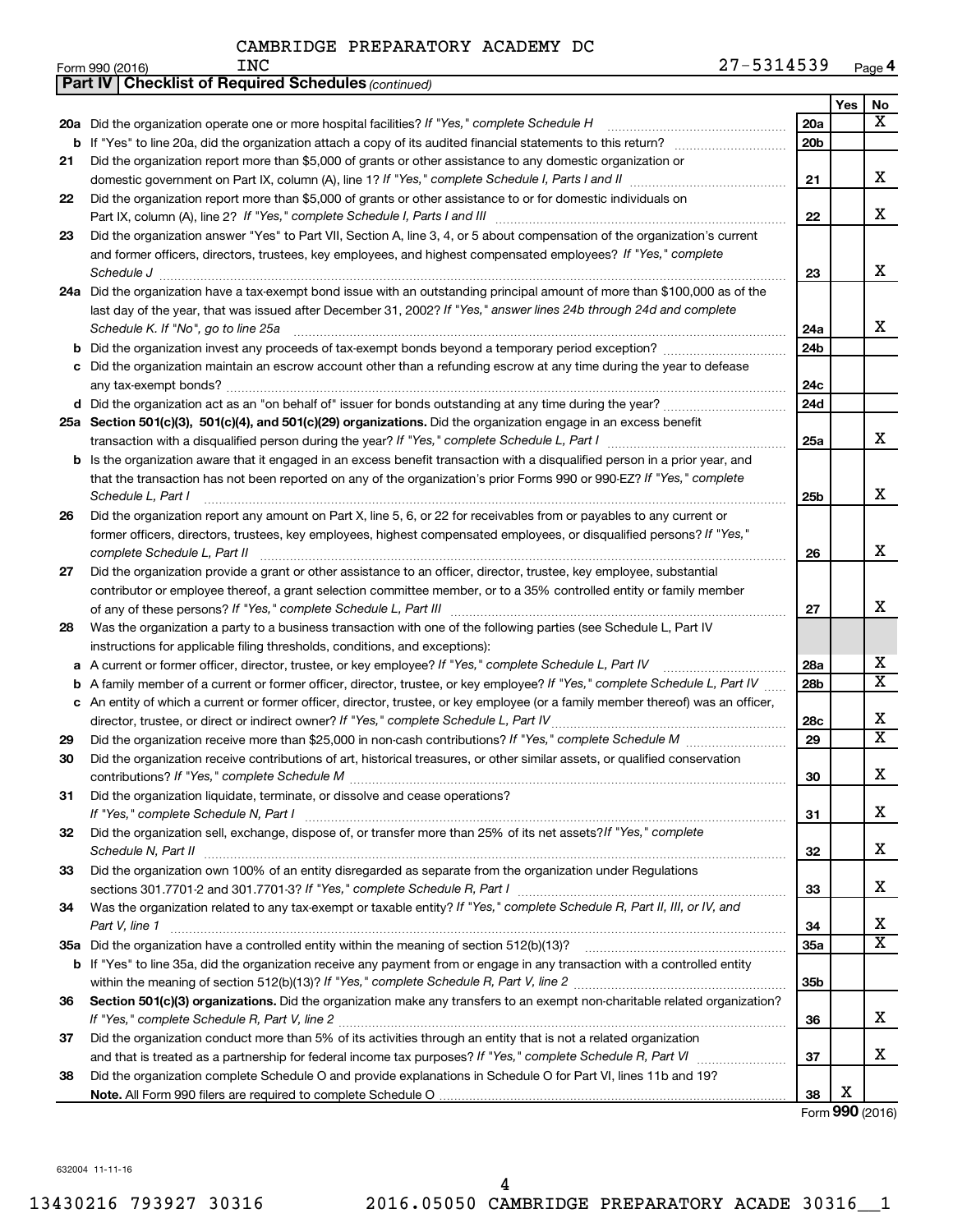CAMBRIDGE PREPARATORY ACADEMY DC INC — 27-5314539

Form 990 (2016) Page 4

**Part IV | Checklist of Required Schedules** *(continued)*

| | | | Yes | No |
|---|---|---|---|---|
| 20a | Did the organization operate one or more hospital facilities? *If "Yes," complete Schedule H* | 20a | | X |
| b | If "Yes" to line 20a, did the organization attach a copy of its audited financial statements to this return? | 20b | | |
| 21 | Did the organization report more than $5,000 of grants or other assistance to any domestic organization or domestic government on Part IX, column (A), line 1? *If "Yes," complete Schedule I, Parts I and II* | 21 | | X |
| 22 | Did the organization report more than $5,000 of grants or other assistance to or for domestic individuals on Part IX, column (A), line 2? *If "Yes," complete Schedule I, Parts I and III* | 22 | | X |
| 23 | Did the organization answer "Yes" to Part VII, Section A, line 3, 4, or 5 about compensation of the organization's current and former officers, directors, trustees, key employees, and highest compensated employees? *If "Yes," complete Schedule J* | 23 | | X |
| 24a | Did the organization have a tax-exempt bond issue with an outstanding principal amount of more than $100,000 as of the last day of the year, that was issued after December 31, 2002? *If "Yes," answer lines 24b through 24d and complete Schedule K. If "No", go to line 25a* | 24a | | X |
| b | Did the organization invest any proceeds of tax-exempt bonds beyond a temporary period exception? | 24b | | |
| c | Did the organization maintain an escrow account other than a refunding escrow at any time during the year to defease any tax-exempt bonds? | 24c | | |
| d | Did the organization act as an "on behalf of" issuer for bonds outstanding at any time during the year? | 24d | | |
| 25a | **Section 501(c)(3), 501(c)(4), and 501(c)(29) organizations.** Did the organization engage in an excess benefit transaction with a disqualified person during the year? *If "Yes," complete Schedule L, Part I* | 25a | | X |
| b | Is the organization aware that it engaged in an excess benefit transaction with a disqualified person in a prior year, and that the transaction has not been reported on any of the organization's prior Forms 990 or 990-EZ? *If "Yes," complete Schedule L, Part I* | 25b | | X |
| 26 | Did the organization report any amount on Part X, line 5, 6, or 22 for receivables from or payables to any current or former officers, directors, trustees, key employees, highest compensated employees, or disqualified persons? *If "Yes," complete Schedule L, Part II* | 26 | | X |
| 27 | Did the organization provide a grant or other assistance to an officer, director, trustee, key employee, substantial contributor or employee thereof, a grant selection committee member, or to a 35% controlled entity or family member of any of these persons? *If "Yes," complete Schedule L, Part III* | 27 | | X |
| 28 | Was the organization a party to a business transaction with one of the following parties (see Schedule L, Part IV instructions for applicable filing thresholds, conditions, and exceptions): | | | |
| a | A current or former officer, director, trustee, or key employee? *If "Yes," complete Schedule L, Part IV* | 28a | | X |
| b | A family member of a current or former officer, director, trustee, or key employee? *If "Yes," complete Schedule L, Part IV* | 28b | | X |
| c | An entity of which a current or former officer, director, trustee, or key employee (or a family member thereof) was an officer, director, trustee, or direct or indirect owner? *If "Yes," complete Schedule L, Part IV* | 28c | | X |
| 29 | Did the organization receive more than $25,000 in non-cash contributions? *If "Yes," complete Schedule M* | 29 | | X |
| 30 | Did the organization receive contributions of art, historical treasures, or other similar assets, or qualified conservation contributions? *If "Yes," complete Schedule M* | 30 | | X |
| 31 | Did the organization liquidate, terminate, or dissolve and cease operations? *If "Yes," complete Schedule N, Part I* | 31 | | X |
| 32 | Did the organization sell, exchange, dispose of, or transfer more than 25% of its net assets? *If "Yes," complete Schedule N, Part II* | 32 | | X |
| 33 | Did the organization own 100% of an entity disregarded as separate from the organization under Regulations sections 301.7701-2 and 301.7701-3? *If "Yes," complete Schedule R, Part I* | 33 | | X |
| 34 | Was the organization related to any tax-exempt or taxable entity? *If "Yes," complete Schedule R, Part II, III, or IV, and Part V, line 1* | 34 | | X |
| 35a | Did the organization have a controlled entity within the meaning of section 512(b)(13)? | 35a | | X |
| b | If "Yes" to line 35a, did the organization receive any payment from or engage in any transaction with a controlled entity within the meaning of section 512(b)(13)? *If "Yes," complete Schedule R, Part V, line 2* | 35b | | |
| 36 | **Section 501(c)(3) organizations.** Did the organization make any transfers to an exempt non-charitable related organization? *If "Yes," complete Schedule R, Part V, line 2* | 36 | | X |
| 37 | Did the organization conduct more than 5% of its activities through an entity that is not a related organization and that is treated as a partnership for federal income tax purposes? *If "Yes," complete Schedule R, Part VI* | 37 | | X |
| 38 | Did the organization complete Schedule O and provide explanations in Schedule O for Part VI, lines 11b and 19? **Note.** All Form 990 filers are required to complete Schedule O | 38 | X | |

Form **990** (2016)

632004 11-11-16

13430216 793927 30316 2016.05050 CAMBRIDGE PREPARATORY ACADE 30316__1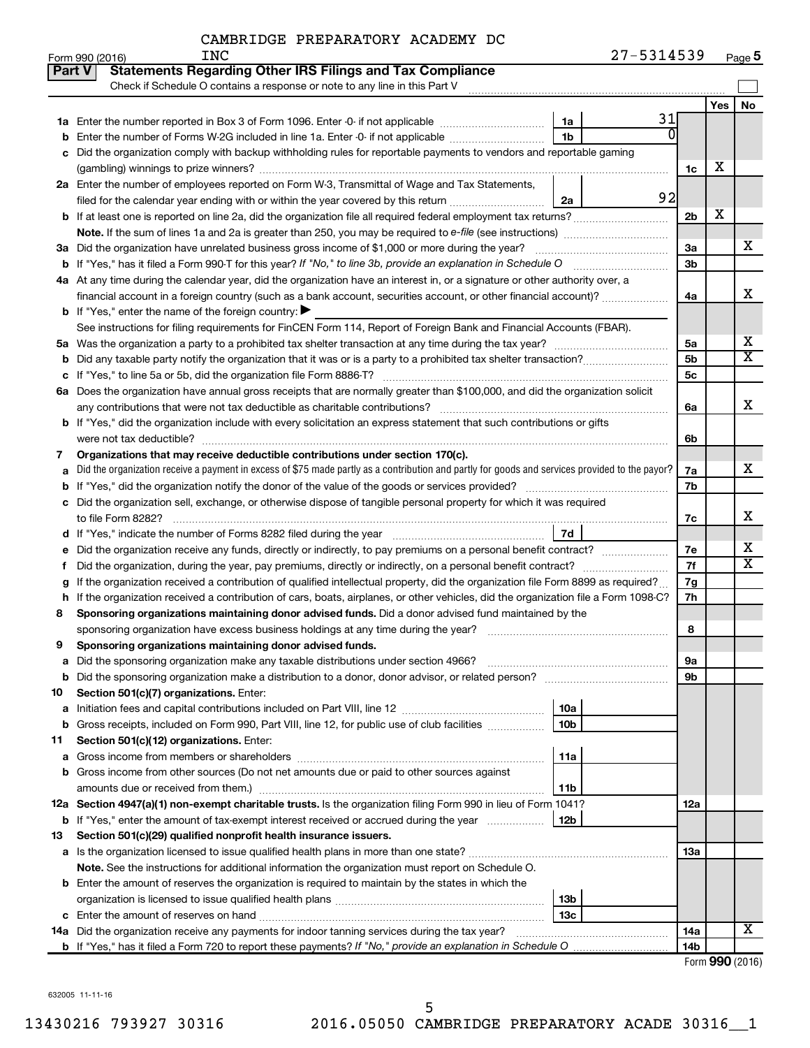CAMBRIDGE PREPARATORY ACADEMY DC INC — 27-5314539

Form 990 (2016)

## Part V — Statements Regarding Other IRS Filings and Tax Compliance

Check if Schedule O contains a response or note to any line in this Part V

| | | | | | Yes | No |
|---|---|---|---|---|---|---|
| **1a** | Enter the number reported in Box 3 of Form 1096. Enter -0- if not applicable | 1a | 31 | | | |
| **b** | Enter the number of Forms W-2G included in line 1a. Enter -0- if not applicable | 1b | 0 | | | |
| **c** | Did the organization comply with backup withholding rules for reportable payments to vendors and reportable gaming (gambling) winnings to prize winners? | | | 1c | X | |
| **2a** | Enter the number of employees reported on Form W-3, Transmittal of Wage and Tax Statements, filed for the calendar year ending with or within the year covered by this return | 2a | 92 | | | |
| **b** | If at least one is reported on line 2a, did the organization file all required federal employment tax returns? | | | 2b | X | |
| | **Note.** If the sum of lines 1a and 2a is greater than 250, you may be required to *e-file* (see instructions) | | | | | |
| **3a** | Did the organization have unrelated business gross income of $1,000 or more during the year? | | | 3a | | X |
| **b** | If "Yes," has it filed a Form 990-T for this year? *If "No," to line 3b, provide an explanation in Schedule O* | | | 3b | | |
| **4a** | At any time during the calendar year, did the organization have an interest in, or a signature or other authority over, a financial account in a foreign country (such as a bank account, securities account, or other financial account)? | | | 4a | | X |
| **b** | If "Yes," enter the name of the foreign country: ▶ | | | | | |
| | See instructions for filing requirements for FinCEN Form 114, Report of Foreign Bank and Financial Accounts (FBAR). | | | | | |
| **5a** | Was the organization a party to a prohibited tax shelter transaction at any time during the tax year? | | | 5a | | X |
| **b** | Did any taxable party notify the organization that it was or is a party to a prohibited tax shelter transaction? | | | 5b | | X |
| **c** | If "Yes," to line 5a or 5b, did the organization file Form 8886-T? | | | 5c | | |
| **6a** | Does the organization have annual gross receipts that are normally greater than $100,000, and did the organization solicit any contributions that were not tax deductible as charitable contributions? | | | 6a | | X |
| **b** | If "Yes," did the organization include with every solicitation an express statement that such contributions or gifts were not tax deductible? | | | 6b | | |
| **7** | **Organizations that may receive deductible contributions under section 170(c).** | | | | | |
| **a** | Did the organization receive a payment in excess of $75 made partly as a contribution and partly for goods and services provided to the payor? | | | 7a | | X |
| **b** | If "Yes," did the organization notify the donor of the value of the goods or services provided? | | | 7b | | |
| **c** | Did the organization sell, exchange, or otherwise dispose of tangible personal property for which it was required to file Form 8282? | | | 7c | | X |
| **d** | If "Yes," indicate the number of Forms 8282 filed during the year | 7d | | | | |
| **e** | Did the organization receive any funds, directly or indirectly, to pay premiums on a personal benefit contract? | | | 7e | | X |
| **f** | Did the organization, during the year, pay premiums, directly or indirectly, on a personal benefit contract? | | | 7f | | X |
| **g** | If the organization received a contribution of qualified intellectual property, did the organization file Form 8899 as required? | | | 7g | | |
| **h** | If the organization received a contribution of cars, boats, airplanes, or other vehicles, did the organization file a Form 1098-C? | | | 7h | | |
| **8** | **Sponsoring organizations maintaining donor advised funds.** Did a donor advised fund maintained by the sponsoring organization have excess business holdings at any time during the year? | | | 8 | | |
| **9** | **Sponsoring organizations maintaining donor advised funds.** | | | | | |
| **a** | Did the sponsoring organization make any taxable distributions under section 4966? | | | 9a | | |
| **b** | Did the sponsoring organization make a distribution to a donor, donor advisor, or related person? | | | 9b | | |
| **10** | **Section 501(c)(7) organizations.** Enter: | | | | | |
| **a** | Initiation fees and capital contributions included on Part VIII, line 12 | 10a | | | | |
| **b** | Gross receipts, included on Form 990, Part VIII, line 12, for public use of club facilities | 10b | | | | |
| **11** | **Section 501(c)(12) organizations.** Enter: | | | | | |
| **a** | Gross income from members or shareholders | 11a | | | | |
| **b** | Gross income from other sources (Do not net amounts due or paid to other sources against amounts due or received from them.) | 11b | | | | |
| **12a** | **Section 4947(a)(1) non-exempt charitable trusts.** Is the organization filing Form 990 in lieu of Form 1041? | | | 12a | | |
| **b** | If "Yes," enter the amount of tax-exempt interest received or accrued during the year | 12b | | | | |
| **13** | **Section 501(c)(29) qualified nonprofit health insurance issuers.** | | | | | |
| **a** | Is the organization licensed to issue qualified health plans in more than one state? | | | 13a | | |
| | **Note.** See the instructions for additional information the organization must report on Schedule O. | | | | | |
| **b** | Enter the amount of reserves the organization is required to maintain by the states in which the organization is licensed to issue qualified health plans | 13b | | | | |
| **c** | Enter the amount of reserves on hand | 13c | | | | |
| **14a** | Did the organization receive any payments for indoor tanning services during the tax year? | | | 14a | | X |
| **b** | If "Yes," has it filed a Form 720 to report these payments? *If "No," provide an explanation in Schedule O* | | | 14b | | |

Form **990** (2016)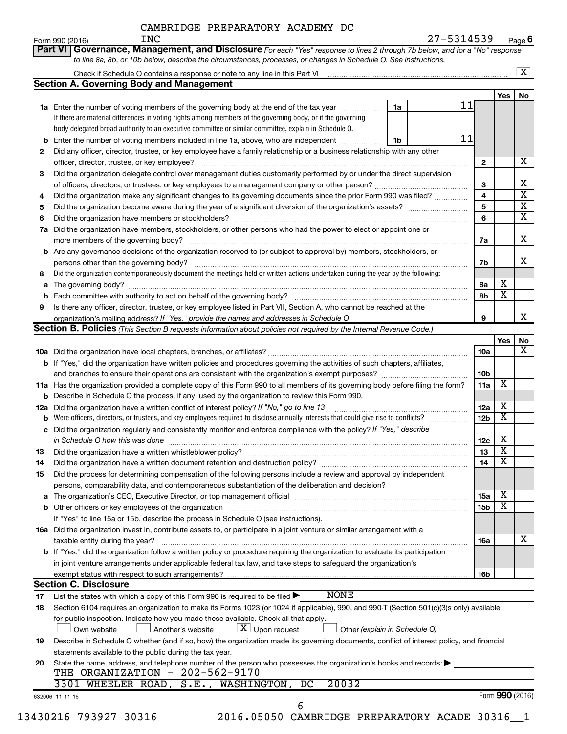CAMBRIDGE PREPARATORY ACADEMY DC INC

Form 990 (2016) 27-5314539 Page 6

**Part VI Governance, Management, and Disclosure** *For each "Yes" response to lines 2 through 7b below, and for a "No" response to line 8a, 8b, or 10b below, describe the circumstances, processes, or changes in Schedule O. See instructions.*

Check if Schedule O contains a response or note to any line in this Part VI [X]

## Section A. Governing Body and Management

| | | | | Yes | No |
|---|---|---|---|---|---|
| **1a** | Enter the number of voting members of the governing body at the end of the tax year. If there are material differences in voting rights among members of the governing body, or if the governing body delegated broad authority to an executive committee or similar committee, explain in Schedule O. | 1a | 11 | | |
| **b** | Enter the number of voting members included in line 1a, above, who are independent | 1b | 11 | | |
| **2** | Did any officer, director, trustee, or key employee have a family relationship or a business relationship with any other officer, director, trustee, or key employee? | | 2 | | X |
| **3** | Did the organization delegate control over management duties customarily performed by or under the direct supervision of officers, directors, or trustees, or key employees to a management company or other person? | | 3 | | X |
| **4** | Did the organization make any significant changes to its governing documents since the prior Form 990 was filed? | | 4 | | X |
| **5** | Did the organization become aware during the year of a significant diversion of the organization's assets? | | 5 | | X |
| **6** | Did the organization have members or stockholders? | | 6 | | X |
| **7a** | Did the organization have members, stockholders, or other persons who had the power to elect or appoint one or more members of the governing body? | | 7a | | X |
| **b** | Are any governance decisions of the organization reserved to (or subject to approval by) members, stockholders, or persons other than the governing body? | | 7b | | X |
| **8** | Did the organization contemporaneously document the meetings held or written actions undertaken during the year by the following: | | | | |
| **a** | The governing body? | | 8a | X | |
| **b** | Each committee with authority to act on behalf of the governing body? | | 8b | X | |
| **9** | Is there any officer, director, trustee, or key employee listed in Part VII, Section A, who cannot be reached at the organization's mailing address? *If "Yes," provide the names and addresses in Schedule O* | | 9 | | X |

## Section B. Policies *(This Section B requests information about policies not required by the Internal Revenue Code.)*

| | | | Yes | No |
|---|---|---|---|---|
| **10a** | Did the organization have local chapters, branches, or affiliates? | 10a | | X |
| **b** | If "Yes," did the organization have written policies and procedures governing the activities of such chapters, affiliates, and branches to ensure their operations are consistent with the organization's exempt purposes? | 10b | | |
| **11a** | Has the organization provided a complete copy of this Form 990 to all members of its governing body before filing the form? | 11a | X | |
| **b** | Describe in Schedule O the process, if any, used by the organization to review this Form 990. | | | |
| **12a** | Did the organization have a written conflict of interest policy? *If "No," go to line 13* | 12a | X | |
| **b** | Were officers, directors, or trustees, and key employees required to disclose annually interests that could give rise to conflicts? | 12b | X | |
| **c** | Did the organization regularly and consistently monitor and enforce compliance with the policy? *If "Yes," describe in Schedule O how this was done* | 12c | X | |
| **13** | Did the organization have a written whistleblower policy? | 13 | X | |
| **14** | Did the organization have a written document retention and destruction policy? | 14 | X | |
| **15** | Did the process for determining compensation of the following persons include a review and approval by independent persons, comparability data, and contemporaneous substantiation of the deliberation and decision? | | | |
| **a** | The organization's CEO, Executive Director, or top management official | 15a | X | |
| **b** | Other officers or key employees of the organization | 15b | X | |
| | If "Yes" to line 15a or 15b, describe the process in Schedule O (see instructions). | | | |
| **16a** | Did the organization invest in, contribute assets to, or participate in a joint venture or similar arrangement with a taxable entity during the year? | 16a | | X |
| **b** | If "Yes," did the organization follow a written policy or procedure requiring the organization to evaluate its participation in joint venture arrangements under applicable federal tax law, and take steps to safeguard the organization's exempt status with respect to such arrangements? | 16b | | |

## Section C. Disclosure

**17** List the states with which a copy of this Form 990 is required to be filed ▶ NONE

**18** Section 6104 requires an organization to make its Forms 1023 (or 1024 if applicable), 990, and 990-T (Section 501(c)(3)s only) available for public inspection. Indicate how you made these available. Check all that apply.

[ ] Own website [ ] Another's website [X] Upon request [ ] Other *(explain in Schedule O)*

**19** Describe in Schedule O whether (and if so, how) the organization made its governing documents, conflict of interest policy, and financial statements available to the public during the tax year.

**20** State the name, address, and telephone number of the person who possesses the organization's books and records: ▶

THE ORGANIZATION - 202-562-9170

3301 WHEELER ROAD, S.E., WASHINGTON, DC 20032

632006 11-11-16 Form **990** (2016)

13430216 793927 30316 2016.05050 CAMBRIDGE PREPARATORY ACADE 30316__1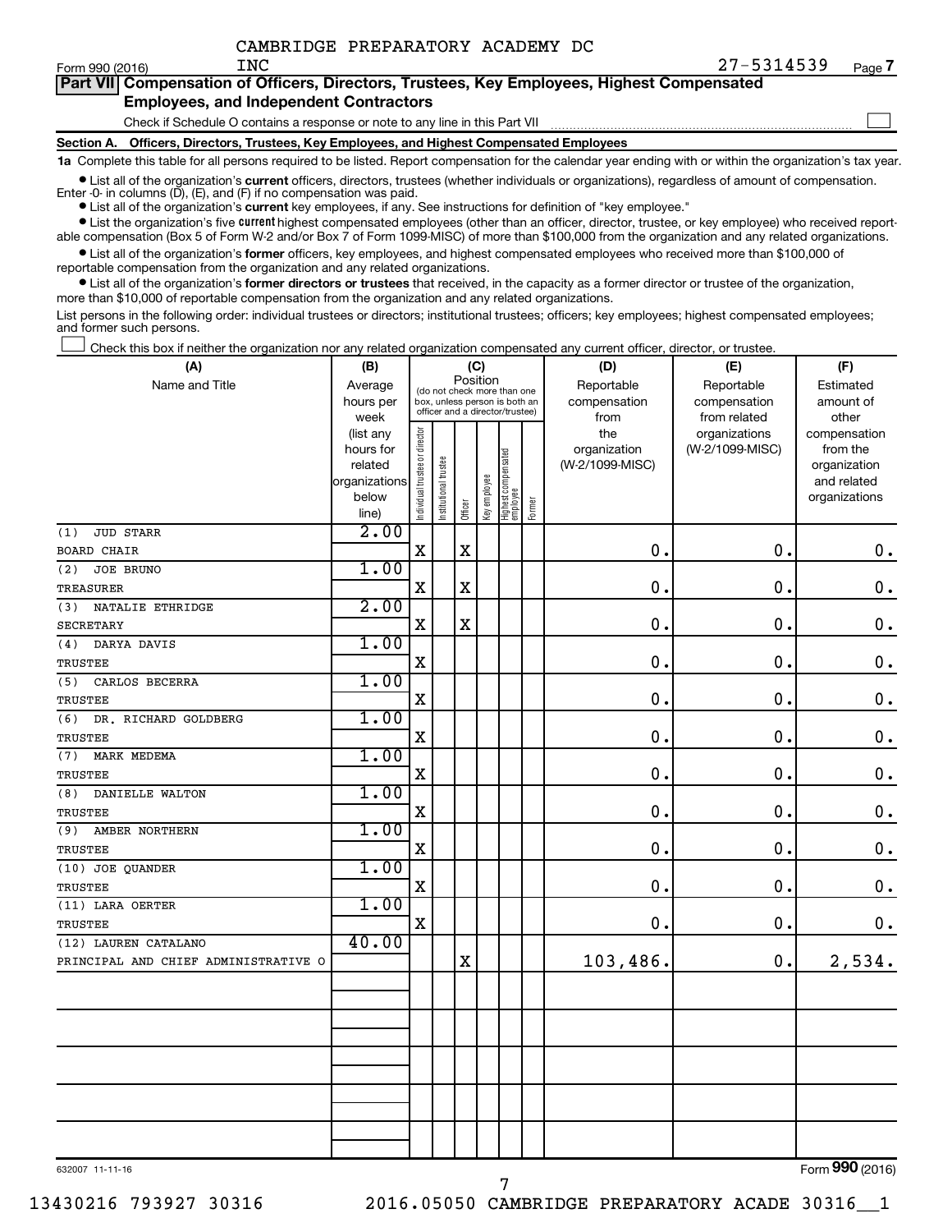CAMBRIDGE PREPARATORY ACADEMY DC INC

Form 990 (2016) 27-5314539 Page 7

**Part VII Compensation of Officers, Directors, Trustees, Key Employees, Highest Compensated Employees, and Independent Contractors**

Check if Schedule O contains a response or note to any line in this Part VII

**Section A. Officers, Directors, Trustees, Key Employees, and Highest Compensated Employees**

**1a** Complete this table for all persons required to be listed. Report compensation for the calendar year ending with or within the organization's tax year.

- List all of the organization's **current** officers, directors, trustees (whether individuals or organizations), regardless of amount of compensation. Enter -0- in columns (D), (E), and (F) if no compensation was paid.
- List all of the organization's **current** key employees, if any. See instructions for definition of "key employee."
- List the organization's five **current** highest compensated employees (other than an officer, director, trustee, or key employee) who received reportable compensation (Box 5 of Form W-2 and/or Box 7 of Form 1099-MISC) of more than $100,000 from the organization and any related organizations.
- List all of the organization's **former** officers, key employees, and highest compensated employees who received more than $100,000 of reportable compensation from the organization and any related organizations.
- List all of the organization's **former directors or trustees** that received, in the capacity as a former director or trustee of the organization, more than $10,000 of reportable compensation from the organization and any related organizations.

List persons in the following order: individual trustees or directors; institutional trustees; officers; key employees; highest compensated employees; and former such persons.

Check this box if neither the organization nor any related organization compensated any current officer, director, or trustee.

| (A) Name and Title | (B) Average hours per week (list any hours for related organizations below line) | (C) Position: Individual trustee or director | Institutional trustee | Officer | Key employee | Highest compensated employee | Former | (D) Reportable compensation from the organization (W-2/1099-MISC) | (E) Reportable compensation from related organizations (W-2/1099-MISC) | (F) Estimated amount of other compensation from the organization and related organizations |
|---|---|---|---|---|---|---|---|---|---|---|
| (1) JUD STARR<br>BOARD CHAIR | 2.00 | X | | X | | | | 0. | 0. | 0. |
| (2) JOE BRUNO<br>TREASURER | 1.00 | X | | X | | | | 0. | 0. | 0. |
| (3) NATALIE ETHRIDGE<br>SECRETARY | 2.00 | X | | X | | | | 0. | 0. | 0. |
| (4) DARYA DAVIS<br>TRUSTEE | 1.00 | X | | | | | | 0. | 0. | 0. |
| (5) CARLOS BECERRA<br>TRUSTEE | 1.00 | X | | | | | | 0. | 0. | 0. |
| (6) DR. RICHARD GOLDBERG<br>TRUSTEE | 1.00 | X | | | | | | 0. | 0. | 0. |
| (7) MARK MEDEMA<br>TRUSTEE | 1.00 | X | | | | | | 0. | 0. | 0. |
| (8) DANIELLE WALTON<br>TRUSTEE | 1.00 | X | | | | | | 0. | 0. | 0. |
| (9) AMBER NORTHERN<br>TRUSTEE | 1.00 | X | | | | | | 0. | 0. | 0. |
| (10) JOE QUANDER<br>TRUSTEE | 1.00 | X | | | | | | 0. | 0. | 0. |
| (11) LARA OERTER<br>TRUSTEE | 1.00 | X | | | | | | 0. | 0. | 0. |
| (12) LAUREN CATALANO<br>PRINCIPAL AND CHIEF ADMINISTRATIVE O | 40.00 | | | X | | | | 103,486. | 0. | 2,534. |

632007 11-11-16

Form **990** (2016)

13430216 793927 30316 2016.05050 CAMBRIDGE PREPARATORY ACADE 30316__1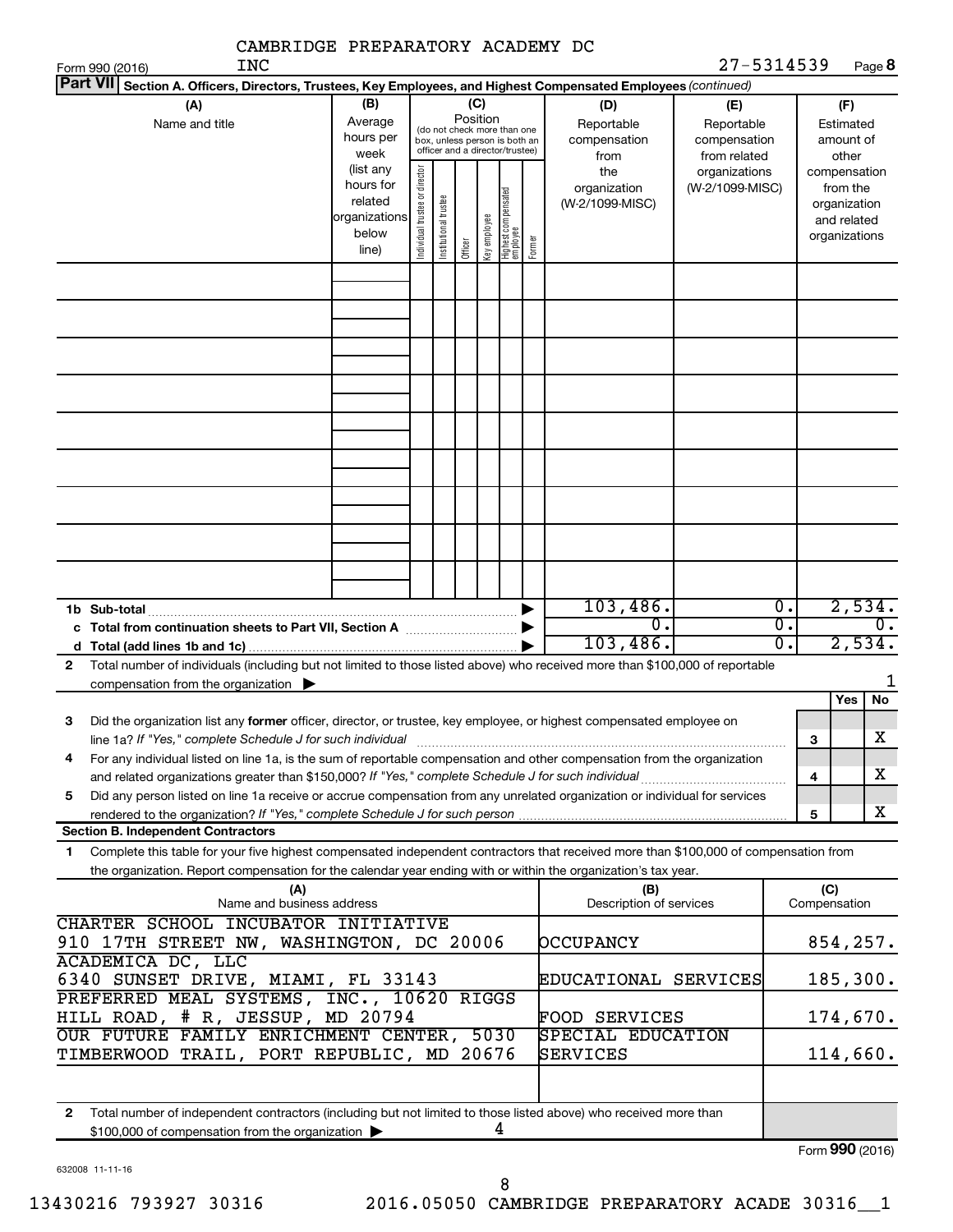CAMBRIDGE PREPARATORY ACADEMY DC INC 27-5314539

Form 990 (2016) Page 8

**Part VII Section A. Officers, Directors, Trustees, Key Employees, and Highest Compensated Employees** *(continued)*

| (A) Name and title | (B) Average hours per week (list any hours for related organizations below line) | (C) Position: Individual trustee or director | Institutional trustee | Officer | Key employee | Highest compensated employee | Former | (D) Reportable compensation from the organization (W-2/1099-MISC) | (E) Reportable compensation from related organizations (W-2/1099-MISC) | (F) Estimated amount of other compensation from the organization and related organizations |
|---|---|---|---|---|---|---|---|---|---|---|
| | | | | | | | | | | |
| | | | | | | | | | | |
| | | | | | | | | | | |
| | | | | | | | | | | |
| | | | | | | | | | | |
| | | | | | | | | | | |
| | | | | | | | | | | |
| | | | | | | | | | | |
| | | | | | | | | | | |
| **1b Sub-total** | | | | | | | | 103,486. | 0. | 2,534. |
| **c Total from continuation sheets to Part VII, Section A** | | | | | | | | 0. | 0. | 0. |
| **d Total (add lines 1b and 1c)** | | | | | | | | 103,486. | 0. | 2,534. |

**2** Total number of individuals (including but not limited to those listed above) who received more than $100,000 of reportable compensation from the organization ▶ 1

| | | | Yes | No |
|---|---|---|---|---|
| **3** | Did the organization list any **former** officer, director, or trustee, key employee, or highest compensated employee on line 1a? *If "Yes," complete Schedule J for such individual* | 3 | | X |
| **4** | For any individual listed on line 1a, is the sum of reportable compensation and other compensation from the organization and related organizations greater than $150,000? *If "Yes," complete Schedule J for such individual* | 4 | | X |
| **5** | Did any person listed on line 1a receive or accrue compensation from any unrelated organization or individual for services rendered to the organization? *If "Yes," complete Schedule J for such person* | 5 | | X |

**Section B. Independent Contractors**

**1** Complete this table for your five highest compensated independent contractors that received more than $100,000 of compensation from the organization. Report compensation for the calendar year ending with or within the organization's tax year.

| (A) Name and business address | (B) Description of services | (C) Compensation |
|---|---|---|
| CHARTER SCHOOL INCUBATOR INITIATIVE 910 17TH STREET NW, WASHINGTON, DC 20006 | OCCUPANCY | 854,257. |
| ACADEMICA DC, LLC 6340 SUNSET DRIVE, MIAMI, FL 33143 | EDUCATIONAL SERVICES | 185,300. |
| PREFERRED MEAL SYSTEMS, INC., 10620 RIGGS HILL ROAD, # R, JESSUP, MD 20794 | FOOD SERVICES | 174,670. |
| OUR FUTURE FAMILY ENRICHMENT CENTER, 5030 TIMBERWOOD TRAIL, PORT REPUBLIC, MD 20676 | SPECIAL EDUCATION SERVICES | 114,660. |
| | | |

**2** Total number of independent contractors (including but not limited to those listed above) who received more than $100,000 of compensation from the organization ▶ 4

Form **990** (2016)

632008 11-11-16

13430216 793927 30316 2016.05050 CAMBRIDGE PREPARATORY ACADE 30316__1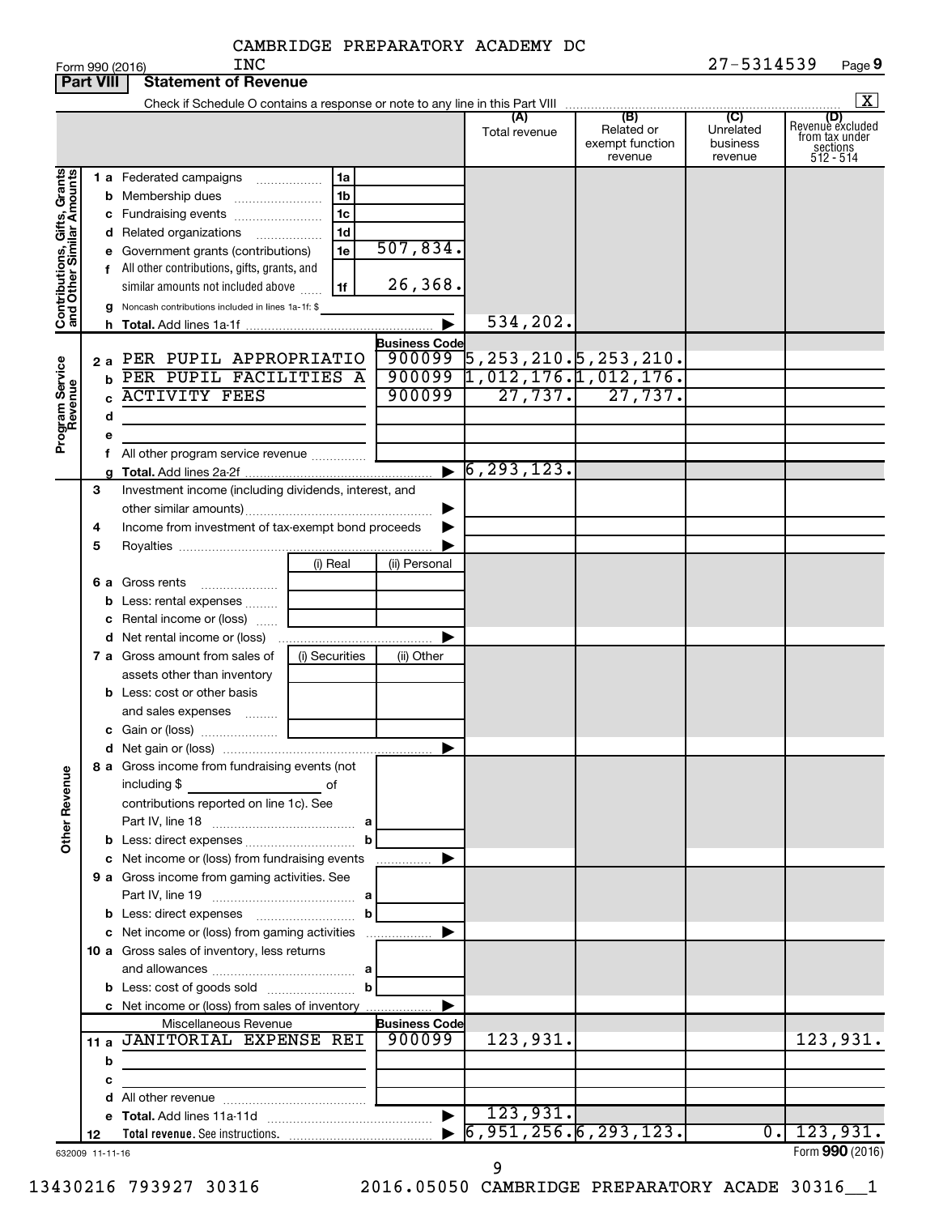CAMBRIDGE PREPARATORY ACADEMY DC INC

Form 990 (2016) 27-5314539 Page **9**

**Part VIII Statement of Revenue**

Check if Schedule O contains a response or note to any line in this Part VIII .......... [X]

| | | | | (A) Total revenue | (B) Related or exempt function revenue | (C) Unrelated business revenue | (D) Revenue excluded from tax under sections 512 - 514 |
|---|---|---|---|---|---|---|---|
| **Contributions, Gifts, Grants and Other Similar Amounts** | 1 a Federated campaigns | 1a | | | | | |
| | b Membership dues | 1b | | | | | |
| | c Fundraising events | 1c | | | | | |
| | d Related organizations | 1d | | | | | |
| | e Government grants (contributions) | 1e | 507,834. | | | | |
| | f All other contributions, gifts, grants, and similar amounts not included above | 1f | 26,368. | | | | |
| | g Noncash contributions included in lines 1a-1f: $ | | | | | | |
| | h **Total.** Add lines 1a-1f | | ▶ | 534,202. | | | |
| **Program Service Revenue** | | | **Business Code** | | | | |
| | 2 a PER PUPIL APPROPRIATIO | | 900099 | 5,253,210. | 5,253,210. | | |
| | b PER PUPIL FACILITIES A | | 900099 | 1,012,176. | 1,012,176. | | |
| | c ACTIVITY FEES | | 900099 | 27,737. | 27,737. | | |
| | d | | | | | | |
| | e | | | | | | |
| | f All other program service revenue | | | | | | |
| | g **Total.** Add lines 2a-2f | | ▶ | 6,293,123. | | | |
| | 3 Investment income (including dividends, interest, and other similar amounts) | | ▶ | | | | |
| | 4 Income from investment of tax-exempt bond proceeds | | ▶ | | | | |
| | 5 Royalties | | ▶ | | | | |
| | | (i) Real | (ii) Personal | | | | |
| | 6 a Gross rents | | | | | | |
| | b Less: rental expenses | | | | | | |
| | c Rental income or (loss) | | | | | | |
| | d Net rental income or (loss) | | ▶ | | | | |
| | | (i) Securities | (ii) Other | | | | |
| | 7 a Gross amount from sales of assets other than inventory | | | | | | |
| | b Less: cost or other basis and sales expenses | | | | | | |
| | c Gain or (loss) | | | | | | |
| | d Net gain or (loss) | | ▶ | | | | |
| **Other Revenue** | 8 a Gross income from fundraising events (not including $ ______ of contributions reported on line 1c). See Part IV, line 18 | a | | | | | |
| | b Less: direct expenses | b | | | | | |
| | c Net income or (loss) from fundraising events | | ▶ | | | | |
| | 9 a Gross income from gaming activities. See Part IV, line 19 | a | | | | | |
| | b Less: direct expenses | b | | | | | |
| | c Net income or (loss) from gaming activities | | ▶ | | | | |
| | 10 a Gross sales of inventory, less returns and allowances | a | | | | | |
| | b Less: cost of goods sold | b | | | | | |
| | c Net income or (loss) from sales of inventory | | ▶ | | | | |
| | Miscellaneous Revenue | | **Business Code** | | | | |
| | 11 a JANITORIAL EXPENSE REI | | 900099 | 123,931. | | | 123,931. |
| | b | | | | | | |
| | c | | | | | | |
| | d All other revenue | | | | | | |
| | e **Total.** Add lines 11a-11d | | ▶ | 123,931. | | | |
| | 12 **Total revenue.** See instructions. | | ▶ | 6,951,256. | 6,293,123. | 0. | 123,931. |

632009 11-11-16 Form **990** (2016)

13430216 793927 30316 2016.05050 CAMBRIDGE PREPARATORY ACADE 30316__1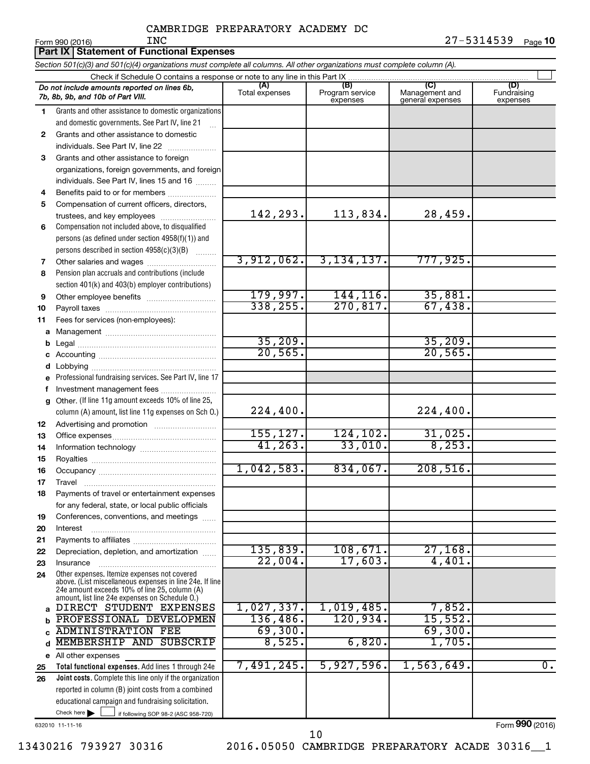CAMBRIDGE PREPARATORY ACADEMY DC INC 27-5314539

Form 990 (2016)

## Part IX Statement of Functional Expenses

*Section 501(c)(3) and 501(c)(4) organizations must complete all columns. All other organizations must complete column (A).*

Check if Schedule O contains a response or note to any line in this Part IX

| *Do not include amounts reported on lines 6b, 7b, 8b, 9b, and 10b of Part VIII.* | (A) Total expenses | (B) Program service expenses | (C) Management and general expenses | (D) Fundraising expenses |
|---|---|---|---|---|
| 1 Grants and other assistance to domestic organizations and domestic governments. See Part IV, line 21 | | | | |
| 2 Grants and other assistance to domestic individuals. See Part IV, line 22 | | | | |
| 3 Grants and other assistance to foreign organizations, foreign governments, and foreign individuals. See Part IV, lines 15 and 16 | | | | |
| 4 Benefits paid to or for members | | | | |
| 5 Compensation of current officers, directors, trustees, and key employees | 142,293. | 113,834. | 28,459. | |
| 6 Compensation not included above, to disqualified persons (as defined under section 4958(f)(1)) and persons described in section 4958(c)(3)(B) | | | | |
| 7 Other salaries and wages | 3,912,062. | 3,134,137. | 777,925. | |
| 8 Pension plan accruals and contributions (include section 401(k) and 403(b) employer contributions) | | | | |
| 9 Other employee benefits | 179,997. | 144,116. | 35,881. | |
| 10 Payroll taxes | 338,255. | 270,817. | 67,438. | |
| 11 Fees for services (non-employees): | | | | |
| a Management | | | | |
| b Legal | 35,209. | | 35,209. | |
| c Accounting | 20,565. | | 20,565. | |
| d Lobbying | | | | |
| e Professional fundraising services. See Part IV, line 17 | | | | |
| f Investment management fees | | | | |
| g Other. (If line 11g amount exceeds 10% of line 25, column (A) amount, list line 11g expenses on Sch O.) | 224,400. | | 224,400. | |
| 12 Advertising and promotion | | | | |
| 13 Office expenses | 155,127. | 124,102. | 31,025. | |
| 14 Information technology | 41,263. | 33,010. | 8,253. | |
| 15 Royalties | | | | |
| 16 Occupancy | 1,042,583. | 834,067. | 208,516. | |
| 17 Travel | | | | |
| 18 Payments of travel or entertainment expenses for any federal, state, or local public officials | | | | |
| 19 Conferences, conventions, and meetings | | | | |
| 20 Interest | | | | |
| 21 Payments to affiliates | | | | |
| 22 Depreciation, depletion, and amortization | 135,839. | 108,671. | 27,168. | |
| 23 Insurance | 22,004. | 17,603. | 4,401. | |
| 24 Other expenses. Itemize expenses not covered above. (List miscellaneous expenses in line 24e. If line 24e amount exceeds 10% of line 25, column (A) amount, list line 24e expenses on Schedule O.) | | | | |
| a DIRECT STUDENT EXPENSES | 1,027,337. | 1,019,485. | 7,852. | |
| b PROFESSIONAL DEVELOPMEN | 136,486. | 120,934. | 15,552. | |
| c ADMINISTRATION FEE | 69,300. | | 69,300. | |
| d MEMBERSHIP AND SUBSCRIP | 8,525. | 6,820. | 1,705. | |
| e All other expenses | | | | |
| 25 **Total functional expenses.** Add lines 1 through 24e | 7,491,245. | 5,927,596. | 1,563,649. | 0. |
| 26 **Joint costs.** Complete this line only if the organization reported in column (B) joint costs from a combined educational campaign and fundraising solicitation. Check here ☐ if following SOP 98-2 (ASC 958-720) | | | | |

632010 11-11-16

Form 990 (2016)

13430216 793927 30316 2016.05050 CAMBRIDGE PREPARATORY ACADE 30316__1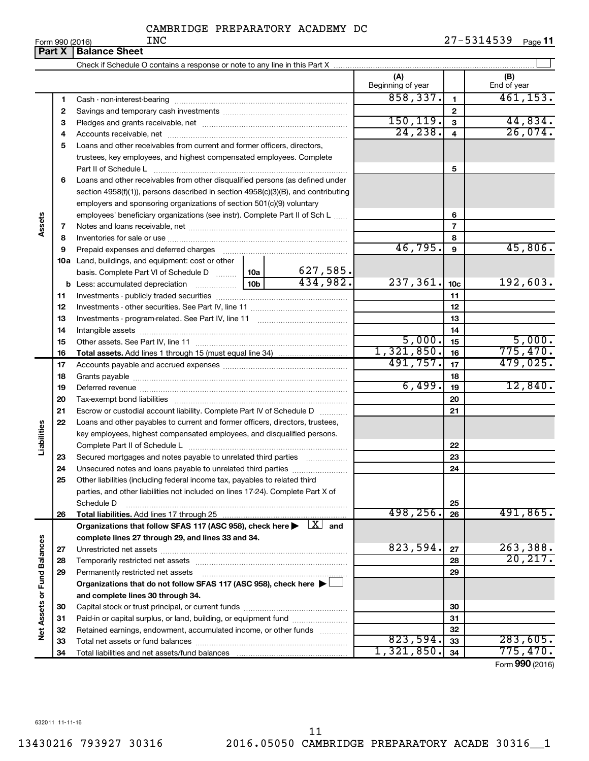CAMBRIDGE PREPARATORY ACADEMY DC INC 27-5314539

Form 990 (2016) Page **11**

## Part X | Balance Sheet

Check if Schedule O contains a response or note to any line in this Part X ☐

| | | | | | (A) Beginning of year | | (B) End of year |
|---|---|---|---|---|---|---|---|
| Assets | 1 | Cash - non-interest-bearing | | | 858,337. | 1 | 461,153. |
| | 2 | Savings and temporary cash investments | | | | 2 | |
| | 3 | Pledges and grants receivable, net | | | 150,119. | 3 | 44,834. |
| | 4 | Accounts receivable, net | | | 24,238. | 4 | 26,074. |
| | 5 | Loans and other receivables from current and former officers, directors, trustees, key employees, and highest compensated employees. Complete Part II of Schedule L | | | | 5 | |
| | 6 | Loans and other receivables from other disqualified persons (as defined under section 4958(f)(1)), persons described in section 4958(c)(3)(B), and contributing employers and sponsoring organizations of section 501(c)(9) voluntary employees' beneficiary organizations (see instr). Complete Part II of Sch L | | | | 6 | |
| | 7 | Notes and loans receivable, net | | | | 7 | |
| | 8 | Inventories for sale or use | | | | 8 | |
| | 9 | Prepaid expenses and deferred charges | | | 46,795. | 9 | 45,806. |
| | 10a | Land, buildings, and equipment: cost or other basis. Complete Part VI of Schedule D | 10a | 627,585. | | | |
| | b | Less: accumulated depreciation | 10b | 434,982. | 237,361. | 10c | 192,603. |
| | 11 | Investments - publicly traded securities | | | | 11 | |
| | 12 | Investments - other securities. See Part IV, line 11 | | | | 12 | |
| | 13 | Investments - program-related. See Part IV, line 11 | | | | 13 | |
| | 14 | Intangible assets | | | | 14 | |
| | 15 | Other assets. See Part IV, line 11 | | | 5,000. | 15 | 5,000. |
| | 16 | **Total assets.** Add lines 1 through 15 (must equal line 34) | | | 1,321,850. | 16 | 775,470. |
| Liabilities | 17 | Accounts payable and accrued expenses | | | 491,757. | 17 | 479,025. |
| | 18 | Grants payable | | | | 18 | |
| | 19 | Deferred revenue | | | 6,499. | 19 | 12,840. |
| | 20 | Tax-exempt bond liabilities | | | | 20 | |
| | 21 | Escrow or custodial account liability. Complete Part IV of Schedule D | | | | 21 | |
| | 22 | Loans and other payables to current and former officers, directors, trustees, key employees, highest compensated employees, and disqualified persons. Complete Part II of Schedule L | | | | 22 | |
| | 23 | Secured mortgages and notes payable to unrelated third parties | | | | 23 | |
| | 24 | Unsecured notes and loans payable to unrelated third parties | | | | 24 | |
| | 25 | Other liabilities (including federal income tax, payables to related third parties, and other liabilities not included on lines 17-24). Complete Part X of Schedule D | | | | 25 | |
| | 26 | **Total liabilities.** Add lines 17 through 25 | | | 498,256. | 26 | 491,865. |
| Net Assets or Fund Balances | | **Organizations that follow SFAS 117 (ASC 958), check here ▶ ☒ and complete lines 27 through 29, and lines 33 and 34.** | | | | | |
| | 27 | Unrestricted net assets | | | 823,594. | 27 | 263,388. |
| | 28 | Temporarily restricted net assets | | | | 28 | 20,217. |
| | 29 | Permanently restricted net assets | | | | 29 | |
| | | **Organizations that do not follow SFAS 117 (ASC 958), check here ▶ ☐ and complete lines 30 through 34.** | | | | | |
| | 30 | Capital stock or trust principal, or current funds | | | | 30 | |
| | 31 | Paid-in or capital surplus, or land, building, or equipment fund | | | | 31 | |
| | 32 | Retained earnings, endowment, accumulated income, or other funds | | | | 32 | |
| | 33 | Total net assets or fund balances | | | 823,594. | 33 | 283,605. |
| | 34 | Total liabilities and net assets/fund balances | | | 1,321,850. | 34 | 775,470. |

Form **990** (2016)

632011 11-11-16

13430216 793927 30316 2016.05050 CAMBRIDGE PREPARATORY ACADE 30316__1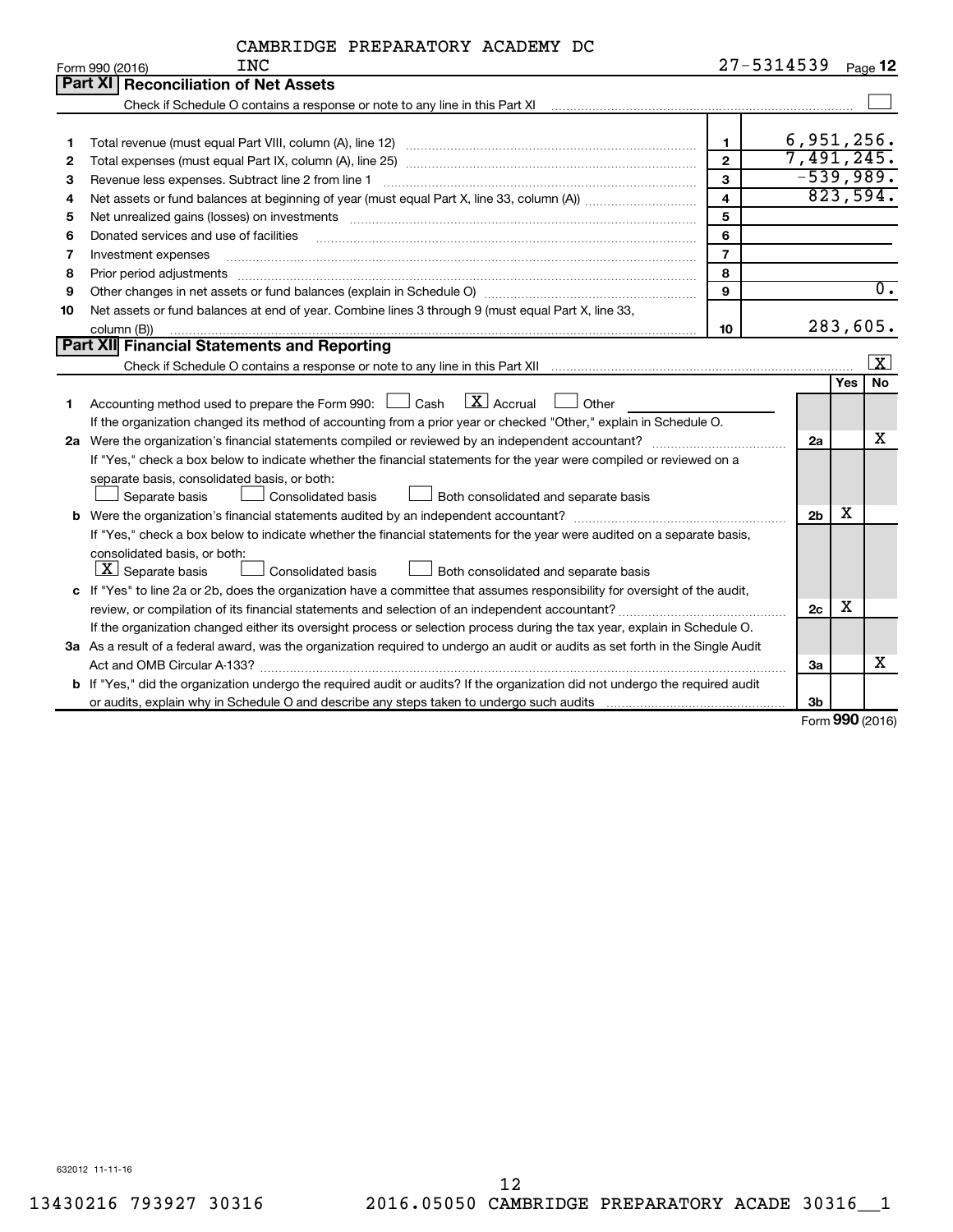CAMBRIDGE PREPARATORY ACADEMY DC INC 27-5314539

Form 990 (2016) Page **12**

## Part XI Reconciliation of Net Assets

Check if Schedule O contains a response or note to any line in this Part XI ☐

| | | | |
|---|---|---|---|
| 1 | Total revenue (must equal Part VIII, column (A), line 12) | 1 | 6,951,256. |
| 2 | Total expenses (must equal Part IX, column (A), line 25) | 2 | 7,491,245. |
| 3 | Revenue less expenses. Subtract line 2 from line 1 | 3 | -539,989. |
| 4 | Net assets or fund balances at beginning of year (must equal Part X, line 33, column (A)) | 4 | 823,594. |
| 5 | Net unrealized gains (losses) on investments | 5 | |
| 6 | Donated services and use of facilities | 6 | |
| 7 | Investment expenses | 7 | |
| 8 | Prior period adjustments | 8 | |
| 9 | Other changes in net assets or fund balances (explain in Schedule O) | 9 | 0. |
| 10 | Net assets or fund balances at end of year. Combine lines 3 through 9 (must equal Part X, line 33, column (B)) | 10 | 283,605. |

## Part XII Financial Statements and Reporting

Check if Schedule O contains a response or note to any line in this Part XII ☒

| | | | Yes | No |
|---|---|---|---|---|
| 1 | Accounting method used to prepare the Form 990: ☐ Cash ☒ Accrual ☐ Other<br>If the organization changed its method of accounting from a prior year or checked "Other," explain in Schedule O. | | | |
| 2a | Were the organization's financial statements compiled or reviewed by an independent accountant?<br>If "Yes," check a box below to indicate whether the financial statements for the year were compiled or reviewed on a separate basis, consolidated basis, or both:<br>☐ Separate basis ☐ Consolidated basis ☐ Both consolidated and separate basis | 2a | | X |
| b | Were the organization's financial statements audited by an independent accountant?<br>If "Yes," check a box below to indicate whether the financial statements for the year were audited on a separate basis, consolidated basis, or both:<br>☒ Separate basis ☐ Consolidated basis ☐ Both consolidated and separate basis | 2b | X | |
| c | If "Yes" to line 2a or 2b, does the organization have a committee that assumes responsibility for oversight of the audit, review, or compilation of its financial statements and selection of an independent accountant?<br>If the organization changed either its oversight process or selection process during the tax year, explain in Schedule O. | 2c | X | |
| 3a | As a result of a federal award, was the organization required to undergo an audit or audits as set forth in the Single Audit Act and OMB Circular A-133? | 3a | | X |
| b | If "Yes," did the organization undergo the required audit or audits? If the organization did not undergo the required audit or audits, explain why in Schedule O and describe any steps taken to undergo such audits | 3b | | |

Form **990** (2016)

632012 11-11-16

13430216 793927 30316 2016.05050 CAMBRIDGE PREPARATORY ACADE 30316__1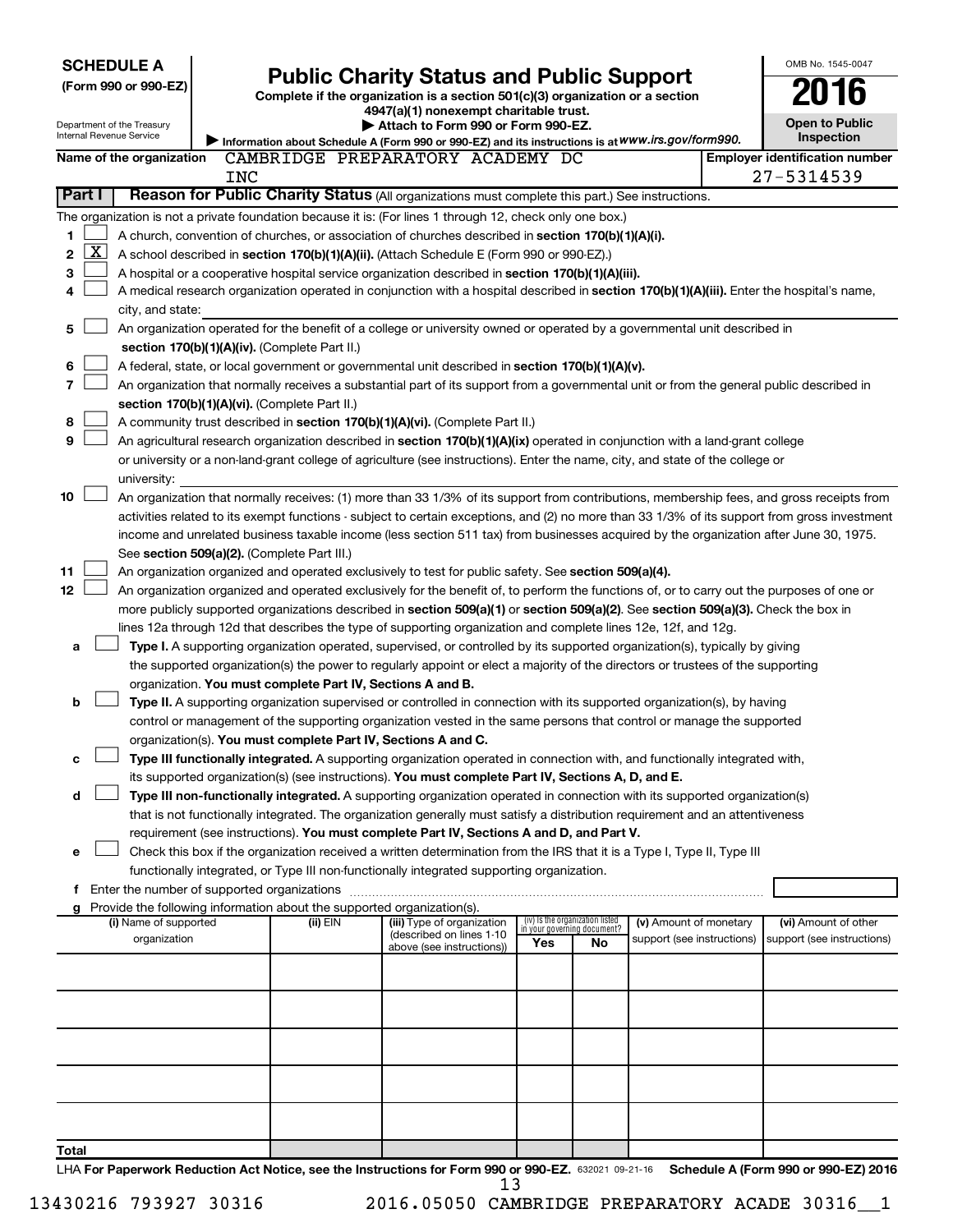**SCHEDULE A**
**(Form 990 or 990-EZ)**

Department of the Treasury
Internal Revenue Service

# Public Charity Status and Public Support

**Complete if the organization is a section 501(c)(3) organization or a section 4947(a)(1) nonexempt charitable trust.**
**▶ Attach to Form 990 or Form 990-EZ.**
**▶ Information about Schedule A (Form 990 or 990-EZ) and its instructions is at** ***www.irs.gov/form990.***

OMB No. 1545-0047
**2016**
**Open to Public Inspection**

**Name of the organization** CAMBRIDGE PREPARATORY ACADEMY DC INC

**Employer identification number** 27-5314539

## Part I  Reason for Public Charity Status (All organizations must complete this part.) See instructions.

The organization is not a private foundation because it is: (For lines 1 through 12, check only one box.)

1 ☐ A church, convention of churches, or association of churches described in **section 170(b)(1)(A)(i).**

2 ☒ A school described in **section 170(b)(1)(A)(ii).** (Attach Schedule E (Form 990 or 990-EZ).)

3 ☐ A hospital or a cooperative hospital service organization described in **section 170(b)(1)(A)(iii).**

4 ☐ A medical research organization operated in conjunction with a hospital described in **section 170(b)(1)(A)(iii).** Enter the hospital's name, city, and state:

5 ☐ An organization operated for the benefit of a college or university owned or operated by a governmental unit described in **section 170(b)(1)(A)(iv).** (Complete Part II.)

6 ☐ A federal, state, or local government or governmental unit described in **section 170(b)(1)(A)(v).**

7 ☐ An organization that normally receives a substantial part of its support from a governmental unit or from the general public described in **section 170(b)(1)(A)(vi).** (Complete Part II.)

8 ☐ A community trust described in **section 170(b)(1)(A)(vi).** (Complete Part II.)

9 ☐ An agricultural research organization described in **section 170(b)(1)(A)(ix)** operated in conjunction with a land-grant college or university or a non-land-grant college of agriculture (see instructions). Enter the name, city, and state of the college or university:

10 ☐ An organization that normally receives: (1) more than 33 1/3% of its support from contributions, membership fees, and gross receipts from activities related to its exempt functions - subject to certain exceptions, and (2) no more than 33 1/3% of its support from gross investment income and unrelated business taxable income (less section 511 tax) from businesses acquired by the organization after June 30, 1975. See **section 509(a)(2).** (Complete Part III.)

11 ☐ An organization organized and operated exclusively to test for public safety. See **section 509(a)(4).**

12 ☐ An organization organized and operated exclusively for the benefit of, to perform the functions of, or to carry out the purposes of one or more publicly supported organizations described in **section 509(a)(1)** or **section 509(a)(2)**. See **section 509(a)(3).** Check the box in lines 12a through 12d that describes the type of supporting organization and complete lines 12e, 12f, and 12g.

a ☐ **Type I.** A supporting organization operated, supervised, or controlled by its supported organization(s), typically by giving the supported organization(s) the power to regularly appoint or elect a majority of the directors or trustees of the supporting organization. **You must complete Part IV, Sections A and B.**

b ☐ **Type II.** A supporting organization supervised or controlled in connection with its supported organization(s), by having control or management of the supporting organization vested in the same persons that control or manage the supported organization(s). **You must complete Part IV, Sections A and C.**

c ☐ **Type III functionally integrated.** A supporting organization operated in connection with, and functionally integrated with, its supported organization(s) (see instructions). **You must complete Part IV, Sections A, D, and E.**

d ☐ **Type III non-functionally integrated.** A supporting organization operated in connection with its supported organization(s) that is not functionally integrated. The organization generally must satisfy a distribution requirement and an attentiveness requirement (see instructions). **You must complete Part IV, Sections A and D, and Part V.**

e ☐ Check this box if the organization received a written determination from the IRS that it is a Type I, Type II, Type III functionally integrated, or Type III non-functionally integrated supporting organization.

f Enter the number of supported organizations

g Provide the following information about the supported organization(s).

| (i) Name of supported organization | (ii) EIN | (iii) Type of organization (described on lines 1-10 above (see instructions)) | (iv) Is the organization listed in your governing document? Yes | No | (v) Amount of monetary support (see instructions) | (vi) Amount of other support (see instructions) |
|---|---|---|---|---|---|---|
| | | | | | | |
| | | | | | | |
| | | | | | | |
| | | | | | | |
| | | | | | | |
| Total | | | | | | |

LHA **For Paperwork Reduction Act Notice, see the Instructions for Form 990 or 990-EZ.** 632021 09-21-16 **Schedule A (Form 990 or 990-EZ) 2016**

13430216 793927 30316 2016.05050 CAMBRIDGE PREPARATORY ACADE 30316__1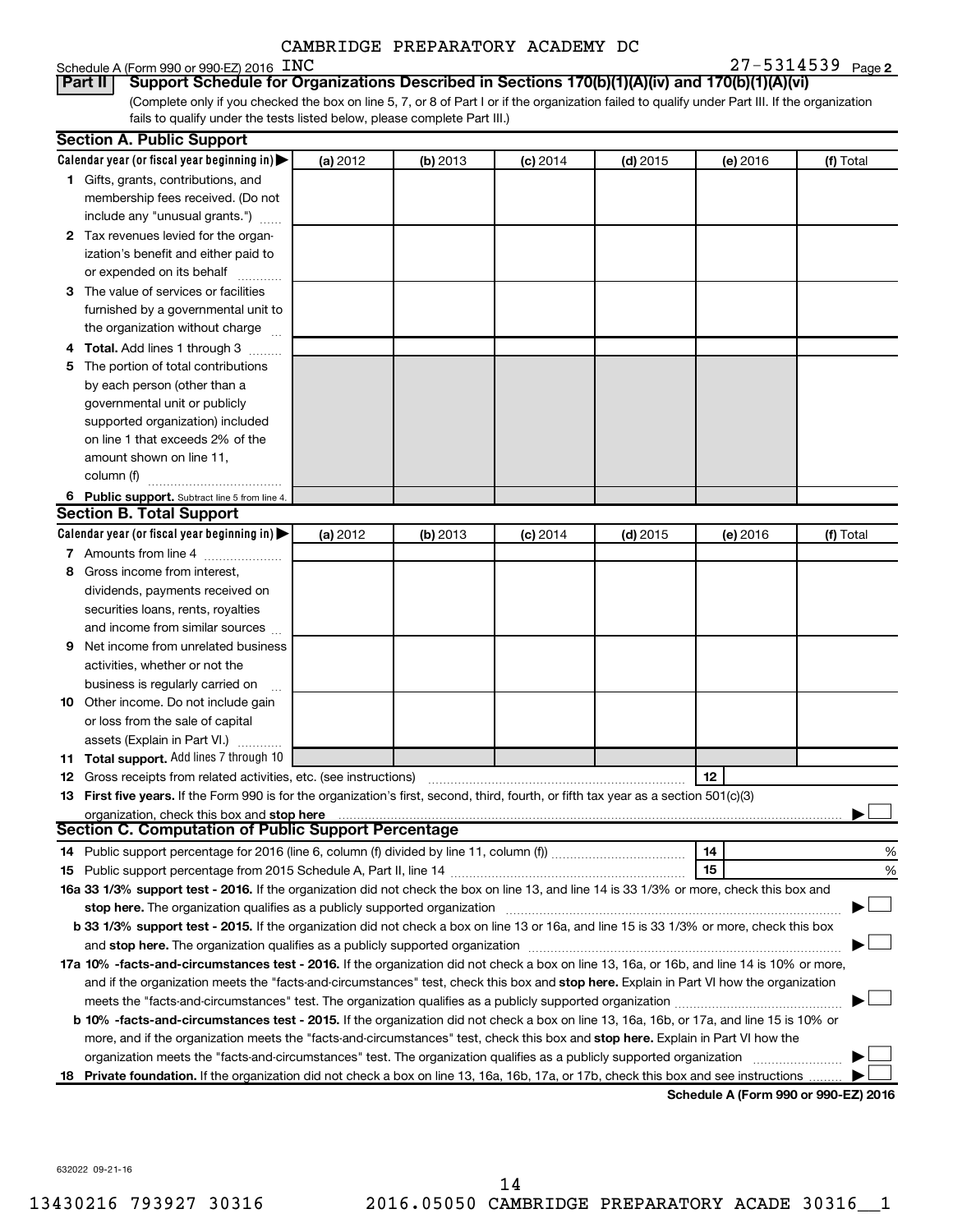CAMBRIDGE PREPARATORY ACADEMY DC

Schedule A (Form 990 or 990-EZ) 2016 INC 27-5314539 Page 2

**Part II Support Schedule for Organizations Described in Sections 170(b)(1)(A)(iv) and 170(b)(1)(A)(vi)**

(Complete only if you checked the box on line 5, 7, or 8 of Part I or if the organization failed to qualify under Part III. If the organization fails to qualify under the tests listed below, please complete Part III.)

**Section A. Public Support**

| Calendar year (or fiscal year beginning in) | (a) 2012 | (b) 2013 | (c) 2014 | (d) 2015 | (e) 2016 | (f) Total |
|---|---|---|---|---|---|---|
| 1 Gifts, grants, contributions, and membership fees received. (Do not include any "unusual grants.") | | | | | | |
| 2 Tax revenues levied for the organization's benefit and either paid to or expended on its behalf | | | | | | |
| 3 The value of services or facilities furnished by a governmental unit to the organization without charge | | | | | | |
| 4 **Total.** Add lines 1 through 3 | | | | | | |
| 5 The portion of total contributions by each person (other than a governmental unit or publicly supported organization) included on line 1 that exceeds 2% of the amount shown on line 11, column (f) | | | | | | |
| 6 **Public support.** Subtract line 5 from line 4. | | | | | | |

**Section B. Total Support**

| Calendar year (or fiscal year beginning in) | (a) 2012 | (b) 2013 | (c) 2014 | (d) 2015 | (e) 2016 | (f) Total |
|---|---|---|---|---|---|---|
| 7 Amounts from line 4 | | | | | | |
| 8 Gross income from interest, dividends, payments received on securities loans, rents, royalties and income from similar sources | | | | | | |
| 9 Net income from unrelated business activities, whether or not the business is regularly carried on | | | | | | |
| 10 Other income. Do not include gain or loss from the sale of capital assets (Explain in Part VI.) | | | | | | |
| 11 **Total support.** Add lines 7 through 10 | | | | | | |

12 Gross receipts from related activities, etc. (see instructions) | 12 |

13 **First five years.** If the Form 990 is for the organization's first, second, third, fourth, or fifth tax year as a section 501(c)(3) organization, check this box and **stop here** ☐

**Section C. Computation of Public Support Percentage**

14 Public support percentage for 2016 (line 6, column (f) divided by line 11, column (f)) | 14 | %

15 Public support percentage from 2015 Schedule A, Part II, line 14 | 15 | %

16a **33 1/3% support test - 2016.** If the organization did not check the box on line 13, and line 14 is 33 1/3% or more, check this box and **stop here.** The organization qualifies as a publicly supported organization ☐

b **33 1/3% support test - 2015.** If the organization did not check a box on line 13 or 16a, and line 15 is 33 1/3% or more, check this box and **stop here.** The organization qualifies as a publicly supported organization ☐

17a **10% -facts-and-circumstances test - 2016.** If the organization did not check a box on line 13, 16a, or 16b, and line 14 is 10% or more, and if the organization meets the "facts-and-circumstances" test, check this box and **stop here.** Explain in Part VI how the organization meets the "facts-and-circumstances" test. The organization qualifies as a publicly supported organization ☐

b **10% -facts-and-circumstances test - 2015.** If the organization did not check a box on line 13, 16a, 16b, or 17a, and line 15 is 10% or more, and if the organization meets the "facts-and-circumstances" test, check this box and **stop here.** Explain in Part VI how the organization meets the "facts-and-circumstances" test. The organization qualifies as a publicly supported organization ☐

18 **Private foundation.** If the organization did not check a box on line 13, 16a, 16b, 17a, or 17b, check this box and see instructions ☐

**Schedule A (Form 990 or 990-EZ) 2016**

632022 09-21-16

13430216 793927 30316 2016.05050 CAMBRIDGE PREPARATORY ACADE 30316__1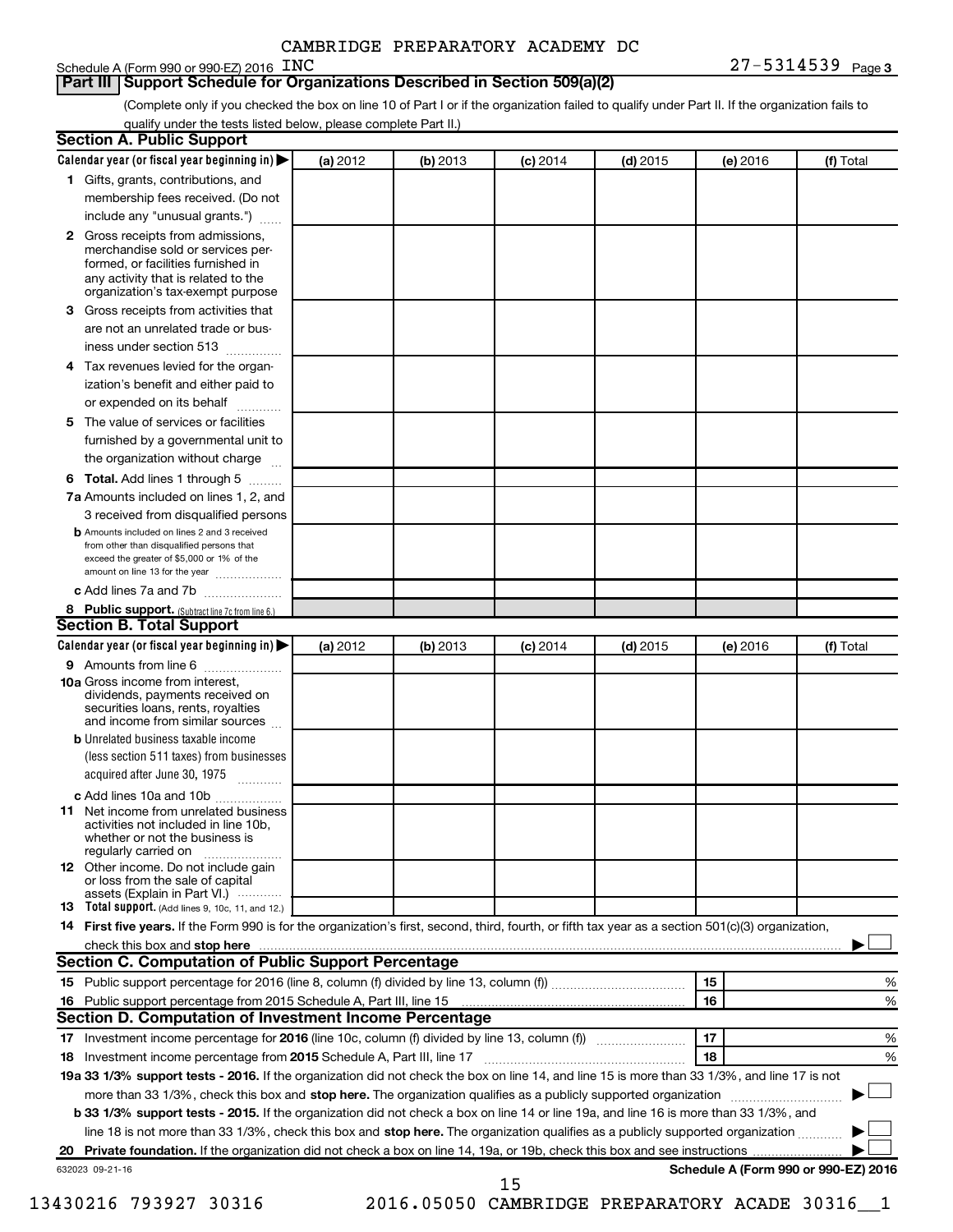CAMBRIDGE PREPARATORY ACADEMY DC

Schedule A (Form 990 or 990-EZ) 2016 INC 27-5314539 Page 3

## Part III Support Schedule for Organizations Described in Section 509(a)(2)

(Complete only if you checked the box on line 10 of Part I or if the organization failed to qualify under Part II. If the organization fails to qualify under the tests listed below, please complete Part II.)

### Section A. Public Support

| Calendar year (or fiscal year beginning in) | (a) 2012 | (b) 2013 | (c) 2014 | (d) 2015 | (e) 2016 | (f) Total |
|---|---|---|---|---|---|---|
| 1 Gifts, grants, contributions, and membership fees received. (Do not include any "unusual grants.") | | | | | | |
| 2 Gross receipts from admissions, merchandise sold or services performed, or facilities furnished in any activity that is related to the organization's tax-exempt purpose | | | | | | |
| 3 Gross receipts from activities that are not an unrelated trade or business under section 513 | | | | | | |
| 4 Tax revenues levied for the organization's benefit and either paid to or expended on its behalf | | | | | | |
| 5 The value of services or facilities furnished by a governmental unit to the organization without charge | | | | | | |
| 6 **Total.** Add lines 1 through 5 | | | | | | |
| 7a Amounts included on lines 1, 2, and 3 received from disqualified persons | | | | | | |
| b Amounts included on lines 2 and 3 received from other than disqualified persons that exceed the greater of $5,000 or 1% of the amount on line 13 for the year | | | | | | |
| c Add lines 7a and 7b | | | | | | |
| 8 **Public support.** (Subtract line 7c from line 6.) | | | | | | |

### Section B. Total Support

| Calendar year (or fiscal year beginning in) | (a) 2012 | (b) 2013 | (c) 2014 | (d) 2015 | (e) 2016 | (f) Total |
|---|---|---|---|---|---|---|
| 9 Amounts from line 6 | | | | | | |
| 10a Gross income from interest, dividends, payments received on securities loans, rents, royalties and income from similar sources | | | | | | |
| b Unrelated business taxable income (less section 511 taxes) from businesses acquired after June 30, 1975 | | | | | | |
| c Add lines 10a and 10b | | | | | | |
| 11 Net income from unrelated business activities not included in line 10b, whether or not the business is regularly carried on | | | | | | |
| 12 Other income. Do not include gain or loss from the sale of capital assets (Explain in Part VI.) | | | | | | |
| 13 **Total support.** (Add lines 9, 10c, 11, and 12.) | | | | | | |

14 **First five years.** If the Form 990 is for the organization's first, second, third, fourth, or fifth tax year as a section 501(c)(3) organization, check this box and **stop here** ☐

### Section C. Computation of Public Support Percentage

| | | | |
|---|---|---|---|
| 15 | Public support percentage for 2016 (line 8, column (f) divided by line 13, column (f)) | 15 | % |
| 16 | Public support percentage from 2015 Schedule A, Part III, line 15 | 16 | % |

### Section D. Computation of Investment Income Percentage

| | | | |
|---|---|---|---|
| 17 | Investment income percentage for **2016** (line 10c, column (f) divided by line 13, column (f)) | 17 | % |
| 18 | Investment income percentage from **2015** Schedule A, Part III, line 17 | 18 | % |

**19a 33 1/3% support tests - 2016.** If the organization did not check the box on line 14, and line 15 is more than 33 1/3%, and line 17 is not more than 33 1/3%, check this box and **stop here.** The organization qualifies as a publicly supported organization ☐

**b 33 1/3% support tests - 2015.** If the organization did not check a box on line 14 or line 19a, and line 16 is more than 33 1/3%, and line 18 is not more than 33 1/3%, check this box and **stop here.** The organization qualifies as a publicly supported organization ☐

**20 Private foundation.** If the organization did not check a box on line 14, 19a, or 19b, check this box and see instructions ☐

632023 09-21-16 **Schedule A (Form 990 or 990-EZ) 2016**

13430216 793927 30316 2016.05050 CAMBRIDGE PREPARATORY ACADE 30316__1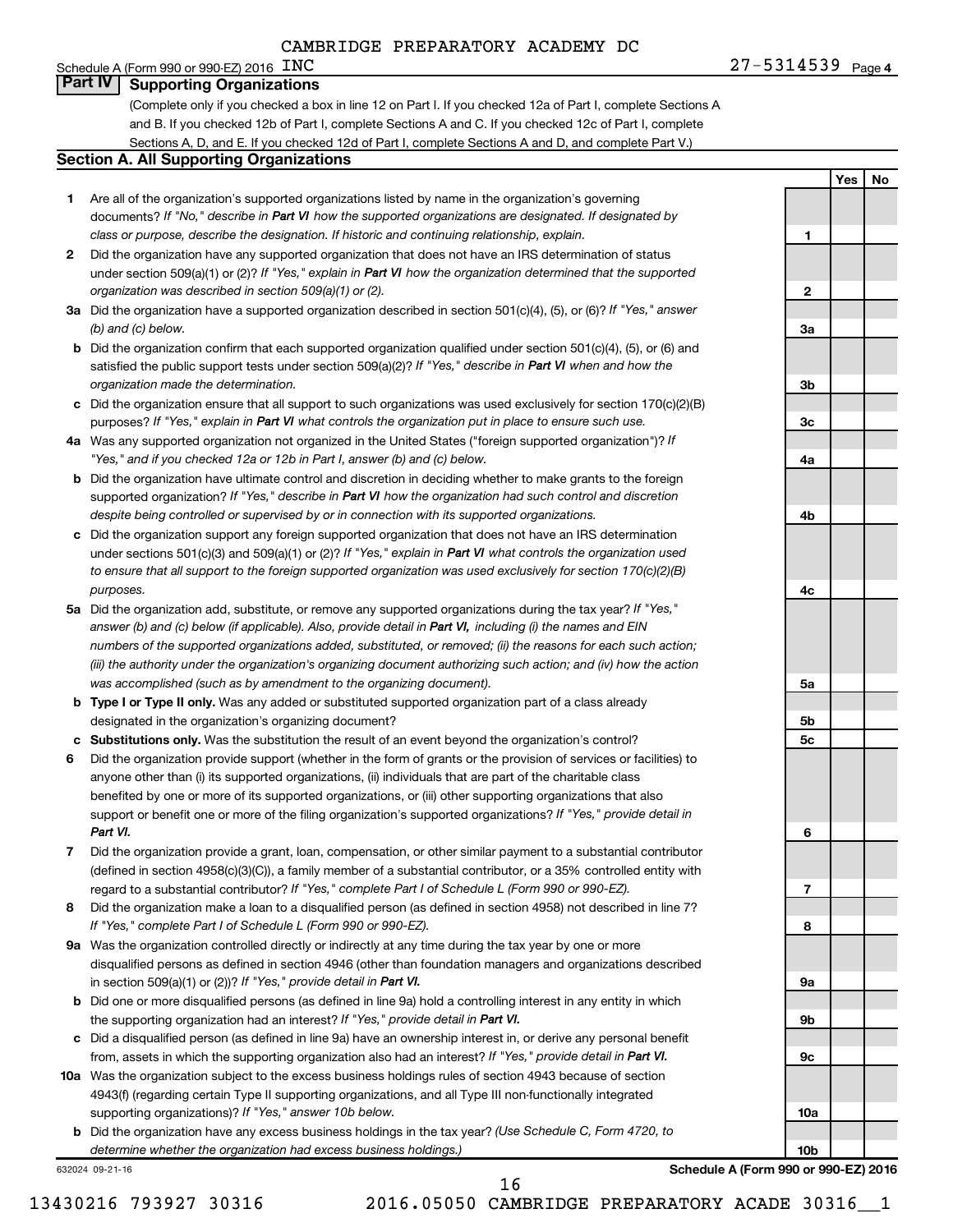CAMBRIDGE PREPARATORY ACADEMY DC INC

27-5314539

## Part IV Supporting Organizations

(Complete only if you checked a box in line 12 on Part I. If you checked 12a of Part I, complete Sections A and B. If you checked 12b of Part I, complete Sections A and C. If you checked 12c of Part I, complete Sections A, D, and E. If you checked 12d of Part I, complete Sections A and D, and complete Part V.)

### Section A. All Supporting Organizations

| | | | Yes | No |
|---|---|---|---|---|
| **1** | Are all of the organization's supported organizations listed by name in the organization's governing documents? *If "No," describe in **Part VI** how the supported organizations are designated. If designated by class or purpose, describe the designation. If historic and continuing relationship, explain.* | 1 | | |
| **2** | Did the organization have any supported organization that does not have an IRS determination of status under section 509(a)(1) or (2)? *If "Yes," explain in **Part VI** how the organization determined that the supported organization was described in section 509(a)(1) or (2).* | 2 | | |
| **3a** | Did the organization have a supported organization described in section 501(c)(4), (5), or (6)? *If "Yes," answer (b) and (c) below.* | 3a | | |
| **b** | Did the organization confirm that each supported organization qualified under section 501(c)(4), (5), or (6) and satisfied the public support tests under section 509(a)(2)? *If "Yes," describe in **Part VI** when and how the organization made the determination.* | 3b | | |
| **c** | Did the organization ensure that all support to such organizations was used exclusively for section 170(c)(2)(B) purposes? *If "Yes," explain in **Part VI** what controls the organization put in place to ensure such use.* | 3c | | |
| **4a** | Was any supported organization not organized in the United States ("foreign supported organization")? *If "Yes," and if you checked 12a or 12b in Part I, answer (b) and (c) below.* | 4a | | |
| **b** | Did the organization have ultimate control and discretion in deciding whether to make grants to the foreign supported organization? *If "Yes," describe in **Part VI** how the organization had such control and discretion despite being controlled or supervised by or in connection with its supported organizations.* | 4b | | |
| **c** | Did the organization support any foreign supported organization that does not have an IRS determination under sections 501(c)(3) and 509(a)(1) or (2)? *If "Yes," explain in **Part VI** what controls the organization used to ensure that all support to the foreign supported organization was used exclusively for section 170(c)(2)(B) purposes.* | 4c | | |
| **5a** | Did the organization add, substitute, or remove any supported organizations during the tax year? *If "Yes," answer (b) and (c) below (if applicable). Also, provide detail in **Part VI**, including (i) the names and EIN numbers of the supported organizations added, substituted, or removed; (ii) the reasons for each such action; (iii) the authority under the organization's organizing document authorizing such action; and (iv) how the action was accomplished (such as by amendment to the organizing document).* | 5a | | |
| **b** | **Type I or Type II only.** Was any added or substituted supported organization part of a class already designated in the organization's organizing document? | 5b | | |
| **c** | **Substitutions only.** Was the substitution the result of an event beyond the organization's control? | 5c | | |
| **6** | Did the organization provide support (whether in the form of grants or the provision of services or facilities) to anyone other than (i) its supported organizations, (ii) individuals that are part of the charitable class benefited by one or more of its supported organizations, or (iii) other supporting organizations that also support or benefit one or more of the filing organization's supported organizations? *If "Yes," provide detail in **Part VI.*** | 6 | | |
| **7** | Did the organization provide a grant, loan, compensation, or other similar payment to a substantial contributor (defined in section 4958(c)(3)(C)), a family member of a substantial contributor, or a 35% controlled entity with regard to a substantial contributor? *If "Yes," complete Part I of Schedule L (Form 990 or 990-EZ).* | 7 | | |
| **8** | Did the organization make a loan to a disqualified person (as defined in section 4958) not described in line 7? *If "Yes," complete Part I of Schedule L (Form 990 or 990-EZ).* | 8 | | |
| **9a** | Was the organization controlled directly or indirectly at any time during the tax year by one or more disqualified persons as defined in section 4946 (other than foundation managers and organizations described in section 509(a)(1) or (2))? *If "Yes," provide detail in **Part VI.*** | 9a | | |
| **b** | Did one or more disqualified persons (as defined in line 9a) hold a controlling interest in any entity in which the supporting organization had an interest? *If "Yes," provide detail in **Part VI.*** | 9b | | |
| **c** | Did a disqualified person (as defined in line 9a) have an ownership interest in, or derive any personal benefit from, assets in which the supporting organization also had an interest? *If "Yes," provide detail in **Part VI.*** | 9c | | |
| **10a** | Was the organization subject to the excess business holdings rules of section 4943 because of section 4943(f) (regarding certain Type II supporting organizations, and all Type III non-functionally integrated supporting organizations)? *If "Yes," answer 10b below.* | 10a | | |
| **b** | Did the organization have any excess business holdings in the tax year? *(Use Schedule C, Form 4720, to determine whether the organization had excess business holdings.)* | 10b | | |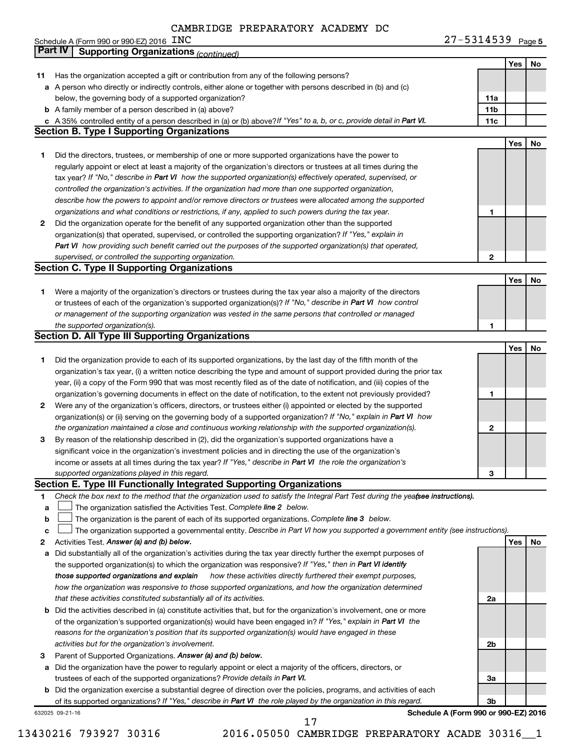CAMBRIDGE PREPARATORY ACADEMY DC

Schedule A (Form 990 or 990-EZ) 2016 INC    27-5314539 Page 5

## Part IV Supporting Organizations *(continued)*

| | | | Yes | No |
|---|---|---|---|---|
| **11** | Has the organization accepted a gift or contribution from any of the following persons? | | | |
| **a** | A person who directly or indirectly controls, either alone or together with persons described in (b) and (c) below, the governing body of a supported organization? | 11a | | |
| **b** | A family member of a person described in (a) above? | 11b | | |
| **c** | A 35% controlled entity of a person described in (a) or (b) above? *If "Yes" to a, b, or c, provide detail in **Part VI.*** | 11c | | |

### Section B. Type I Supporting Organizations

| | | | Yes | No |
|---|---|---|---|---|
| **1** | Did the directors, trustees, or membership of one or more supported organizations have the power to regularly appoint or elect at least a majority of the organization's directors or trustees at all times during the tax year? *If "No," describe in **Part VI** how the supported organization(s) effectively operated, supervised, or controlled the organization's activities. If the organization had more than one supported organization, describe how the powers to appoint and/or remove directors or trustees were allocated among the supported organizations and what conditions or restrictions, if any, applied to such powers during the tax year.* | 1 | | |
| **2** | Did the organization operate for the benefit of any supported organization other than the supported organization(s) that operated, supervised, or controlled the supporting organization? *If "Yes," explain in **Part VI** how providing such benefit carried out the purposes of the supported organization(s) that operated, supervised, or controlled the supporting organization.* | 2 | | |

### Section C. Type II Supporting Organizations

| | | | Yes | No |
|---|---|---|---|---|
| **1** | Were a majority of the organization's directors or trustees during the tax year also a majority of the directors or trustees of each of the organization's supported organization(s)? *If "No," describe in **Part VI** how control or management of the supporting organization was vested in the same persons that controlled or managed the supported organization(s).* | 1 | | |

### Section D. All Type III Supporting Organizations

| | | | Yes | No |
|---|---|---|---|---|
| **1** | Did the organization provide to each of its supported organizations, by the last day of the fifth month of the organization's tax year, (i) a written notice describing the type and amount of support provided during the prior tax year, (ii) a copy of the Form 990 that was most recently filed as of the date of notification, and (iii) copies of the organization's governing documents in effect on the date of notification, to the extent not previously provided? | 1 | | |
| **2** | Were any of the organization's officers, directors, or trustees either (i) appointed or elected by the supported organization(s) or (ii) serving on the governing body of a supported organization? *If "No," explain in **Part VI** how the organization maintained a close and continuous working relationship with the supported organization(s).* | 2 | | |
| **3** | By reason of the relationship described in (2), did the organization's supported organizations have a significant voice in the organization's investment policies and in directing the use of the organization's income or assets at all times during the tax year? *If "Yes," describe in **Part VI** the role the organization's supported organizations played in this regard.* | 3 | | |

### Section E. Type III Functionally Integrated Supporting Organizations

**1** *Check the box next to the method that the organization used to satisfy the Integral Part Test during the year* ***(see instructions).***

**a** ☐ The organization satisfied the Activities Test. *Complete **line 2** below.*

**b** ☐ The organization is the parent of each of its supported organizations. *Complete **line 3** below.*

**c** ☐ The organization supported a governmental entity. *Describe in Part VI how you supported a government entity (see instructions).*

| | | | Yes | No |
|---|---|---|---|---|
| **2** | Activities Test. ***Answer (a) and (b) below.*** | | | |
| **a** | Did substantially all of the organization's activities during the tax year directly further the exempt purposes of the supported organization(s) to which the organization was responsive? *If "Yes," then in **Part VI identify those supported organizations and explain** how these activities directly furthered their exempt purposes, how the organization was responsive to those supported organizations, and how the organization determined that these activities constituted substantially all of its activities.* | 2a | | |
| **b** | Did the activities described in (a) constitute activities that, but for the organization's involvement, one or more of the organization's supported organization(s) would have been engaged in? *If "Yes," explain in **Part VI** the reasons for the organization's position that its supported organization(s) would have engaged in these activities but for the organization's involvement.* | 2b | | |
| **3** | Parent of Supported Organizations. ***Answer (a) and (b) below.*** | | | |
| **a** | Did the organization have the power to regularly appoint or elect a majority of the officers, directors, or trustees of each of the supported organizations? *Provide details in **Part VI.*** | 3a | | |
| **b** | Did the organization exercise a substantial degree of direction over the policies, programs, and activities of each of its supported organizations? *If "Yes," describe in **Part VI** the role played by the organization in this regard.* | 3b | | |

632025 09-21-16    **Schedule A (Form 990 or 990-EZ) 2016**

13430216 793927 30316    2016.05050 CAMBRIDGE PREPARATORY ACADE 30316__1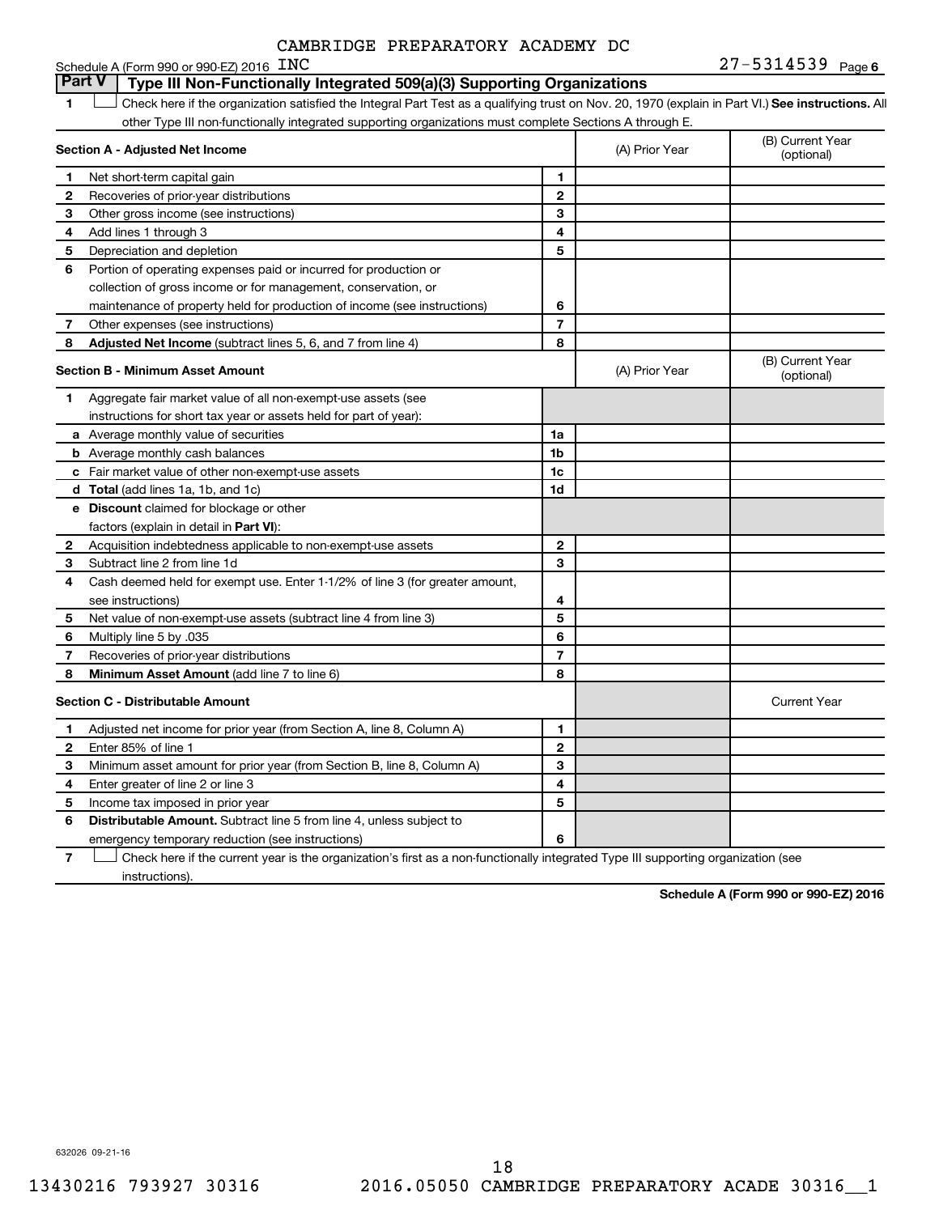CAMBRIDGE PREPARATORY ACADEMY DC INC

Schedule A (Form 990 or 990-EZ) 2016 27-5314539 Page 6

## Part V Type III Non-Functionally Integrated 509(a)(3) Supporting Organizations

1 ☐ Check here if the organization satisfied the Integral Part Test as a qualifying trust on Nov. 20, 1970 (explain in Part VI.) **See instructions.** All other Type III non-functionally integrated supporting organizations must complete Sections A through E.

| **Section A - Adjusted Net Income** | | | (A) Prior Year | (B) Current Year (optional) |
|---|---|---|---|---|
| 1 | Net short-term capital gain | 1 | | |
| 2 | Recoveries of prior-year distributions | 2 | | |
| 3 | Other gross income (see instructions) | 3 | | |
| 4 | Add lines 1 through 3 | 4 | | |
| 5 | Depreciation and depletion | 5 | | |
| 6 | Portion of operating expenses paid or incurred for production or collection of gross income or for management, conservation, or maintenance of property held for production of income (see instructions) | 6 | | |
| 7 | Other expenses (see instructions) | 7 | | |
| 8 | **Adjusted Net Income** (subtract lines 5, 6, and 7 from line 4) | 8 | | |

| **Section B - Minimum Asset Amount** | | | (A) Prior Year | (B) Current Year (optional) |
|---|---|---|---|---|
| 1 | Aggregate fair market value of all non-exempt-use assets (see instructions for short tax year or assets held for part of year): | | | |
| a | Average monthly value of securities | 1a | | |
| b | Average monthly cash balances | 1b | | |
| c | Fair market value of other non-exempt-use assets | 1c | | |
| d | **Total** (add lines 1a, 1b, and 1c) | 1d | | |
| e | **Discount** claimed for blockage or other factors (explain in detail in **Part VI**): | | | |
| 2 | Acquisition indebtedness applicable to non-exempt-use assets | 2 | | |
| 3 | Subtract line 2 from line 1d | 3 | | |
| 4 | Cash deemed held for exempt use. Enter 1-1/2% of line 3 (for greater amount, see instructions) | 4 | | |
| 5 | Net value of non-exempt-use assets (subtract line 4 from line 3) | 5 | | |
| 6 | Multiply line 5 by .035 | 6 | | |
| 7 | Recoveries of prior-year distributions | 7 | | |
| 8 | **Minimum Asset Amount** (add line 7 to line 6) | 8 | | |

| **Section C - Distributable Amount** | | | | Current Year |
|---|---|---|---|---|
| 1 | Adjusted net income for prior year (from Section A, line 8, Column A) | 1 | | |
| 2 | Enter 85% of line 1 | 2 | | |
| 3 | Minimum asset amount for prior year (from Section B, line 8, Column A) | 3 | | |
| 4 | Enter greater of line 2 or line 3 | 4 | | |
| 5 | Income tax imposed in prior year | 5 | | |
| 6 | **Distributable Amount.** Subtract line 5 from line 4, unless subject to emergency temporary reduction (see instructions) | 6 | | |

7 ☐ Check here if the current year is the organization's first as a non-functionally integrated Type III supporting organization (see instructions).

**Schedule A (Form 990 or 990-EZ) 2016**

632026 09-21-16

13430216 793927 30316 2016.05050 CAMBRIDGE PREPARATORY ACADE 30316__1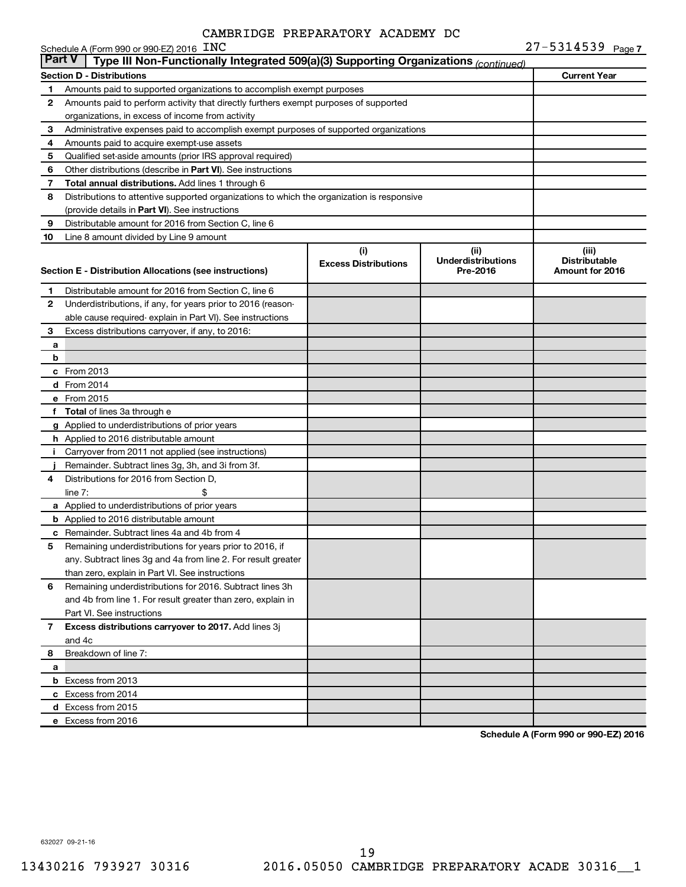CAMBRIDGE PREPARATORY ACADEMY DC INC

27-5314539

## Part V Type III Non-Functionally Integrated 509(a)(3) Supporting Organizations *(continued)*

| Section D - Distributions | | Current Year |
|---|---|---|
| 1 | Amounts paid to supported organizations to accomplish exempt purposes | |
| 2 | Amounts paid to perform activity that directly furthers exempt purposes of supported organizations, in excess of income from activity | |
| 3 | Administrative expenses paid to accomplish exempt purposes of supported organizations | |
| 4 | Amounts paid to acquire exempt-use assets | |
| 5 | Qualified set-aside amounts (prior IRS approval required) | |
| 6 | Other distributions (describe in **Part VI**). See instructions | |
| 7 | **Total annual distributions.** Add lines 1 through 6 | |
| 8 | Distributions to attentive supported organizations to which the organization is responsive (provide details in **Part VI**). See instructions | |
| 9 | Distributable amount for 2016 from Section C, line 6 | |
| 10 | Line 8 amount divided by Line 9 amount | |

| Section E - Distribution Allocations (see instructions) | | (i) Excess Distributions | (ii) Underdistributions Pre-2016 | (iii) Distributable Amount for 2016 |
|---|---|---|---|---|
| 1 | Distributable amount for 2016 from Section C, line 6 | | | |
| 2 | Underdistributions, if any, for years prior to 2016 (reasonable cause required- explain in Part VI). See instructions | | | |
| 3 | Excess distributions carryover, if any, to 2016: | | | |
| a | | | | |
| b | | | | |
| c | From 2013 | | | |
| d | From 2014 | | | |
| e | From 2015 | | | |
| f | **Total** of lines 3a through e | | | |
| g | Applied to underdistributions of prior years | | | |
| h | Applied to 2016 distributable amount | | | |
| i | Carryover from 2011 not applied (see instructions) | | | |
| j | Remainder. Subtract lines 3g, 3h, and 3i from 3f. | | | |
| 4 | Distributions for 2016 from Section D, line 7: $ | | | |
| a | Applied to underdistributions of prior years | | | |
| b | Applied to 2016 distributable amount | | | |
| c | Remainder. Subtract lines 4a and 4b from 4 | | | |
| 5 | Remaining underdistributions for years prior to 2016, if any. Subtract lines 3g and 4a from line 2. For result greater than zero, explain in Part VI. See instructions | | | |
| 6 | Remaining underdistributions for 2016. Subtract lines 3h and 4b from line 1. For result greater than zero, explain in Part VI. See instructions | | | |
| 7 | **Excess distributions carryover to 2017.** Add lines 3j and 4c | | | |
| 8 | Breakdown of line 7: | | | |
| a | | | | |
| b | Excess from 2013 | | | |
| c | Excess from 2014 | | | |
| d | Excess from 2015 | | | |
| e | Excess from 2016 | | | |

**Schedule A (Form 990 or 990-EZ) 2016**

632027 09-21-16

13430216 793927 30316 2016.05050 CAMBRIDGE PREPARATORY ACADE 30316__1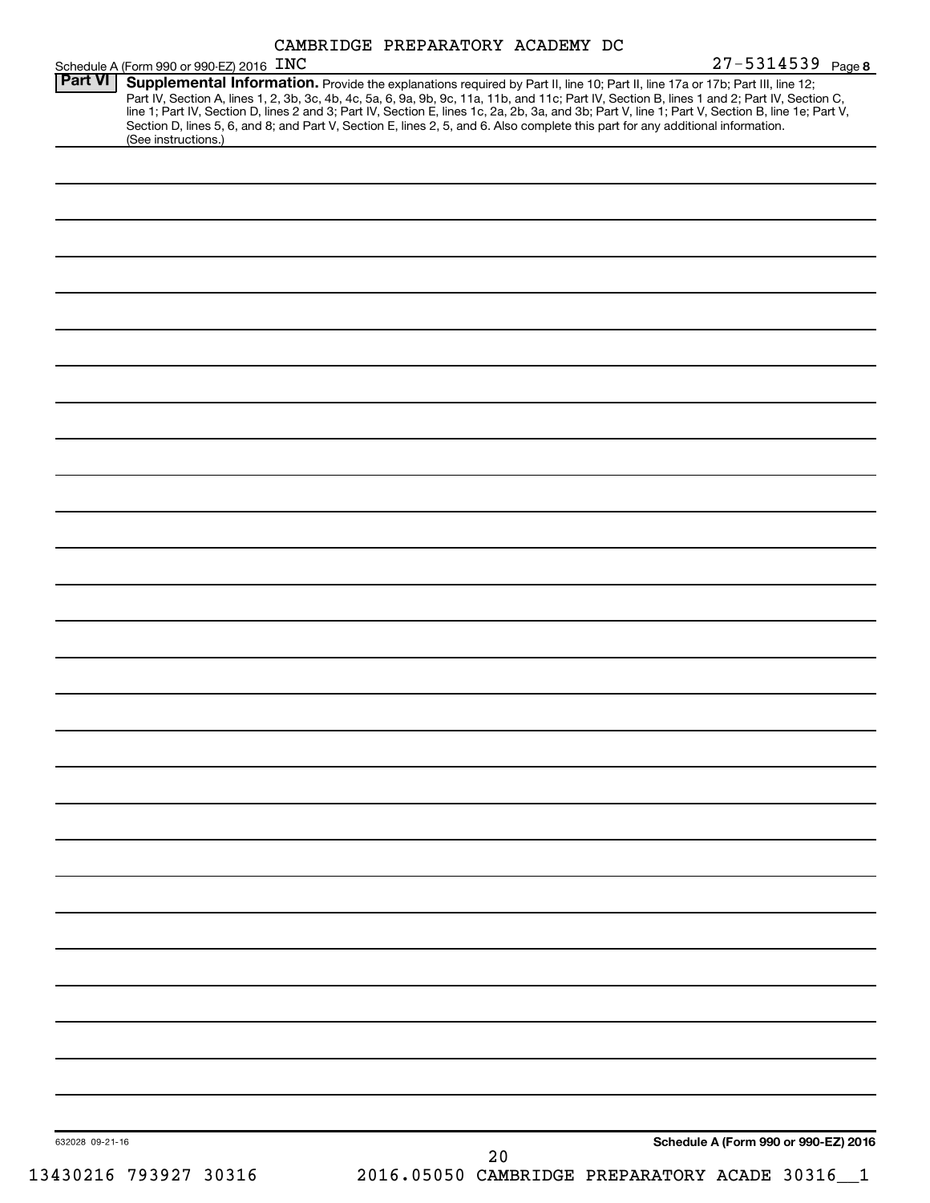CAMBRIDGE PREPARATORY ACADEMY DC

Schedule A (Form 990 or 990-EZ) 2016 INC 27-5314539 Page 8

**Part VI** **Supplemental Information.** Provide the explanations required by Part II, line 10; Part II, line 17a or 17b; Part III, line 12; Part IV, Section A, lines 1, 2, 3b, 3c, 4b, 4c, 5a, 6, 9a, 9b, 9c, 11a, 11b, and 11c; Part IV, Section B, lines 1 and 2; Part IV, Section C, line 1; Part IV, Section D, lines 2 and 3; Part IV, Section E, lines 1c, 2a, 2b, 3a, and 3b; Part V, line 1; Part V, Section B, line 1e; Part V, Section D, lines 5, 6, and 8; and Part V, Section E, lines 2, 5, and 6. Also complete this part for any additional information. (See instructions.)

632028 09-21-16

**Schedule A (Form 990 or 990-EZ) 2016**

13430216 793927 30316 2016.05050 CAMBRIDGE PREPARATORY ACADE 30316__1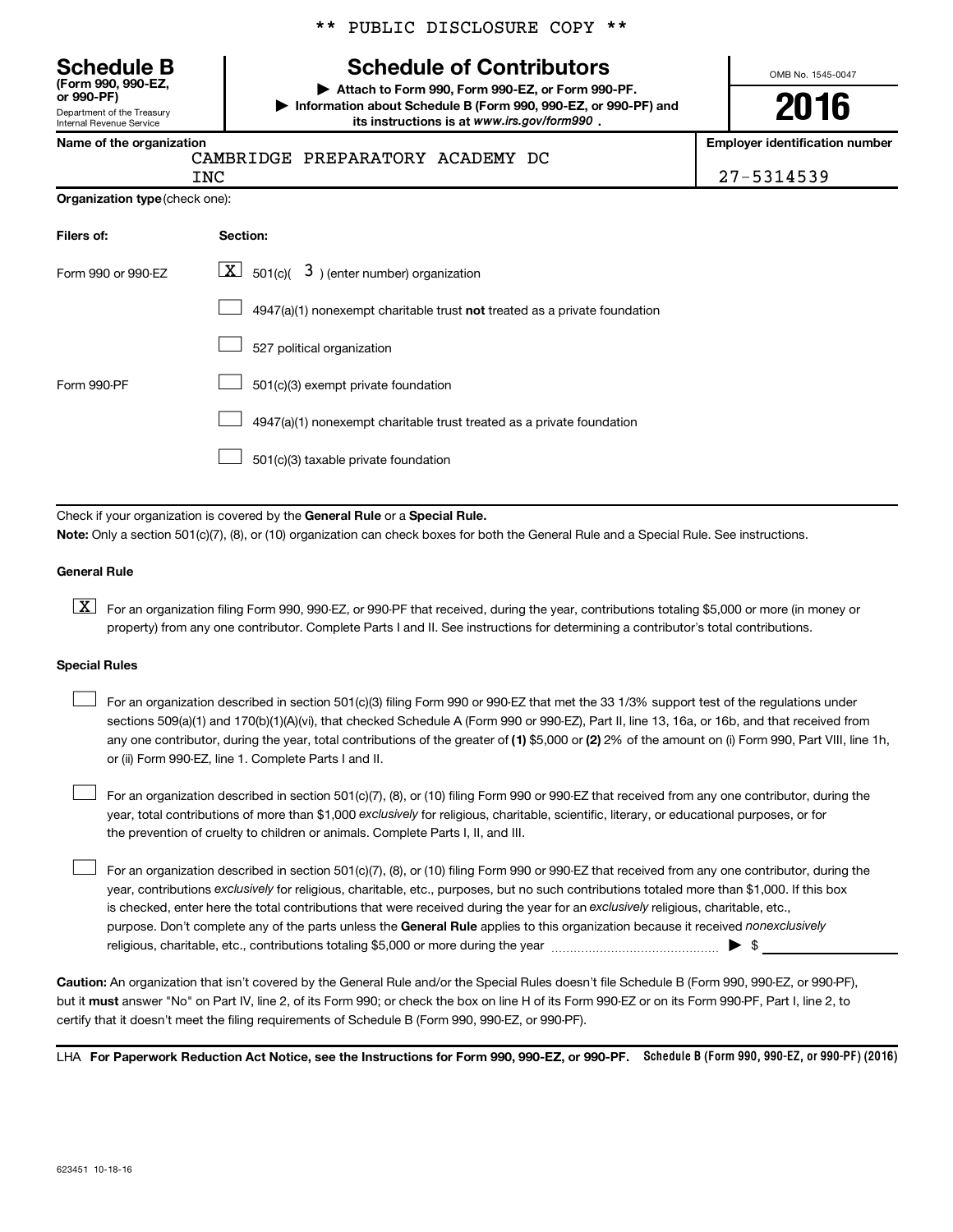** PUBLIC DISCLOSURE COPY **

**Schedule B**
**(Form 990, 990-EZ, or 990-PF)**
Department of the Treasury
Internal Revenue Service

# Schedule of Contributors

▶ **Attach to Form 990, Form 990-EZ, or Form 990-PF.**
▶ **Information about Schedule B (Form 990, 990-EZ, or 990-PF) and its instructions is at *www.irs.gov/form990* .**

OMB No. 1545-0047

**2016**

**Name of the organization**
CAMBRIDGE PREPARATORY ACADEMY DC INC

**Employer identification number**
27-5314539

**Organization type** (check one):

| Filers of: | Section: |
|---|---|
| Form 990 or 990-EZ | [X] 501(c)( 3 ) (enter number) organization |
| | [ ] 4947(a)(1) nonexempt charitable trust **not** treated as a private foundation |
| | [ ] 527 political organization |
| Form 990-PF | [ ] 501(c)(3) exempt private foundation |
| | [ ] 4947(a)(1) nonexempt charitable trust treated as a private foundation |
| | [ ] 501(c)(3) taxable private foundation |

Check if your organization is covered by the **General Rule** or a **Special Rule.**

**Note:** Only a section 501(c)(7), (8), or (10) organization can check boxes for both the General Rule and a Special Rule. See instructions.

**General Rule**

[X] For an organization filing Form 990, 990-EZ, or 990-PF that received, during the year, contributions totaling $5,000 or more (in money or property) from any one contributor. Complete Parts I and II. See instructions for determining a contributor's total contributions.

**Special Rules**

[ ] For an organization described in section 501(c)(3) filing Form 990 or 990-EZ that met the 33 1/3% support test of the regulations under sections 509(a)(1) and 170(b)(1)(A)(vi), that checked Schedule A (Form 990 or 990-EZ), Part II, line 13, 16a, or 16b, and that received from any one contributor, during the year, total contributions of the greater of **(1)** $5,000 or **(2)** 2% of the amount on (i) Form 990, Part VIII, line 1h, or (ii) Form 990-EZ, line 1. Complete Parts I and II.

[ ] For an organization described in section 501(c)(7), (8), or (10) filing Form 990 or 990-EZ that received from any one contributor, during the year, total contributions of more than $1,000 *exclusively* for religious, charitable, scientific, literary, or educational purposes, or for the prevention of cruelty to children or animals. Complete Parts I, II, and III.

[ ] For an organization described in section 501(c)(7), (8), or (10) filing Form 990 or 990-EZ that received from any one contributor, during the year, contributions *exclusively* for religious, charitable, etc., purposes, but no such contributions totaled more than $1,000. If this box is checked, enter here the total contributions that were received during the year for an *exclusively* religious, charitable, etc., purpose. Don't complete any of the parts unless the **General Rule** applies to this organization because it received *nonexclusively* religious, charitable, etc., contributions totaling $5,000 or more during the year ..... ▶ $ ____________

**Caution:** An organization that isn't covered by the General Rule and/or the Special Rules doesn't file Schedule B (Form 990, 990-EZ, or 990-PF), but it **must** answer "No" on Part IV, line 2, of its Form 990; or check the box on line H of its Form 990-EZ or on its Form 990-PF, Part I, line 2, to certify that it doesn't meet the filing requirements of Schedule B (Form 990, 990-EZ, or 990-PF).

LHA **For Paperwork Reduction Act Notice, see the Instructions for Form 990, 990-EZ, or 990-PF.** **Schedule B (Form 990, 990-EZ, or 990-PF) (2016)**

623451 10-18-16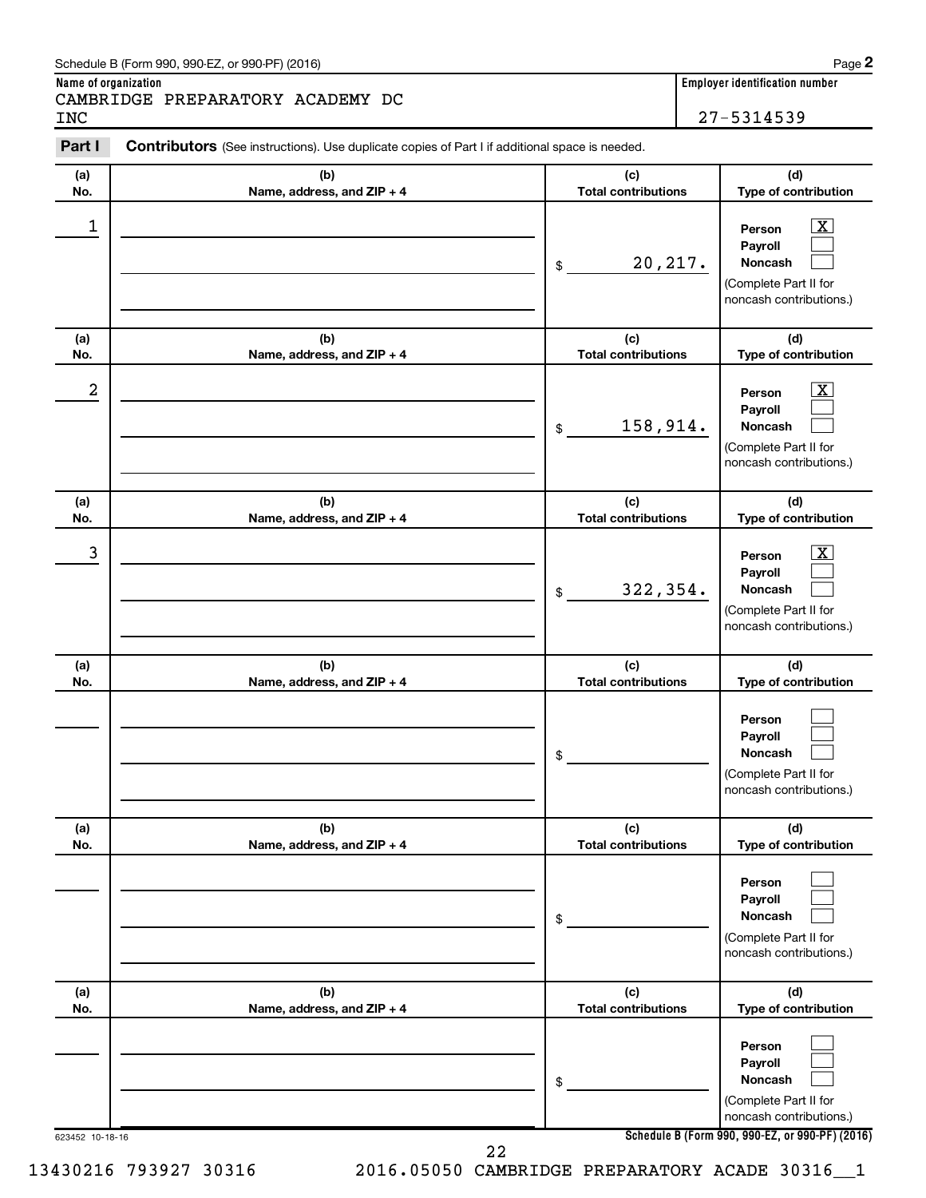Schedule B (Form 990, 990-EZ, or 990-PF) (2016)

**Name of organization**
CAMBRIDGE PREPARATORY ACADEMY DC INC

**Employer identification number**
27-5314539

**Part I Contributors** (See instructions). Use duplicate copies of Part I if additional space is needed.

| (a) No. | (b) Name, address, and ZIP + 4 | (c) Total contributions | (d) Type of contribution |
|---|---|---|---|
| 1 | | $ 20,217. | Person [X] Payroll [ ] Noncash [ ] (Complete Part II for noncash contributions.) |
| 2 | | $ 158,914. | Person [X] Payroll [ ] Noncash [ ] (Complete Part II for noncash contributions.) |
| 3 | | $ 322,354. | Person [X] Payroll [ ] Noncash [ ] (Complete Part II for noncash contributions.) |
| | | $ | Person [ ] Payroll [ ] Noncash [ ] (Complete Part II for noncash contributions.) |
| | | $ | Person [ ] Payroll [ ] Noncash [ ] (Complete Part II for noncash contributions.) |
| | | $ | Person [ ] Payroll [ ] Noncash [ ] (Complete Part II for noncash contributions.) |

623452 10-18-16

**Schedule B (Form 990, 990-EZ, or 990-PF) (2016)**

13430216 793927 30316 2016.05050 CAMBRIDGE PREPARATORY ACADE 30316__1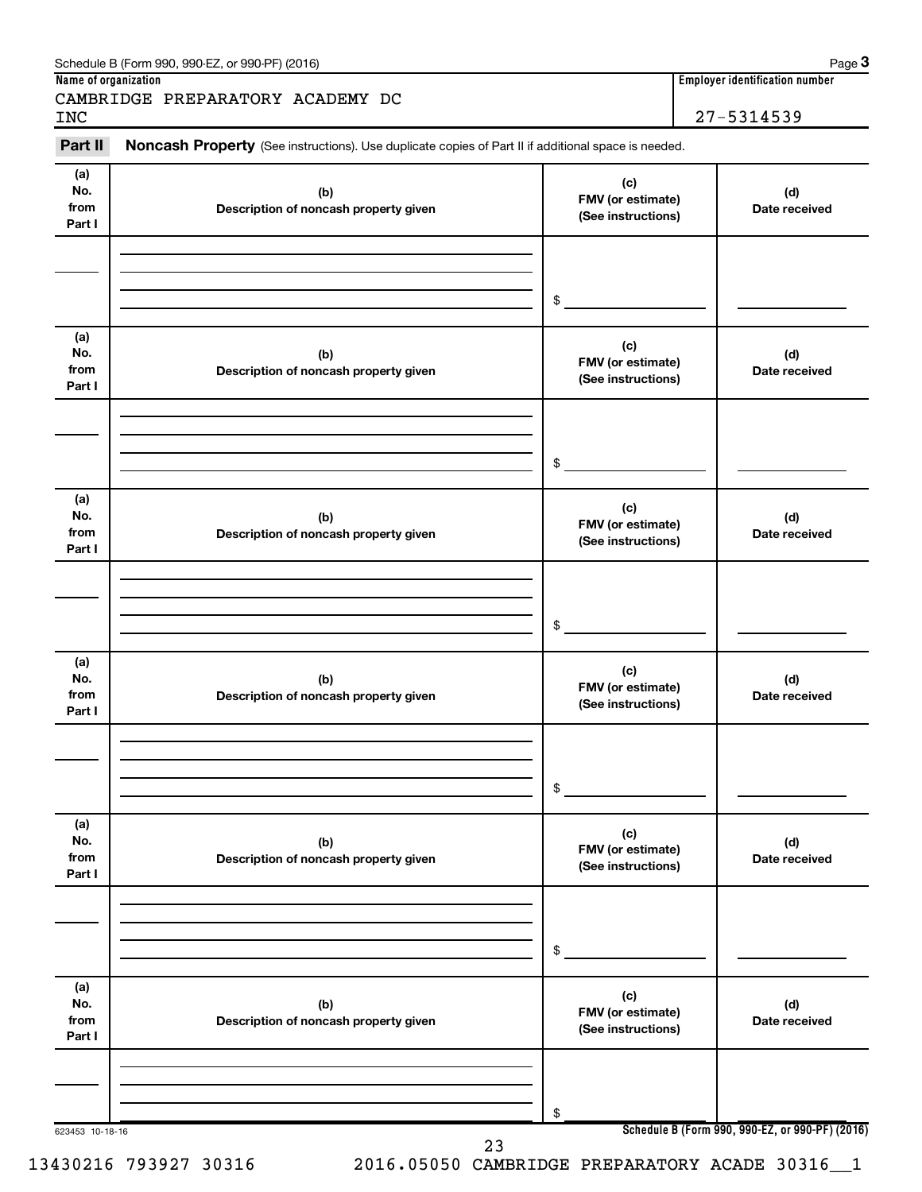Schedule B (Form 990, 990-EZ, or 990-PF) (2016)

**Name of organization**

CAMBRIDGE PREPARATORY ACADEMY DC INC

**Employer identification number**

27-5314539

**Part II** **Noncash Property** (See instructions). Use duplicate copies of Part II if additional space is needed.

| (a) No. from Part I | (b) Description of noncash property given | (c) FMV (or estimate) (See instructions) | (d) Date received |
|---|---|---|---|
| | | $ | |

| (a) No. from Part I | (b) Description of noncash property given | (c) FMV (or estimate) (See instructions) | (d) Date received |
|---|---|---|---|
| | | $ | |

| (a) No. from Part I | (b) Description of noncash property given | (c) FMV (or estimate) (See instructions) | (d) Date received |
|---|---|---|---|
| | | $ | |

| (a) No. from Part I | (b) Description of noncash property given | (c) FMV (or estimate) (See instructions) | (d) Date received |
|---|---|---|---|
| | | $ | |

| (a) No. from Part I | (b) Description of noncash property given | (c) FMV (or estimate) (See instructions) | (d) Date received |
|---|---|---|---|
| | | $ | |

| (a) No. from Part I | (b) Description of noncash property given | (c) FMV (or estimate) (See instructions) | (d) Date received |
|---|---|---|---|
| | | $ | |

623453 10-18-16

**Schedule B (Form 990, 990-EZ, or 990-PF) (2016)**

13430216 793927 30316 2016.05050 CAMBRIDGE PREPARATORY ACADE 30316__1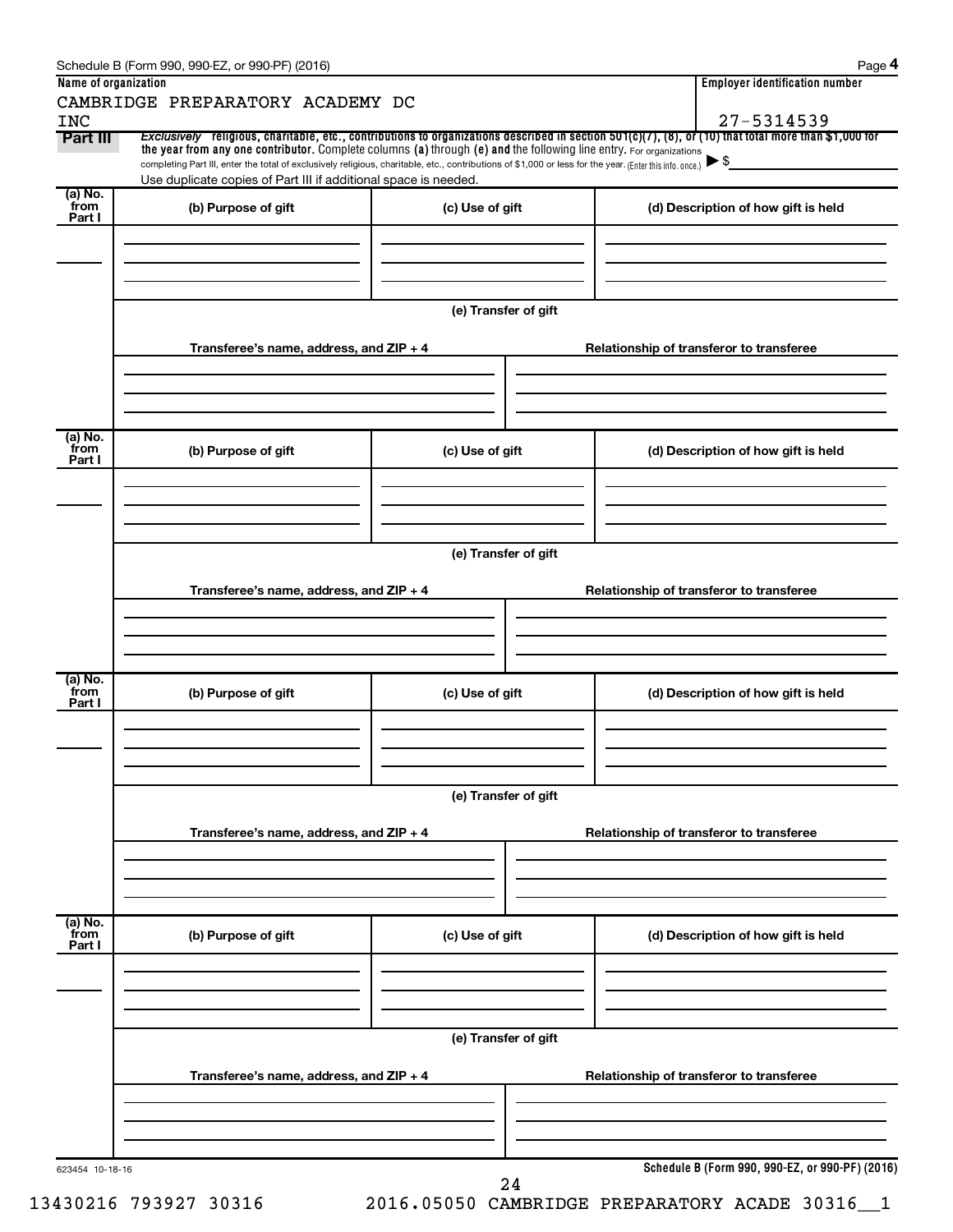Schedule B (Form 990, 990-EZ, or 990-PF) (2016)

**Name of organization**

CAMBRIDGE PREPARATORY ACADEMY DC INC

**Employer identification number**

27-5314539

**Part III** *Exclusively* religious, charitable, etc., contributions to organizations described in section 501(c)(7), (8), or (10) that total more than $1,000 for the year from any one contributor. Complete columns (a) through (e) and the following line entry. For organizations completing Part III, enter the total of exclusively religious, charitable, etc., contributions of $1,000 or less for the year. (Enter this info. once.) ▶ $

Use duplicate copies of Part III if additional space is needed.

| (a) No. from Part I | (b) Purpose of gift | (c) Use of gift | (d) Description of how gift is held |
|---|---|---|---|
| | | | |

(e) Transfer of gift

| Transferee's name, address, and ZIP + 4 | Relationship of transferor to transferee |
|---|---|
| | |

| (a) No. from Part I | (b) Purpose of gift | (c) Use of gift | (d) Description of how gift is held |
|---|---|---|---|
| | | | |

(e) Transfer of gift

| Transferee's name, address, and ZIP + 4 | Relationship of transferor to transferee |
|---|---|
| | |

| (a) No. from Part I | (b) Purpose of gift | (c) Use of gift | (d) Description of how gift is held |
|---|---|---|---|
| | | | |

(e) Transfer of gift

| Transferee's name, address, and ZIP + 4 | Relationship of transferor to transferee |
|---|---|
| | |

| (a) No. from Part I | (b) Purpose of gift | (c) Use of gift | (d) Description of how gift is held |
|---|---|---|---|
| | | | |

(e) Transfer of gift

| Transferee's name, address, and ZIP + 4 | Relationship of transferor to transferee |
|---|---|
| | |

623454 10-18-16

Schedule B (Form 990, 990-EZ, or 990-PF) (2016)

13430216 793927 30316 2016.05050 CAMBRIDGE PREPARATORY ACADE 30316__1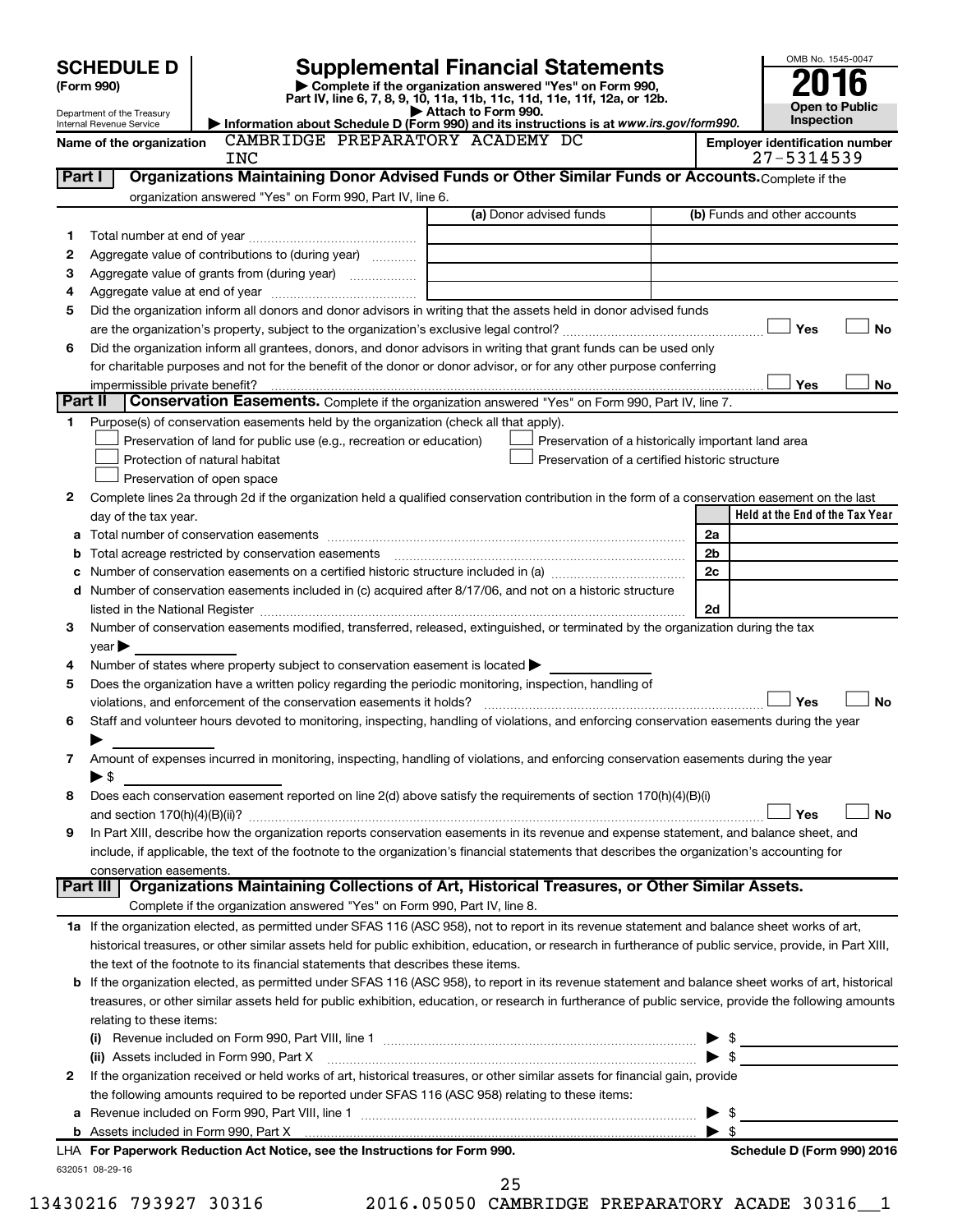# SCHEDULE D (Form 990)

Department of the Treasury
Internal Revenue Service

## Supplemental Financial Statements

▶ Complete if the organization answered "Yes" on Form 990, Part IV, line 6, 7, 8, 9, 10, 11a, 11b, 11c, 11d, 11e, 11f, 12a, or 12b.
▶ Attach to Form 990.
▶ Information about Schedule D (Form 990) and its instructions is at *www.irs.gov/form990.*

OMB No. 1545-0047

**2016**

**Open to Public Inspection**

**Name of the organization:** CAMBRIDGE PREPARATORY ACADEMY DC INC

**Employer identification number:** 27-5314539

### Part I — Organizations Maintaining Donor Advised Funds or Other Similar Funds or Accounts.
Complete if the organization answered "Yes" on Form 990, Part IV, line 6.

| | | (a) Donor advised funds | (b) Funds and other accounts |
|---|---|---|---|
| 1 | Total number at end of year | | |
| 2 | Aggregate value of contributions to (during year) | | |
| 3 | Aggregate value of grants from (during year) | | |
| 4 | Aggregate value at end of year | | |

5 Did the organization inform all donors and donor advisors in writing that the assets held in donor advised funds are the organization's property, subject to the organization's exclusive legal control? ☐ Yes ☐ No

6 Did the organization inform all grantees, donors, and donor advisors in writing that grant funds can be used only for charitable purposes and not for the benefit of the donor or donor advisor, or for any other purpose conferring impermissible private benefit? ☐ Yes ☐ No

### Part II — Conservation Easements.
Complete if the organization answered "Yes" on Form 990, Part IV, line 7.

1 Purpose(s) of conservation easements held by the organization (check all that apply).

- ☐ Preservation of land for public use (e.g., recreation or education)
- ☐ Preservation of a historically important land area
- ☐ Protection of natural habitat
- ☐ Preservation of a certified historic structure
- ☐ Preservation of open space

2 Complete lines 2a through 2d if the organization held a qualified conservation contribution in the form of a conservation easement on the last day of the tax year.

| | | | Held at the End of the Tax Year |
|---|---|---|---|
| a | Total number of conservation easements | 2a | |
| b | Total acreage restricted by conservation easements | 2b | |
| c | Number of conservation easements on a certified historic structure included in (a) | 2c | |
| d | Number of conservation easements included in (c) acquired after 8/17/06, and not on a historic structure listed in the National Register | 2d | |

3 Number of conservation easements modified, transferred, released, extinguished, or terminated by the organization during the tax year ▶

4 Number of states where property subject to conservation easement is located ▶

5 Does the organization have a written policy regarding the periodic monitoring, inspection, handling of violations, and enforcement of the conservation easements it holds? ☐ Yes ☐ No

6 Staff and volunteer hours devoted to monitoring, inspecting, handling of violations, and enforcing conservation easements during the year ▶

7 Amount of expenses incurred in monitoring, inspecting, handling of violations, and enforcing conservation easements during the year ▶ $

8 Does each conservation easement reported on line 2(d) above satisfy the requirements of section 170(h)(4)(B)(i) and section 170(h)(4)(B)(ii)? ☐ Yes ☐ No

9 In Part XIII, describe how the organization reports conservation easements in its revenue and expense statement, and balance sheet, and include, if applicable, the text of the footnote to the organization's financial statements that describes the organization's accounting for conservation easements.

### Part III — Organizations Maintaining Collections of Art, Historical Treasures, or Other Similar Assets.
Complete if the organization answered "Yes" on Form 990, Part IV, line 8.

1a If the organization elected, as permitted under SFAS 116 (ASC 958), not to report in its revenue statement and balance sheet works of art, historical treasures, or other similar assets held for public exhibition, education, or research in furtherance of public service, provide, in Part XIII, the text of the footnote to its financial statements that describes these items.

b If the organization elected, as permitted under SFAS 116 (ASC 958), to report in its revenue statement and balance sheet works of art, historical treasures, or other similar assets held for public exhibition, education, or research in furtherance of public service, provide the following amounts relating to these items:

(i) Revenue included on Form 990, Part VIII, line 1 ▶ $

(ii) Assets included in Form 990, Part X ▶ $

2 If the organization received or held works of art, historical treasures, or other similar assets for financial gain, provide the following amounts required to be reported under SFAS 116 (ASC 958) relating to these items:

a Revenue included on Form 990, Part VIII, line 1 ▶ $

b Assets included in Form 990, Part X ▶ $

**LHA For Paperwork Reduction Act Notice, see the Instructions for Form 990.** **Schedule D (Form 990) 2016**

632051 08-29-16

13430216 793927 30316 2016.05050 CAMBRIDGE PREPARATORY ACADE 30316__1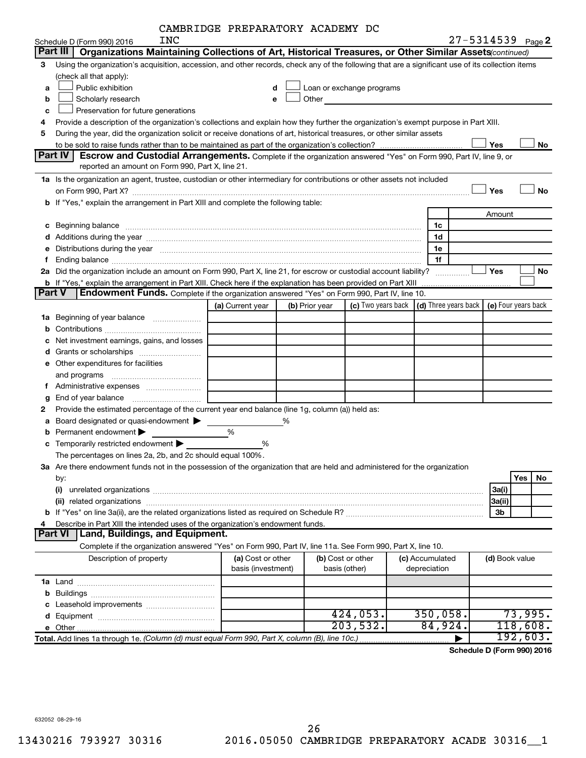CAMBRIDGE PREPARATORY ACADEMY DC INC

Schedule D (Form 990) 2016 — 27-5314539 Page 2

**Part III — Organizations Maintaining Collections of Art, Historical Treasures, or Other Similar Assets** *(continued)*

3 Using the organization's acquisition, accession, and other records, check any of the following that are a significant use of its collection items (check all that apply):

- a ☐ Public exhibition
- b ☐ Scholarly research
- c ☐ Preservation for future generations
- d ☐ Loan or exchange programs
- e ☐ Other

4 Provide a description of the organization's collections and explain how they further the organization's exempt purpose in Part XIII.

5 During the year, did the organization solicit or receive donations of art, historical treasures, or other similar assets to be sold to raise funds rather than to be maintained as part of the organization's collection? ☐ Yes ☐ No

**Part IV — Escrow and Custodial Arrangements.** Complete if the organization answered "Yes" on Form 990, Part IV, line 9, or reported an amount on Form 990, Part X, line 21.

1a Is the organization an agent, trustee, custodian or other intermediary for contributions or other assets not included on Form 990, Part X? ☐ Yes ☐ No

b If "Yes," explain the arrangement in Part XIII and complete the following table:

| | | Amount |
|---|---|---|
| c Beginning balance | 1c | |
| d Additions during the year | 1d | |
| e Distributions during the year | 1e | |
| f Ending balance | 1f | |

2a Did the organization include an amount on Form 990, Part X, line 21, for escrow or custodial account liability? ☐ Yes ☐ No

b If "Yes," explain the arrangement in Part XIII. Check here if the explanation has been provided on Part XIII ☐

**Part V — Endowment Funds.** Complete if the organization answered "Yes" on Form 990, Part IV, line 10.

| | (a) Current year | (b) Prior year | (c) Two years back | (d) Three years back | (e) Four years back |
|---|---|---|---|---|---|
| 1a Beginning of year balance | | | | | |
| b Contributions | | | | | |
| c Net investment earnings, gains, and losses | | | | | |
| d Grants or scholarships | | | | | |
| e Other expenditures for facilities and programs | | | | | |
| f Administrative expenses | | | | | |
| g End of year balance | | | | | |

2 Provide the estimated percentage of the current year end balance (line 1g, column (a)) held as:

- a Board designated or quasi-endowment ▶ ______ %
- b Permanent endowment ▶ ______ %
- c Temporarily restricted endowment ▶ ______ %

The percentages on lines 2a, 2b, and 2c should equal 100%.

3a Are there endowment funds not in the possession of the organization that are held and administered for the organization by:

| | | Yes | No |
|---|---|---|---|
| (i) unrelated organizations | 3a(i) | | |
| (ii) related organizations | 3a(ii) | | |
| b If "Yes" on line 3a(ii), are the related organizations listed as required on Schedule R? | 3b | | |

4 Describe in Part XIII the intended uses of the organization's endowment funds.

**Part VI — Land, Buildings, and Equipment.**

Complete if the organization answered "Yes" on Form 990, Part IV, line 11a. See Form 990, Part X, line 10.

| Description of property | (a) Cost or other basis (investment) | (b) Cost or other basis (other) | (c) Accumulated depreciation | (d) Book value |
|---|---|---|---|---|
| 1a Land | | | | |
| b Buildings | | | | |
| c Leasehold improvements | | | | |
| d Equipment | | 424,053. | 350,058. | 73,995. |
| e Other | | 203,532. | 84,924. | 118,608. |
| **Total.** Add lines 1a through 1e. *(Column (d) must equal Form 990, Part X, column (B), line 10c.)* ▶ | | | | 192,603. |

**Schedule D (Form 990) 2016**

632052 08-29-16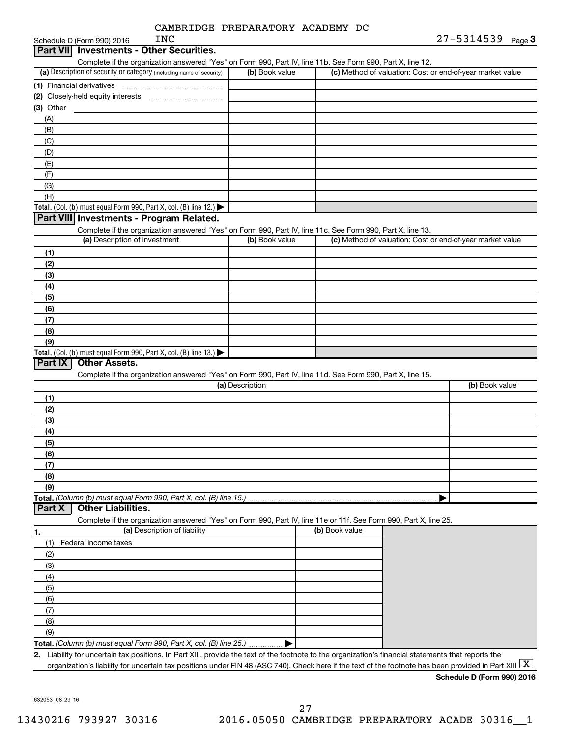CAMBRIDGE PREPARATORY ACADEMY DC INC 27-5314539

Schedule D (Form 990) 2016

## Part VII Investments - Other Securities.

Complete if the organization answered "Yes" on Form 990, Part IV, line 11b. See Form 990, Part X, line 12.

| (a) Description of security or category (including name of security) | (b) Book value | (c) Method of valuation: Cost or end-of-year market value |
|---|---|---|
| (1) Financial derivatives | | |
| (2) Closely-held equity interests | | |
| (3) Other | | |
| (A) | | |
| (B) | | |
| (C) | | |
| (D) | | |
| (E) | | |
| (F) | | |
| (G) | | |
| (H) | | |
| **Total.** (Col. (b) must equal Form 990, Part X, col. (B) line 12.) ▶ | | |

## Part VIII Investments - Program Related.

Complete if the organization answered "Yes" on Form 990, Part IV, line 11c. See Form 990, Part X, line 13.

| (a) Description of investment | (b) Book value | (c) Method of valuation: Cost or end-of-year market value |
|---|---|---|
| (1) | | |
| (2) | | |
| (3) | | |
| (4) | | |
| (5) | | |
| (6) | | |
| (7) | | |
| (8) | | |
| (9) | | |
| **Total.** (Col. (b) must equal Form 990, Part X, col. (B) line 13.) ▶ | | |

## Part IX Other Assets.

Complete if the organization answered "Yes" on Form 990, Part IV, line 11d. See Form 990, Part X, line 15.

| (a) Description | (b) Book value |
|---|---|
| (1) | |
| (2) | |
| (3) | |
| (4) | |
| (5) | |
| (6) | |
| (7) | |
| (8) | |
| (9) | |
| **Total.** *(Column (b) must equal Form 990, Part X, col. (B) line 15.)* ▶ | |

## Part X Other Liabilities.

Complete if the organization answered "Yes" on Form 990, Part IV, line 11e or 11f. See Form 990, Part X, line 25.

| 1. (a) Description of liability | (b) Book value |
|---|---|
| (1) Federal income taxes | |
| (2) | |
| (3) | |
| (4) | |
| (5) | |
| (6) | |
| (7) | |
| (8) | |
| (9) | |
| **Total.** *(Column (b) must equal Form 990, Part X, col. (B) line 25.)* ▶ | |

2. Liability for uncertain tax positions. In Part XIII, provide the text of the footnote to the organization's financial statements that reports the organization's liability for uncertain tax positions under FIN 48 (ASC 740). Check here if the text of the footnote has been provided in Part XIII [X]

**Schedule D (Form 990) 2016**

632053 08-29-16

13430216 793927 30316 2016.05050 CAMBRIDGE PREPARATORY ACADE 30316__1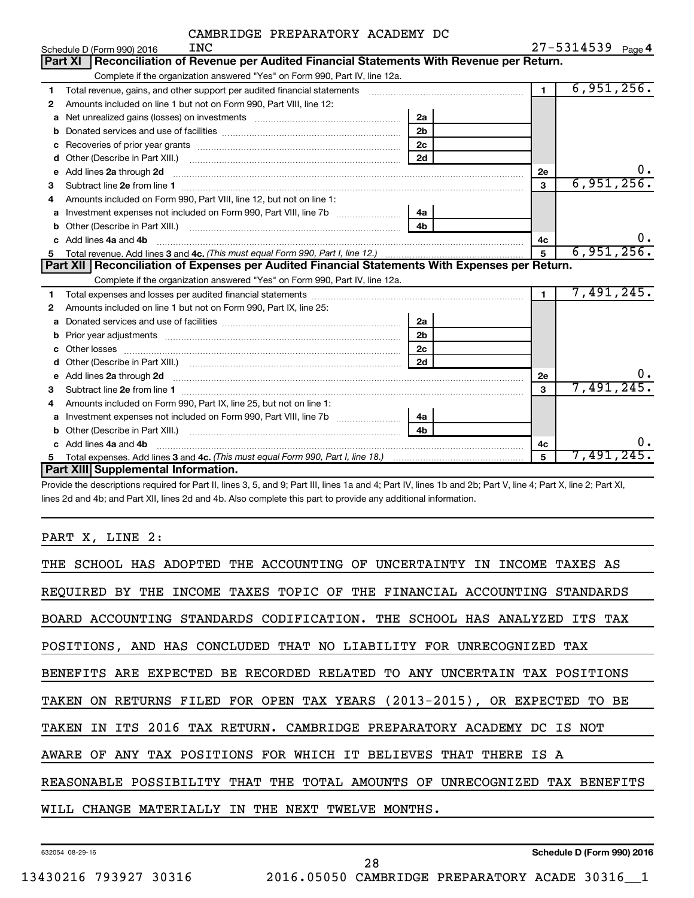CAMBRIDGE PREPARATORY ACADEMY DC INC

Schedule D (Form 990) 2016 — 27-5314539 Page 4

## Part XI Reconciliation of Revenue per Audited Financial Statements With Revenue per Return.

Complete if the organization answered "Yes" on Form 990, Part IV, line 12a.

| | | | | | |
|---|---|---|---|---|---|
| 1 | Total revenue, gains, and other support per audited financial statements | | | 1 | 6,951,256. |
| 2 | Amounts included on line 1 but not on Form 990, Part VIII, line 12: | | | | |
| a | Net unrealized gains (losses) on investments | 2a | | | |
| b | Donated services and use of facilities | 2b | | | |
| c | Recoveries of prior year grants | 2c | | | |
| d | Other (Describe in Part XIII.) | 2d | | | |
| e | Add lines 2a through 2d | | | 2e | 0. |
| 3 | Subtract line 2e from line 1 | | | 3 | 6,951,256. |
| 4 | Amounts included on Form 990, Part VIII, line 12, but not on line 1: | | | | |
| a | Investment expenses not included on Form 990, Part VIII, line 7b | 4a | | | |
| b | Other (Describe in Part XIII.) | 4b | | | |
| c | Add lines 4a and 4b | | | 4c | 0. |
| 5 | Total revenue. Add lines 3 and 4c. *(This must equal Form 990, Part I, line 12.)* | | | 5 | 6,951,256. |

## Part XII Reconciliation of Expenses per Audited Financial Statements With Expenses per Return.

Complete if the organization answered "Yes" on Form 990, Part IV, line 12a.

| | | | | | |
|---|---|---|---|---|---|
| 1 | Total expenses and losses per audited financial statements | | | 1 | 7,491,245. |
| 2 | Amounts included on line 1 but not on Form 990, Part IX, line 25: | | | | |
| a | Donated services and use of facilities | 2a | | | |
| b | Prior year adjustments | 2b | | | |
| c | Other losses | 2c | | | |
| d | Other (Describe in Part XIII.) | 2d | | | |
| e | Add lines 2a through 2d | | | 2e | 0. |
| 3 | Subtract line 2e from line 1 | | | 3 | 7,491,245. |
| 4 | Amounts included on Form 990, Part IX, line 25, but not on line 1: | | | | |
| a | Investment expenses not included on Form 990, Part VIII, line 7b | 4a | | | |
| b | Other (Describe in Part XIII.) | 4b | | | |
| c | Add lines 4a and 4b | | | 4c | 0. |
| 5 | Total expenses. Add lines 3 and 4c. *(This must equal Form 990, Part I, line 18.)* | | | 5 | 7,491,245. |

## Part XIII Supplemental Information.

Provide the descriptions required for Part II, lines 3, 5, and 9; Part III, lines 1a and 4; Part IV, lines 1b and 2b; Part V, line 4; Part X, line 2; Part XI, lines 2d and 4b; and Part XII, lines 2d and 4b. Also complete this part to provide any additional information.

PART X, LINE 2:

THE SCHOOL HAS ADOPTED THE ACCOUNTING OF UNCERTAINTY IN INCOME TAXES AS REQUIRED BY THE INCOME TAXES TOPIC OF THE FINANCIAL ACCOUNTING STANDARDS BOARD ACCOUNTING STANDARDS CODIFICATION. THE SCHOOL HAS ANALYZED ITS TAX POSITIONS, AND HAS CONCLUDED THAT NO LIABILITY FOR UNRECOGNIZED TAX BENEFITS ARE EXPECTED BE RECORDED RELATED TO ANY UNCERTAIN TAX POSITIONS TAKEN ON RETURNS FILED FOR OPEN TAX YEARS (2013-2015), OR EXPECTED TO BE TAKEN IN ITS 2016 TAX RETURN. CAMBRIDGE PREPARATORY ACADEMY DC IS NOT AWARE OF ANY TAX POSITIONS FOR WHICH IT BELIEVES THAT THERE IS A REASONABLE POSSIBILITY THAT THE TOTAL AMOUNTS OF UNRECOGNIZED TAX BENEFITS WILL CHANGE MATERIALLY IN THE NEXT TWELVE MONTHS.

632054 08-29-16 — Schedule D (Form 990) 2016

13430216 793927 30316 — 2016.05050 CAMBRIDGE PREPARATORY ACADE 30316__1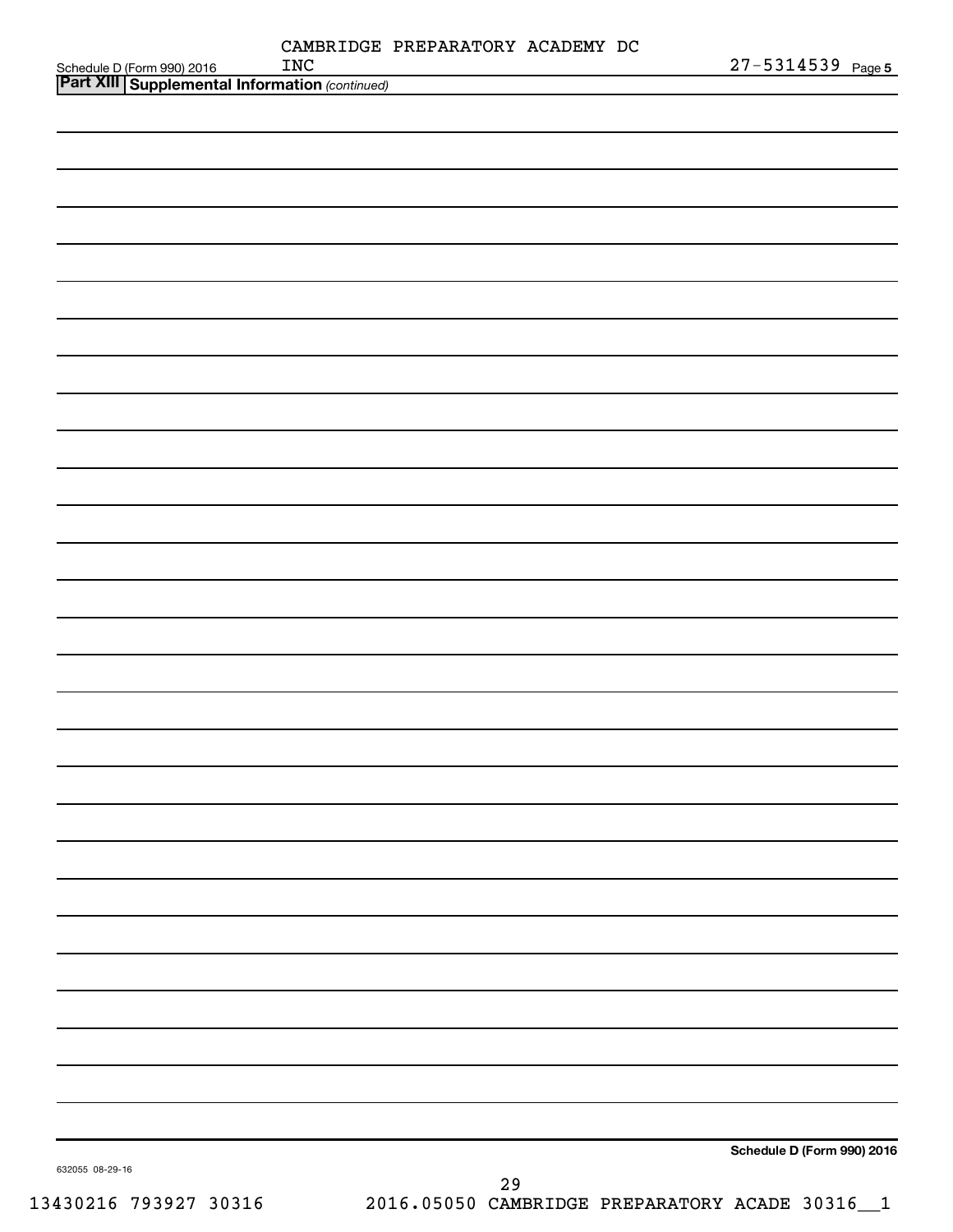Schedule D (Form 990) 2016 CAMBRIDGE PREPARATORY ACADEMY DC INC 27-5314539 Page **5**

**Part XIII Supplemental Information** *(continued)*

**Schedule D (Form 990) 2016**

632055 08-29-16

13430216 793927 30316 2016.05050 CAMBRIDGE PREPARATORY ACADE 30316__1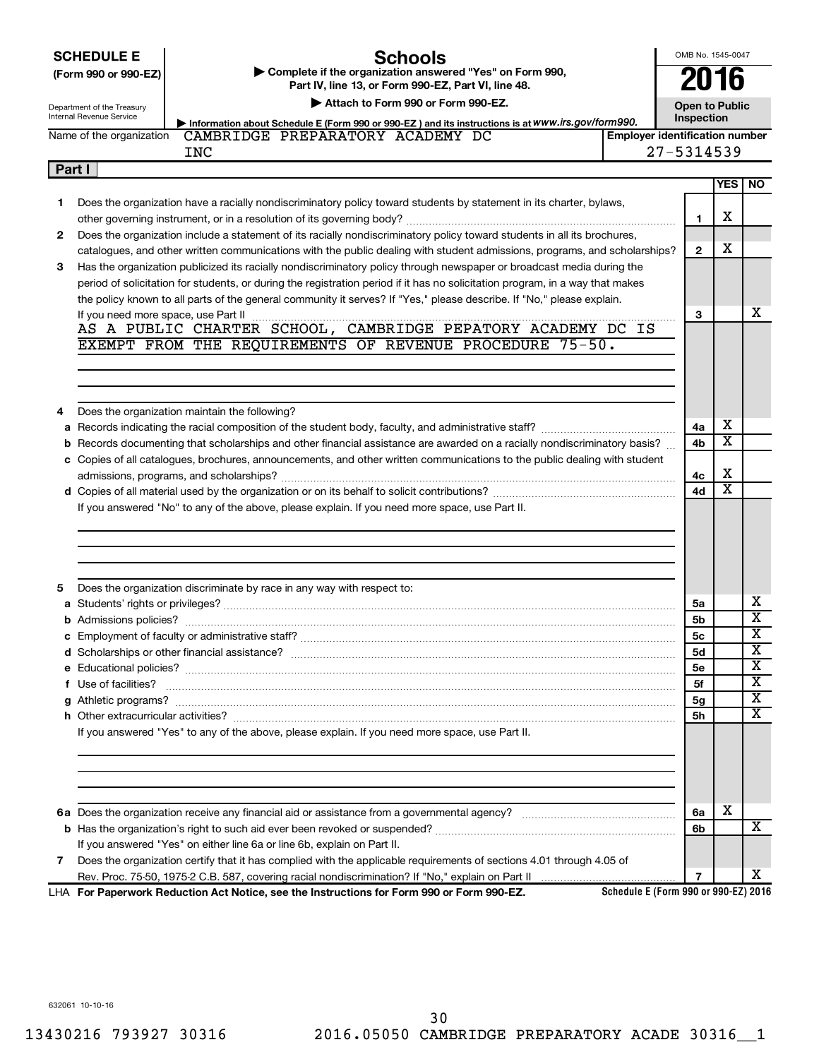**SCHEDULE E (Form 990 or 990-EZ)**

Department of the Treasury
Internal Revenue Service

# Schedules

▶ Complete if the organization answered "Yes" on Form 990, Part IV, line 13, or Form 990-EZ, Part VI, line 48.

▶ Attach to Form 990 or Form 990-EZ.

▶ Information about Schedule E (Form 990 or 990-EZ) and its instructions is at www.irs.gov/form990.

OMB No. 1545-0047

**2016**

**Open to Public Inspection**

Name of the organization: CAMBRIDGE PREPARATORY ACADEMY DC INC

Employer identification number: 27-5314539

**Part I**

| | | | YES | NO |
|---|---|---|---|---|
| 1 | Does the organization have a racially nondiscriminatory policy toward students by statement in its charter, bylaws, other governing instrument, or in a resolution of its governing body? | 1 | X | |
| 2 | Does the organization include a statement of its racially nondiscriminatory policy toward students in all its brochures, catalogues, and other written communications with the public dealing with student admissions, programs, and scholarships? | 2 | X | |
| 3 | Has the organization publicized its racially nondiscriminatory policy through newspaper or broadcast media during the period of solicitation for students, or during the registration period if it has no solicitation program, in a way that makes the policy known to all parts of the general community it serves? If "Yes," please describe. If "No," please explain. If you need more space, use Part II | 3 | | X |

AS A PUBLIC CHARTER SCHOOL, CAMBRIDGE PEPATORY ACADEMY DC IS EXEMPT FROM THE REQUIREMENTS OF REVENUE PROCEDURE 75-50.

| | | | YES | NO |
|---|---|---|---|---|
| 4 | Does the organization maintain the following? | | | |
| a | Records indicating the racial composition of the student body, faculty, and administrative staff? | 4a | X | |
| b | Records documenting that scholarships and other financial assistance are awarded on a racially nondiscriminatory basis? | 4b | X | |
| c | Copies of all catalogues, brochures, announcements, and other written communications to the public dealing with student admissions, programs, and scholarships? | 4c | X | |
| d | Copies of all material used by the organization or on its behalf to solicit contributions? | 4d | X | |

If you answered "No" to any of the above, please explain. If you need more space, use Part II.

| | | | YES | NO |
|---|---|---|---|---|
| 5 | Does the organization discriminate by race in any way with respect to: | | | |
| a | Students' rights or privileges? | 5a | | X |
| b | Admissions policies? | 5b | | X |
| c | Employment of faculty or administrative staff? | 5c | | X |
| d | Scholarships or other financial assistance? | 5d | | X |
| e | Educational policies? | 5e | | X |
| f | Use of facilities? | 5f | | X |
| g | Athletic programs? | 5g | | X |
| h | Other extracurricular activities? | 5h | | X |

If you answered "Yes" to any of the above, please explain. If you need more space, use Part II.

| | | | YES | NO |
|---|---|---|---|---|
| 6a | Does the organization receive any financial aid or assistance from a governmental agency? | 6a | X | |
| b | Has the organization's right to such aid ever been revoked or suspended? | 6b | | X |
| | If you answered "Yes" on either line 6a or line 6b, explain on Part II. | | | |
| 7 | Does the organization certify that it has complied with the applicable requirements of sections 4.01 through 4.05 of Rev. Proc. 75-50, 1975-2 C.B. 587, covering racial nondiscrimination? If "No," explain on Part II | 7 | | X |

LHA **For Paperwork Reduction Act Notice, see the Instructions for Form 990 or Form 990-EZ.** Schedule E (Form 990 or 990-EZ) 2016

632061 10-10-16

13430216 793927 30316 2016.05050 CAMBRIDGE PREPARATORY ACADE 30316__1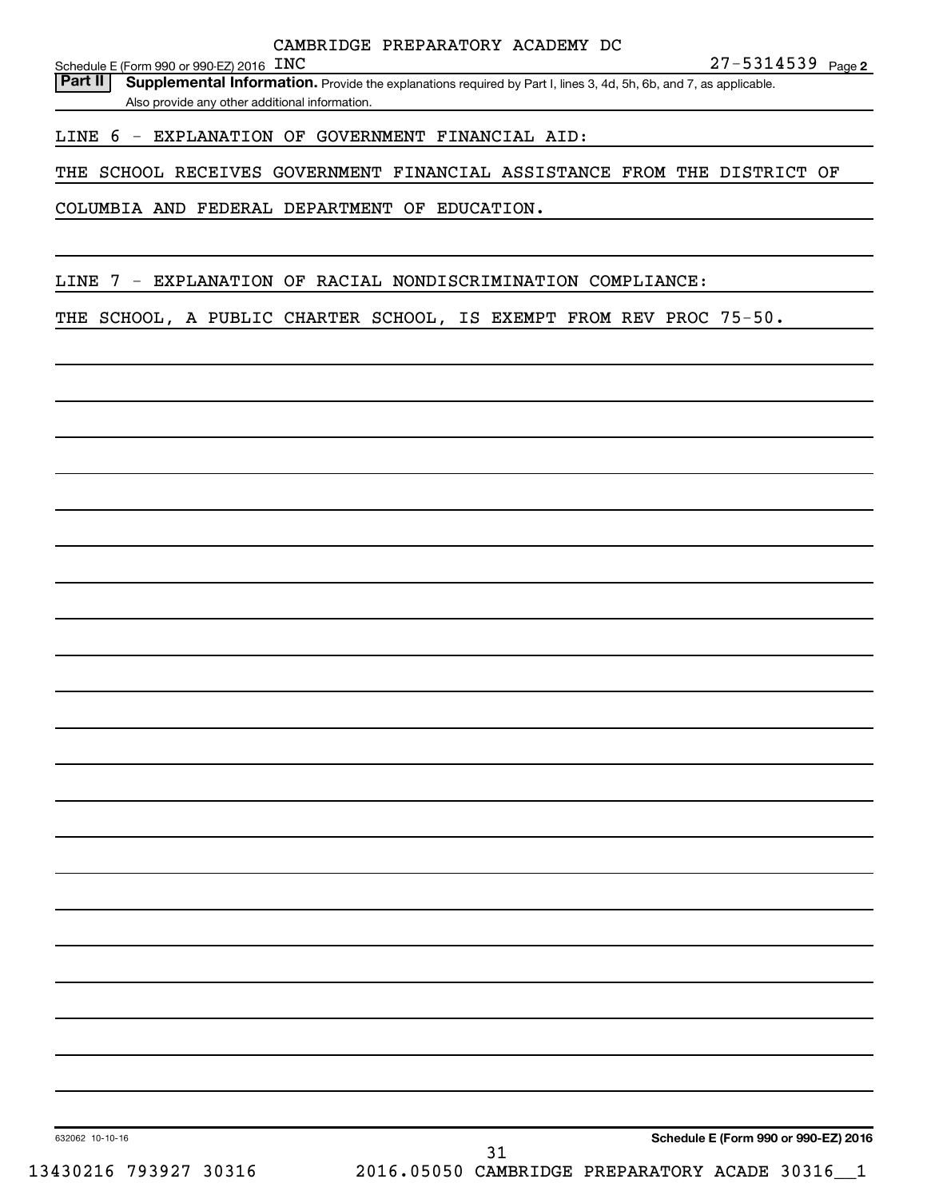CAMBRIDGE PREPARATORY ACADEMY DC INC

Schedule E (Form 990 or 990-EZ) 2016 — 27-5314539 Page 2

**Part II** **Supplemental Information.** Provide the explanations required by Part I, lines 3, 4d, 5h, 6b, and 7, as applicable. Also provide any other additional information.

LINE 6 - EXPLANATION OF GOVERNMENT FINANCIAL AID:

THE SCHOOL RECEIVES GOVERNMENT FINANCIAL ASSISTANCE FROM THE DISTRICT OF COLUMBIA AND FEDERAL DEPARTMENT OF EDUCATION.

LINE 7 - EXPLANATION OF RACIAL NONDISCRIMINATION COMPLIANCE:

THE SCHOOL, A PUBLIC CHARTER SCHOOL, IS EXEMPT FROM REV PROC 75-50.

632062 10-10-16 — **Schedule E (Form 990 or 990-EZ) 2016**

13430216 793927 30316 2016.05050 CAMBRIDGE PREPARATORY ACADE 30316__1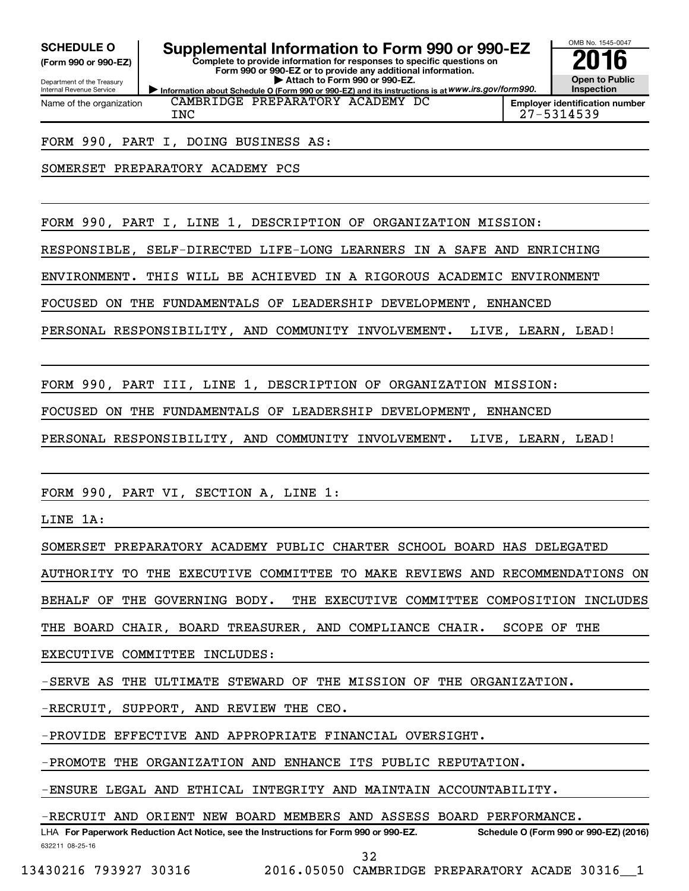**SCHEDULE O**
**(Form 990 or 990-EZ)**

Department of the Treasury
Internal Revenue Service

# Supplemental Information to Form 990 or 990-EZ

**Complete to provide information for responses to specific questions on Form 990 or 990-EZ or to provide any additional information.**
**▶ Attach to Form 990 or 990-EZ.**
**▶ Information about Schedule O (Form 990 or 990-EZ) and its instructions is at www.irs.gov/form990.**

OMB No. 1545-0047
**2016**
**Open to Public Inspection**

Name of the organization: CAMBRIDGE PREPARATORY ACADEMY DC INC

**Employer identification number** 27-5314539

FORM 990, PART I, DOING BUSINESS AS:

SOMERSET PREPARATORY ACADEMY PCS

FORM 990, PART I, LINE 1, DESCRIPTION OF ORGANIZATION MISSION:

RESPONSIBLE, SELF-DIRECTED LIFE-LONG LEARNERS IN A SAFE AND ENRICHING ENVIRONMENT. THIS WILL BE ACHIEVED IN A RIGOROUS ACADEMIC ENVIRONMENT FOCUSED ON THE FUNDAMENTALS OF LEADERSHIP DEVELOPMENT, ENHANCED PERSONAL RESPONSIBILITY, AND COMMUNITY INVOLVEMENT. LIVE, LEARN, LEAD!

FORM 990, PART III, LINE 1, DESCRIPTION OF ORGANIZATION MISSION:

FOCUSED ON THE FUNDAMENTALS OF LEADERSHIP DEVELOPMENT, ENHANCED PERSONAL RESPONSIBILITY, AND COMMUNITY INVOLVEMENT. LIVE, LEARN, LEAD!

FORM 990, PART VI, SECTION A, LINE 1:

LINE 1A:

SOMERSET PREPARATORY ACADEMY PUBLIC CHARTER SCHOOL BOARD HAS DELEGATED AUTHORITY TO THE EXECUTIVE COMMITTEE TO MAKE REVIEWS AND RECOMMENDATIONS ON BEHALF OF THE GOVERNING BODY. THE EXECUTIVE COMMITTEE COMPOSITION INCLUDES THE BOARD CHAIR, BOARD TREASURER, AND COMPLIANCE CHAIR. SCOPE OF THE EXECUTIVE COMMITTEE INCLUDES:

-SERVE AS THE ULTIMATE STEWARD OF THE MISSION OF THE ORGANIZATION.

-RECRUIT, SUPPORT, AND REVIEW THE CEO.

-PROVIDE EFFECTIVE AND APPROPRIATE FINANCIAL OVERSIGHT.

-PROMOTE THE ORGANIZATION AND ENHANCE ITS PUBLIC REPUTATION.

-ENSURE LEGAL AND ETHICAL INTEGRITY AND MAINTAIN ACCOUNTABILITY.

-RECRUIT AND ORIENT NEW BOARD MEMBERS AND ASSESS BOARD PERFORMANCE.

LHA **For Paperwork Reduction Act Notice, see the Instructions for Form 990 or 990-EZ.** **Schedule O (Form 990 or 990-EZ) (2016)**

632211 08-25-16

13430216 793927 30316 2016.05050 CAMBRIDGE PREPARATORY ACADE 30316__1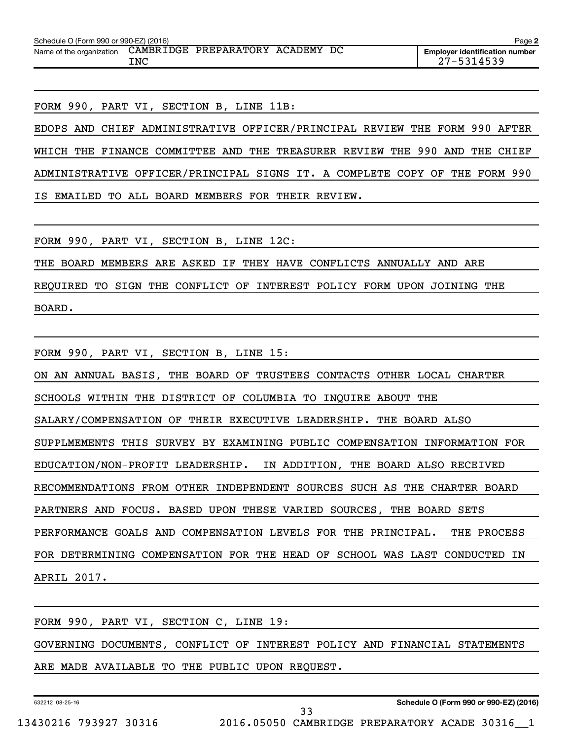Schedule O (Form 990 or 990-EZ) (2016) Page **2**

| Name of the organization | Employer identification number |
| --- | --- |
| CAMBRIDGE PREPARATORY ACADEMY DC INC | 27-5314539 |

FORM 990, PART VI, SECTION B, LINE 11B:

EDOPS AND CHIEF ADMINISTRATIVE OFFICER/PRINCIPAL REVIEW THE FORM 990 AFTER WHICH THE FINANCE COMMITTEE AND THE TREASURER REVIEW THE 990 AND THE CHIEF ADMINISTRATIVE OFFICER/PRINCIPAL SIGNS IT. A COMPLETE COPY OF THE FORM 990 IS EMAILED TO ALL BOARD MEMBERS FOR THEIR REVIEW.

FORM 990, PART VI, SECTION B, LINE 12C:

THE BOARD MEMBERS ARE ASKED IF THEY HAVE CONFLICTS ANNUALLY AND ARE REQUIRED TO SIGN THE CONFLICT OF INTEREST POLICY FORM UPON JOINING THE BOARD.

FORM 990, PART VI, SECTION B, LINE 15:

ON AN ANNUAL BASIS, THE BOARD OF TRUSTEES CONTACTS OTHER LOCAL CHARTER SCHOOLS WITHIN THE DISTRICT OF COLUMBIA TO INQUIRE ABOUT THE SALARY/COMPENSATION OF THEIR EXECUTIVE LEADERSHIP. THE BOARD ALSO SUPPLMEMENTS THIS SURVEY BY EXAMINING PUBLIC COMPENSATION INFORMATION FOR EDUCATION/NON-PROFIT LEADERSHIP. IN ADDITION, THE BOARD ALSO RECEIVED RECOMMENDATIONS FROM OTHER INDEPENDENT SOURCES SUCH AS THE CHARTER BOARD PARTNERS AND FOCUS. BASED UPON THESE VARIED SOURCES, THE BOARD SETS PERFORMANCE GOALS AND COMPENSATION LEVELS FOR THE PRINCIPAL. THE PROCESS FOR DETERMINING COMPENSATION FOR THE HEAD OF SCHOOL WAS LAST CONDUCTED IN APRIL 2017.

FORM 990, PART VI, SECTION C, LINE 19:

GOVERNING DOCUMENTS, CONFLICT OF INTEREST POLICY AND FINANCIAL STATEMENTS ARE MADE AVAILABLE TO THE PUBLIC UPON REQUEST.

632212 08-25-16 **Schedule O (Form 990 or 990-EZ) (2016)**

13430216 793927 30316 2016.05050 CAMBRIDGE PREPARATORY ACADE 30316__1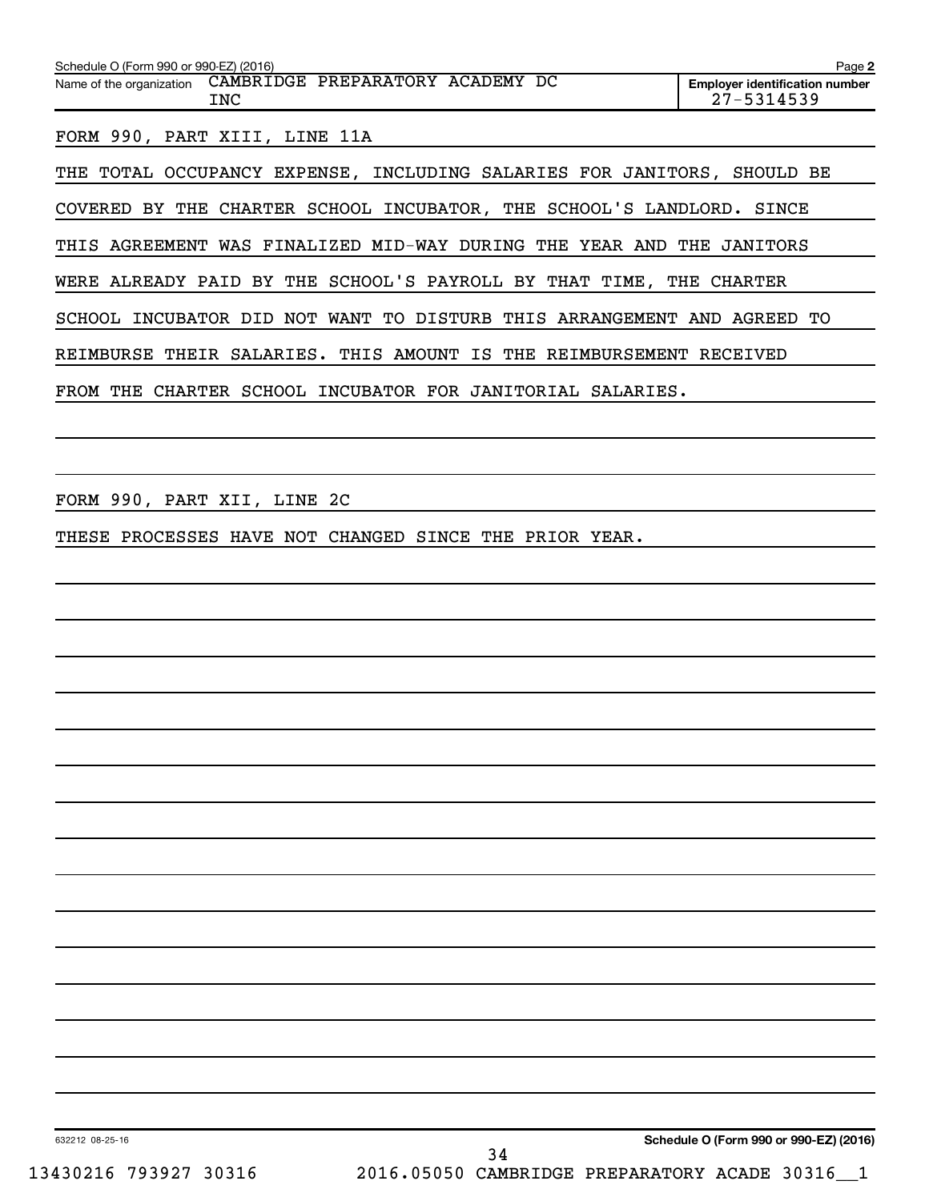Schedule O (Form 990 or 990-EZ) (2016)

Name of the organization: CAMBRIDGE PREPARATORY ACADEMY DC INC

Employer identification number: 27-5314539

FORM 990, PART XIII, LINE 11A

THE TOTAL OCCUPANCY EXPENSE, INCLUDING SALARIES FOR JANITORS, SHOULD BE COVERED BY THE CHARTER SCHOOL INCUBATOR, THE SCHOOL'S LANDLORD. SINCE THIS AGREEMENT WAS FINALIZED MID-WAY DURING THE YEAR AND THE JANITORS WERE ALREADY PAID BY THE SCHOOL'S PAYROLL BY THAT TIME, THE CHARTER SCHOOL INCUBATOR DID NOT WANT TO DISTURB THIS ARRANGEMENT AND AGREED TO REIMBURSE THEIR SALARIES. THIS AMOUNT IS THE REIMBURSEMENT RECEIVED FROM THE CHARTER SCHOOL INCUBATOR FOR JANITORIAL SALARIES.

FORM 990, PART XII, LINE 2C

THESE PROCESSES HAVE NOT CHANGED SINCE THE PRIOR YEAR.

632212 08-25-16

Schedule O (Form 990 or 990-EZ) (2016)

13430216 793927 30316 2016.05050 CAMBRIDGE PREPARATORY ACADE 30316__1